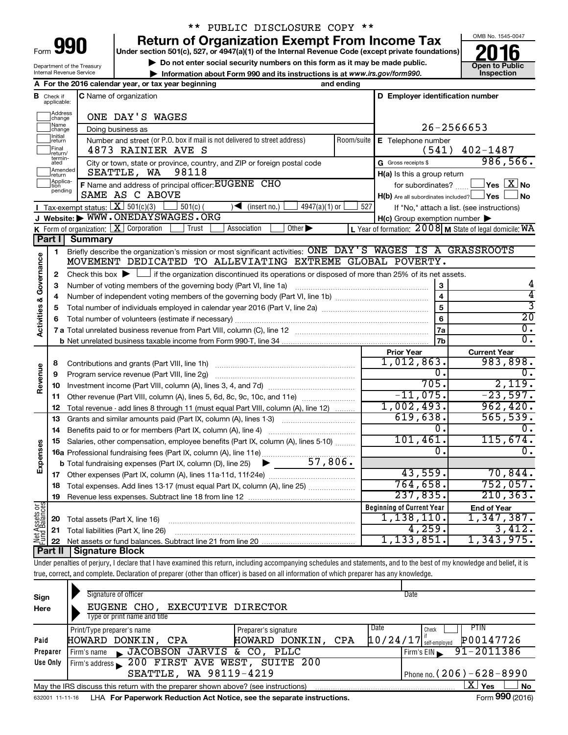** PUBLIC DISCLOSURE COPY **

# Form 990 — Return of Organization Exempt From Income Tax

Under section 501(c), 527, or 4947(a)(1) of the Internal Revenue Code (except private foundations)

▶ Do not enter social security numbers on this form as it may be made public.

▶ Information about Form 990 and its instructions is at www.irs.gov/form990.

Department of the Treasury
Internal Revenue Service

OMB No. 1545-0047

**2016**

**Open to Public Inspection**

**A** For the 2016 calendar year, or tax year beginning and ending

**B** Check if applicable: Address change, Name change, Initial return, Final return/terminated, Amended return, Application pending

**C** Name of organization: ONE DAY'S WAGES

Doing business as

Number and street (or P.O. box if mail is not delivered to street address): 4873 RAINIER AVE S — Room/suite

City or town, state or province, country, and ZIP or foreign postal code: SEATTLE, WA 98118

**D** Employer identification number: 26-2566653

**E** Telephone number: (541) 402-1487

**G** Gross receipts $ 986,566.

**F** Name and address of principal officer: EUGENE CHO, SAME AS C ABOVE

**H(a)** Is this a group return for subordinates? ☐ Yes ☒ No

**H(b)** Are all subordinates included? ☐ Yes ☐ No — If "No," attach a list. (see instructions)

**H(c)** Group exemption number ▶

**I** Tax-exempt status: ☒ 501(c)(3) ☐ 501(c) ( ) ◀ (insert no.) ☐ 4947(a)(1) or ☐ 527

**J** Website: ▶ WWW.ONEDAYSWAGES.ORG

**K** Form of organization: ☒ Corporation ☐ Trust ☐ Association ☐ Other ▶

**L** Year of formation: 2008 **M** State of legal domicile: WA

## Part I Summary

**Activities & Governance**

1. Briefly describe the organization's mission or most significant activities: ONE DAY'S WAGES IS A GRASSROOTS MOVEMENT DEDICATED TO ALLEVIATING EXTREME GLOBAL POVERTY.
2. Check this box ▶ ☐ if the organization discontinued its operations or disposed of more than 25% of its net assets.

| Line | Description | No. | Value |
|---|---|---|---|
| 3 | Number of voting members of the governing body (Part VI, line 1a) | 3 | 4 |
| 4 | Number of independent voting members of the governing body (Part VI, line 1b) | 4 | 4 |
| 5 | Total number of individuals employed in calendar year 2016 (Part V, line 2a) | 5 | 3 |
| 6 | Total number of volunteers (estimate if necessary) | 6 | 20 |
| 7a | Total unrelated business revenue from Part VIII, column (C), line 12 | 7a | 0. |
| 7b | Net unrelated business taxable income from Form 990-T, line 34 | 7b | 0. |

| | Line | Description | Prior Year | Current Year |
|---|---|---|---|---|
| Revenue | 8 | Contributions and grants (Part VIII, line 1h) | 1,012,863. | 983,898. |
| | 9 | Program service revenue (Part VIII, line 2g) | 0. | 0. |
| | 10 | Investment income (Part VIII, column (A), lines 3, 4, and 7d) | 705. | 2,119. |
| | 11 | Other revenue (Part VIII, column (A), lines 5, 6d, 8c, 9c, 10c, and 11e) | -11,075. | -23,597. |
| | 12 | Total revenue - add lines 8 through 11 (must equal Part VIII, column (A), line 12) | 1,002,493. | 962,420. |
| Expenses | 13 | Grants and similar amounts paid (Part IX, column (A), lines 1-3) | 619,638. | 565,539. |
| | 14 | Benefits paid to or for members (Part IX, column (A), line 4) | 0. | 0. |
| | 15 | Salaries, other compensation, employee benefits (Part IX, column (A), lines 5-10) | 101,461. | 115,674. |
| | 16a | Professional fundraising fees (Part IX, column (A), line 11e) | 0. | 0. |
| | b | Total fundraising expenses (Part IX, column (D), line 25) ▶ 57,806. | | |
| | 17 | Other expenses (Part IX, column (A), lines 11a-11d, 11f-24e) | 43,559. | 70,844. |
| | 18 | Total expenses. Add lines 13-17 (must equal Part IX, column (A), line 25) | 764,658. | 752,057. |
| | 19 | Revenue less expenses. Subtract line 18 from line 12 | 237,835. | 210,363. |

| | Line | Description | Beginning of Current Year | End of Year |
|---|---|---|---|---|
| Net Assets or Fund Balances | 20 | Total assets (Part X, line 16) | 1,138,110. | 1,347,387. |
| | 21 | Total liabilities (Part X, line 26) | 4,259. | 3,412. |
| | 22 | Net assets or fund balances. Subtract line 21 from line 20 | 1,133,851. | 1,343,975. |

## Part II Signature Block

Under penalties of perjury, I declare that I have examined this return, including accompanying schedules and statements, and to the best of my knowledge and belief, it is true, correct, and complete. Declaration of preparer (other than officer) is based on all information of which preparer has any knowledge.

**Sign Here**

Signature of officer — Date

EUGENE CHO, EXECUTIVE DIRECTOR
Type or print name and title

**Paid Preparer Use Only**

| Print/Type preparer's name | Preparer's signature | Date | Check if self-employed | PTIN |
|---|---|---|---|---|
| HOWARD DONKIN, CPA | HOWARD DONKIN, CPA | 10/24/17 | ☐ | P00147726 |

Firm's name ▶ JACOBSON JARVIS & CO, PLLC — Firm's EIN ▶ 91-2011386

Firm's address ▶ 200 FIRST AVE WEST, SUITE 200, SEATTLE, WA 98119-4219 — Phone no. (206)-628-8990

May the IRS discuss this return with the preparer shown above? (see instructions) ☒ Yes ☐ No

632001 11-11-16 LHA For Paperwork Reduction Act Notice, see the separate instructions. Form **990** (2016)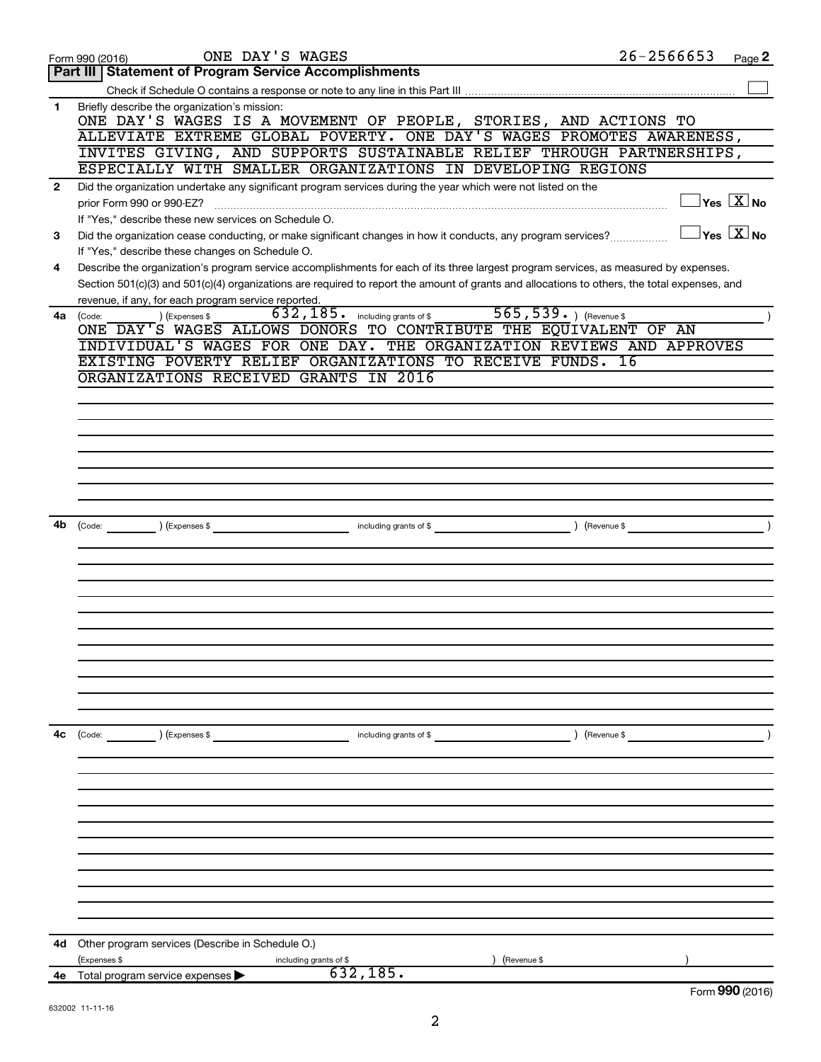Form 990 (2016) ONE DAY'S WAGES 26-2566653

## Part III | Statement of Program Service Accomplishments

Check if Schedule O contains a response or note to any line in this Part III ☐

**1** Briefly describe the organization's mission:

ONE DAY'S WAGES IS A MOVEMENT OF PEOPLE, STORIES, AND ACTIONS TO ALLEVIATE EXTREME GLOBAL POVERTY. ONE DAY'S WAGES PROMOTES AWARENESS, INVITES GIVING, AND SUPPORTS SUSTAINABLE RELIEF THROUGH PARTNERSHIPS, ESPECIALLY WITH SMALLER ORGANIZATIONS IN DEVELOPING REGIONS

**2** Did the organization undertake any significant program services during the year which were not listed on the prior Form 990 or 990-EZ? ☐ Yes ☒ No

If "Yes," describe these new services on Schedule O.

**3** Did the organization cease conducting, or make significant changes in how it conducts, any program services? ☐ Yes ☒ No

If "Yes," describe these changes on Schedule O.

**4** Describe the organization's program service accomplishments for each of its three largest program services, as measured by expenses. Section 501(c)(3) and 501(c)(4) organizations are required to report the amount of grants and allocations to others, the total expenses, and revenue, if any, for each program service reported.

**4a** (Code: ) (Expenses $ 632,185. including grants of $ 565,539. ) (Revenue $ )

ONE DAY'S WAGES ALLOWS DONORS TO CONTRIBUTE THE EQUIVALENT OF AN INDIVIDUAL'S WAGES FOR ONE DAY. THE ORGANIZATION REVIEWS AND APPROVES EXISTING POVERTY RELIEF ORGANIZATIONS TO RECEIVE FUNDS. 16 ORGANIZATIONS RECEIVED GRANTS IN 2016

**4b** (Code: ) (Expenses $ including grants of $ ) (Revenue $ )

**4c** (Code: ) (Expenses $ including grants of $ ) (Revenue $ )

**4d** Other program services (Describe in Schedule O.)

(Expenses $ including grants of $ ) (Revenue $ )

**4e** Total program service expenses ▶ 632,185.

Form **990** (2016)

632002 11-11-16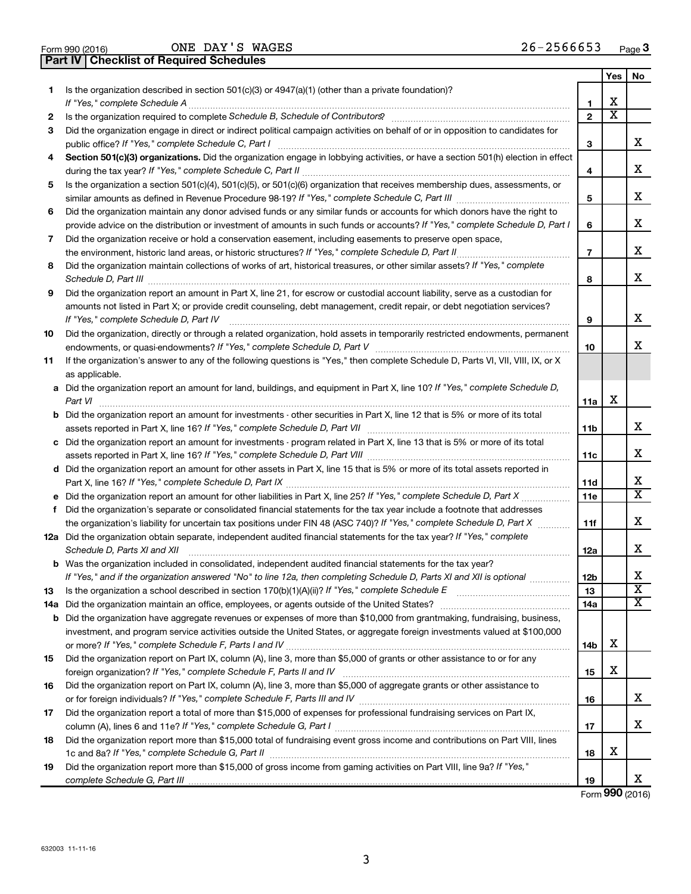Form 990 (2016) ONE DAY'S WAGES 26-2566653 Page 3

**Part IV | Checklist of Required Schedules**

| | | | Yes | No |
|---|---|---|---|---|
| 1 | Is the organization described in section 501(c)(3) or 4947(a)(1) (other than a private foundation)? *If "Yes," complete Schedule A* | 1 | X | |
| 2 | Is the organization required to complete *Schedule B, Schedule of Contributors*? | 2 | X | |
| 3 | Did the organization engage in direct or indirect political campaign activities on behalf of or in opposition to candidates for public office? *If "Yes," complete Schedule C, Part I* | 3 | | X |
| 4 | **Section 501(c)(3) organizations.** Did the organization engage in lobbying activities, or have a section 501(h) election in effect during the tax year? *If "Yes," complete Schedule C, Part II* | 4 | | X |
| 5 | Is the organization a section 501(c)(4), 501(c)(5), or 501(c)(6) organization that receives membership dues, assessments, or similar amounts as defined in Revenue Procedure 98-19? *If "Yes," complete Schedule C, Part III* | 5 | | X |
| 6 | Did the organization maintain any donor advised funds or any similar funds or accounts for which donors have the right to provide advice on the distribution or investment of amounts in such funds or accounts? *If "Yes," complete Schedule D, Part I* | 6 | | X |
| 7 | Did the organization receive or hold a conservation easement, including easements to preserve open space, the environment, historic land areas, or historic structures? *If "Yes," complete Schedule D, Part II* | 7 | | X |
| 8 | Did the organization maintain collections of works of art, historical treasures, or other similar assets? *If "Yes," complete Schedule D, Part III* | 8 | | X |
| 9 | Did the organization report an amount in Part X, line 21, for escrow or custodial account liability, serve as a custodian for amounts not listed in Part X; or provide credit counseling, debt management, credit repair, or debt negotiation services? *If "Yes," complete Schedule D, Part IV* | 9 | | X |
| 10 | Did the organization, directly or through a related organization, hold assets in temporarily restricted endowments, permanent endowments, or quasi-endowments? *If "Yes," complete Schedule D, Part V* | 10 | | X |
| 11 | If the organization's answer to any of the following questions is "Yes," then complete Schedule D, Parts VI, VII, VIII, IX, or X as applicable. | | | |
| a | Did the organization report an amount for land, buildings, and equipment in Part X, line 10? *If "Yes," complete Schedule D, Part VI* | 11a | X | |
| b | Did the organization report an amount for investments - other securities in Part X, line 12 that is 5% or more of its total assets reported in Part X, line 16? *If "Yes," complete Schedule D, Part VII* | 11b | | X |
| c | Did the organization report an amount for investments - program related in Part X, line 13 that is 5% or more of its total assets reported in Part X, line 16? *If "Yes," complete Schedule D, Part VIII* | 11c | | X |
| d | Did the organization report an amount for other assets in Part X, line 15 that is 5% or more of its total assets reported in Part X, line 16? *If "Yes," complete Schedule D, Part IX* | 11d | | X |
| e | Did the organization report an amount for other liabilities in Part X, line 25? *If "Yes," complete Schedule D, Part X* | 11e | | X |
| f | Did the organization's separate or consolidated financial statements for the tax year include a footnote that addresses the organization's liability for uncertain tax positions under FIN 48 (ASC 740)? *If "Yes," complete Schedule D, Part X* | 11f | | X |
| 12a | Did the organization obtain separate, independent audited financial statements for the tax year? *If "Yes," complete Schedule D, Parts XI and XII* | 12a | | X |
| b | Was the organization included in consolidated, independent audited financial statements for the tax year? *If "Yes," and if the organization answered "No" to line 12a, then completing Schedule D, Parts XI and XII is optional* | 12b | | X |
| 13 | Is the organization a school described in section 170(b)(1)(A)(ii)? *If "Yes," complete Schedule E* | 13 | | X |
| 14a | Did the organization maintain an office, employees, or agents outside of the United States? | 14a | | X |
| b | Did the organization have aggregate revenues or expenses of more than $10,000 from grantmaking, fundraising, business, investment, and program service activities outside the United States, or aggregate foreign investments valued at $100,000 or more? *If "Yes," complete Schedule F, Parts I and IV* | 14b | X | |
| 15 | Did the organization report on Part IX, column (A), line 3, more than $5,000 of grants or other assistance to or for any foreign organization? *If "Yes," complete Schedule F, Parts II and IV* | 15 | X | |
| 16 | Did the organization report on Part IX, column (A), line 3, more than $5,000 of aggregate grants or other assistance to or for foreign individuals? *If "Yes," complete Schedule F, Parts III and IV* | 16 | | X |
| 17 | Did the organization report a total of more than $15,000 of expenses for professional fundraising services on Part IX, column (A), lines 6 and 11e? *If "Yes," complete Schedule G, Part I* | 17 | | X |
| 18 | Did the organization report more than $15,000 total of fundraising event gross income and contributions on Part VIII, lines 1c and 8a? *If "Yes," complete Schedule G, Part II* | 18 | X | |
| 19 | Did the organization report more than $15,000 of gross income from gaming activities on Part VIII, line 9a? *If "Yes," complete Schedule G, Part III* | 19 | | X |

Form **990** (2016)

632003 11-11-16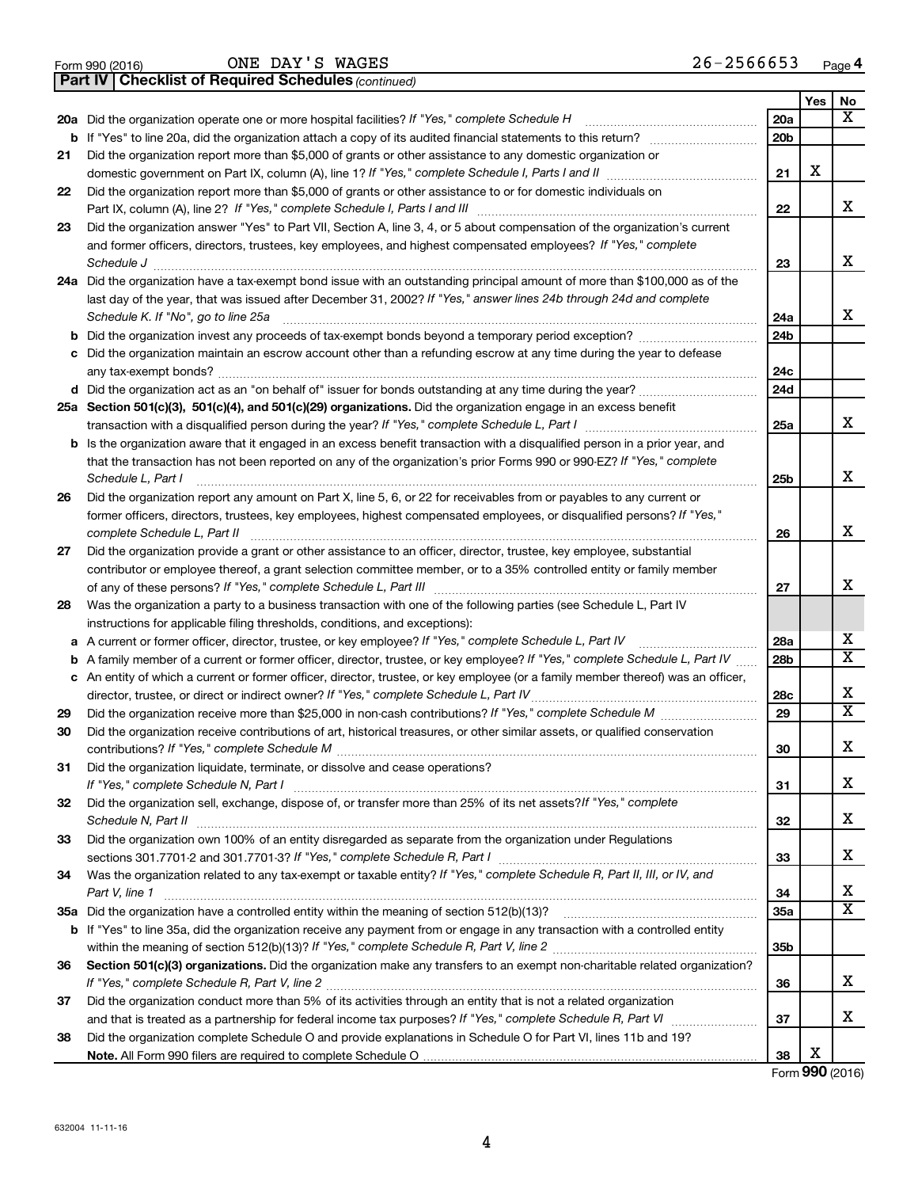Form 990 (2016) ONE DAY'S WAGES 26-2566653 Page 4

**Part IV | Checklist of Required Schedules** *(continued)*

| | | | Yes | No |
|---|---|---|---|---|
| **20a** | Did the organization operate one or more hospital facilities? *If "Yes," complete Schedule H* | 20a | | X |
| **b** | If "Yes" to line 20a, did the organization attach a copy of its audited financial statements to this return? | 20b | | |
| **21** | Did the organization report more than $5,000 of grants or other assistance to any domestic organization or domestic government on Part IX, column (A), line 1? *If "Yes," complete Schedule I, Parts I and II* | 21 | X | |
| **22** | Did the organization report more than $5,000 of grants or other assistance to or for domestic individuals on Part IX, column (A), line 2? *If "Yes," complete Schedule I, Parts I and III* | 22 | | X |
| **23** | Did the organization answer "Yes" to Part VII, Section A, line 3, 4, or 5 about compensation of the organization's current and former officers, directors, trustees, key employees, and highest compensated employees? *If "Yes," complete Schedule J* | 23 | | X |
| **24a** | Did the organization have a tax-exempt bond issue with an outstanding principal amount of more than $100,000 as of the last day of the year, that was issued after December 31, 2002? *If "Yes," answer lines 24b through 24d and complete Schedule K. If "No", go to line 25a* | 24a | | X |
| **b** | Did the organization invest any proceeds of tax-exempt bonds beyond a temporary period exception? | 24b | | |
| **c** | Did the organization maintain an escrow account other than a refunding escrow at any time during the year to defease any tax-exempt bonds? | 24c | | |
| **d** | Did the organization act as an "on behalf of" issuer for bonds outstanding at any time during the year? | 24d | | |
| **25a** | **Section 501(c)(3), 501(c)(4), and 501(c)(29) organizations.** Did the organization engage in an excess benefit transaction with a disqualified person during the year? *If "Yes," complete Schedule L, Part I* | 25a | | X |
| **b** | Is the organization aware that it engaged in an excess benefit transaction with a disqualified person in a prior year, and that the transaction has not been reported on any of the organization's prior Forms 990 or 990-EZ? *If "Yes," complete Schedule L, Part I* | 25b | | X |
| **26** | Did the organization report any amount on Part X, line 5, 6, or 22 for receivables from or payables to any current or former officers, directors, trustees, key employees, highest compensated employees, or disqualified persons? *If "Yes," complete Schedule L, Part II* | 26 | | X |
| **27** | Did the organization provide a grant or other assistance to an officer, director, trustee, key employee, substantial contributor or employee thereof, a grant selection committee member, or to a 35% controlled entity or family member of any of these persons? *If "Yes," complete Schedule L, Part III* | 27 | | X |
| **28** | Was the organization a party to a business transaction with one of the following parties (see Schedule L, Part IV instructions for applicable filing thresholds, conditions, and exceptions): | | | |
| **a** | A current or former officer, director, trustee, or key employee? *If "Yes," complete Schedule L, Part IV* | 28a | | X |
| **b** | A family member of a current or former officer, director, trustee, or key employee? *If "Yes," complete Schedule L, Part IV* | 28b | | X |
| **c** | An entity of which a current or former officer, director, trustee, or key employee (or a family member thereof) was an officer, director, trustee, or direct or indirect owner? *If "Yes," complete Schedule L, Part IV* | 28c | | X |
| **29** | Did the organization receive more than $25,000 in non-cash contributions? *If "Yes," complete Schedule M* | 29 | | X |
| **30** | Did the organization receive contributions of art, historical treasures, or other similar assets, or qualified conservation contributions? *If "Yes," complete Schedule M* | 30 | | X |
| **31** | Did the organization liquidate, terminate, or dissolve and cease operations? *If "Yes," complete Schedule N, Part I* | 31 | | X |
| **32** | Did the organization sell, exchange, dispose of, or transfer more than 25% of its net assets? *If "Yes," complete Schedule N, Part II* | 32 | | X |
| **33** | Did the organization own 100% of an entity disregarded as separate from the organization under Regulations sections 301.7701-2 and 301.7701-3? *If "Yes," complete Schedule R, Part I* | 33 | | X |
| **34** | Was the organization related to any tax-exempt or taxable entity? *If "Yes," complete Schedule R, Part II, III, or IV, and Part V, line 1* | 34 | | X |
| **35a** | Did the organization have a controlled entity within the meaning of section 512(b)(13)? | 35a | | X |
| **b** | If "Yes" to line 35a, did the organization receive any payment from or engage in any transaction with a controlled entity within the meaning of section 512(b)(13)? *If "Yes," complete Schedule R, Part V, line 2* | 35b | | |
| **36** | **Section 501(c)(3) organizations.** Did the organization make any transfers to an exempt non-charitable related organization? *If "Yes," complete Schedule R, Part V, line 2* | 36 | | X |
| **37** | Did the organization conduct more than 5% of its activities through an entity that is not a related organization and that is treated as a partnership for federal income tax purposes? *If "Yes," complete Schedule R, Part VI* | 37 | | X |
| **38** | Did the organization complete Schedule O and provide explanations in Schedule O for Part VI, lines 11b and 19? **Note.** All Form 990 filers are required to complete Schedule O | 38 | X | |

Form **990** (2016)

632004 11-11-16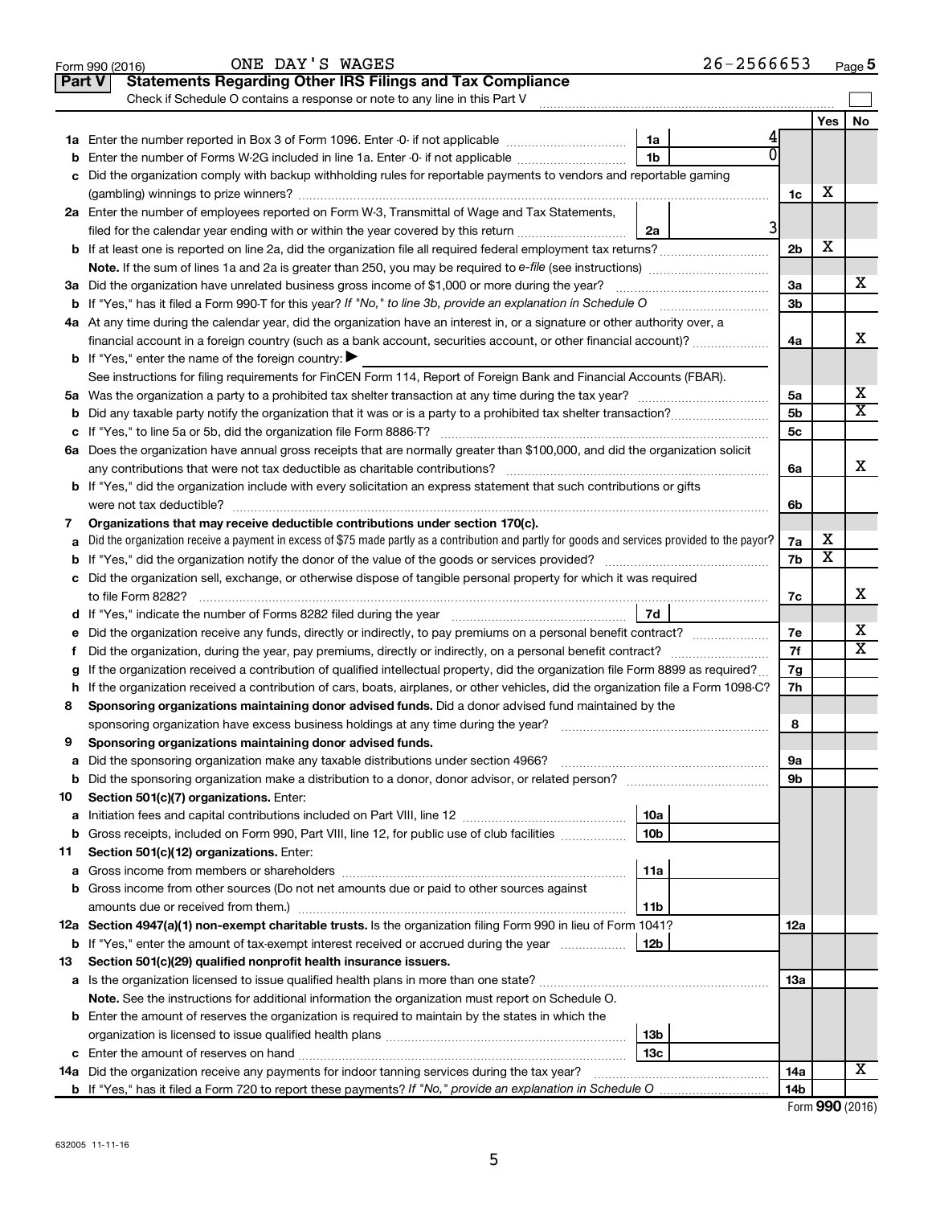Form 990 (2016) ONE DAY'S WAGES 26-2566653 Page 5

## Part V Statements Regarding Other IRS Filings and Tax Compliance

Check if Schedule O contains a response or note to any line in this Part V

| | | | | Line | Yes | No |
|---|---|---|---|---|---|---|
| **1a** | Enter the number reported in Box 3 of Form 1096. Enter -0- if not applicable | 1a | 4 | | | |
| **b** | Enter the number of Forms W-2G included in line 1a. Enter -0- if not applicable | 1b | 0 | | | |
| **c** | Did the organization comply with backup withholding rules for reportable payments to vendors and reportable gaming (gambling) winnings to prize winners? | | | 1c | X | |
| **2a** | Enter the number of employees reported on Form W-3, Transmittal of Wage and Tax Statements, filed for the calendar year ending with or within the year covered by this return | 2a | 3 | | | |
| **b** | If at least one is reported on line 2a, did the organization file all required federal employment tax returns? | | | 2b | X | |
| | **Note.** If the sum of lines 1a and 2a is greater than 250, you may be required to *e-file* (see instructions) | | | | | |
| **3a** | Did the organization have unrelated business gross income of $1,000 or more during the year? | | | 3a | | X |
| **b** | If "Yes," has it filed a Form 990-T for this year? *If "No," to line 3b, provide an explanation in Schedule O* | | | 3b | | |
| **4a** | At any time during the calendar year, did the organization have an interest in, or a signature or other authority over, a financial account in a foreign country (such as a bank account, securities account, or other financial account)? | | | 4a | | X |
| **b** | If "Yes," enter the name of the foreign country: ▶ | | | | | |
| | See instructions for filing requirements for FinCEN Form 114, Report of Foreign Bank and Financial Accounts (FBAR). | | | | | |
| **5a** | Was the organization a party to a prohibited tax shelter transaction at any time during the tax year? | | | 5a | | X |
| **b** | Did any taxable party notify the organization that it was or is a party to a prohibited tax shelter transaction? | | | 5b | | X |
| **c** | If "Yes," to line 5a or 5b, did the organization file Form 8886-T? | | | 5c | | |
| **6a** | Does the organization have annual gross receipts that are normally greater than $100,000, and did the organization solicit any contributions that were not tax deductible as charitable contributions? | | | 6a | | X |
| **b** | If "Yes," did the organization include with every solicitation an express statement that such contributions or gifts were not tax deductible? | | | 6b | | |
| **7** | **Organizations that may receive deductible contributions under section 170(c).** | | | | | |
| **a** | Did the organization receive a payment in excess of $75 made partly as a contribution and partly for goods and services provided to the payor? | | | 7a | X | |
| **b** | If "Yes," did the organization notify the donor of the value of the goods or services provided? | | | 7b | X | |
| **c** | Did the organization sell, exchange, or otherwise dispose of tangible personal property for which it was required to file Form 8282? | | | 7c | | X |
| **d** | If "Yes," indicate the number of Forms 8282 filed during the year | 7d | | | | |
| **e** | Did the organization receive any funds, directly or indirectly, to pay premiums on a personal benefit contract? | | | 7e | | X |
| **f** | Did the organization, during the year, pay premiums, directly or indirectly, on a personal benefit contract? | | | 7f | | X |
| **g** | If the organization received a contribution of qualified intellectual property, did the organization file Form 8899 as required? | | | 7g | | |
| **h** | If the organization received a contribution of cars, boats, airplanes, or other vehicles, did the organization file a Form 1098-C? | | | 7h | | |
| **8** | **Sponsoring organizations maintaining donor advised funds.** Did a donor advised fund maintained by the sponsoring organization have excess business holdings at any time during the year? | | | 8 | | |
| **9** | **Sponsoring organizations maintaining donor advised funds.** | | | | | |
| **a** | Did the sponsoring organization make any taxable distributions under section 4966? | | | 9a | | |
| **b** | Did the sponsoring organization make a distribution to a donor, donor advisor, or related person? | | | 9b | | |
| **10** | **Section 501(c)(7) organizations.** Enter: | | | | | |
| **a** | Initiation fees and capital contributions included on Part VIII, line 12 | 10a | | | | |
| **b** | Gross receipts, included on Form 990, Part VIII, line 12, for public use of club facilities | 10b | | | | |
| **11** | **Section 501(c)(12) organizations.** Enter: | | | | | |
| **a** | Gross income from members or shareholders | 11a | | | | |
| **b** | Gross income from other sources (Do not net amounts due or paid to other sources against amounts due or received from them.) | 11b | | | | |
| **12a** | **Section 4947(a)(1) non-exempt charitable trusts.** Is the organization filing Form 990 in lieu of Form 1041? | | | 12a | | |
| **b** | If "Yes," enter the amount of tax-exempt interest received or accrued during the year | 12b | | | | |
| **13** | **Section 501(c)(29) qualified nonprofit health insurance issuers.** | | | | | |
| **a** | Is the organization licensed to issue qualified health plans in more than one state? | | | 13a | | |
| | **Note.** See the instructions for additional information the organization must report on Schedule O. | | | | | |
| **b** | Enter the amount of reserves the organization is required to maintain by the states in which the organization is licensed to issue qualified health plans | 13b | | | | |
| **c** | Enter the amount of reserves on hand | 13c | | | | |
| **14a** | Did the organization receive any payments for indoor tanning services during the tax year? | | | 14a | | X |
| **b** | If "Yes," has it filed a Form 720 to report these payments? *If "No," provide an explanation in Schedule O* | | | 14b | | |

Form **990** (2016)

632005 11-11-16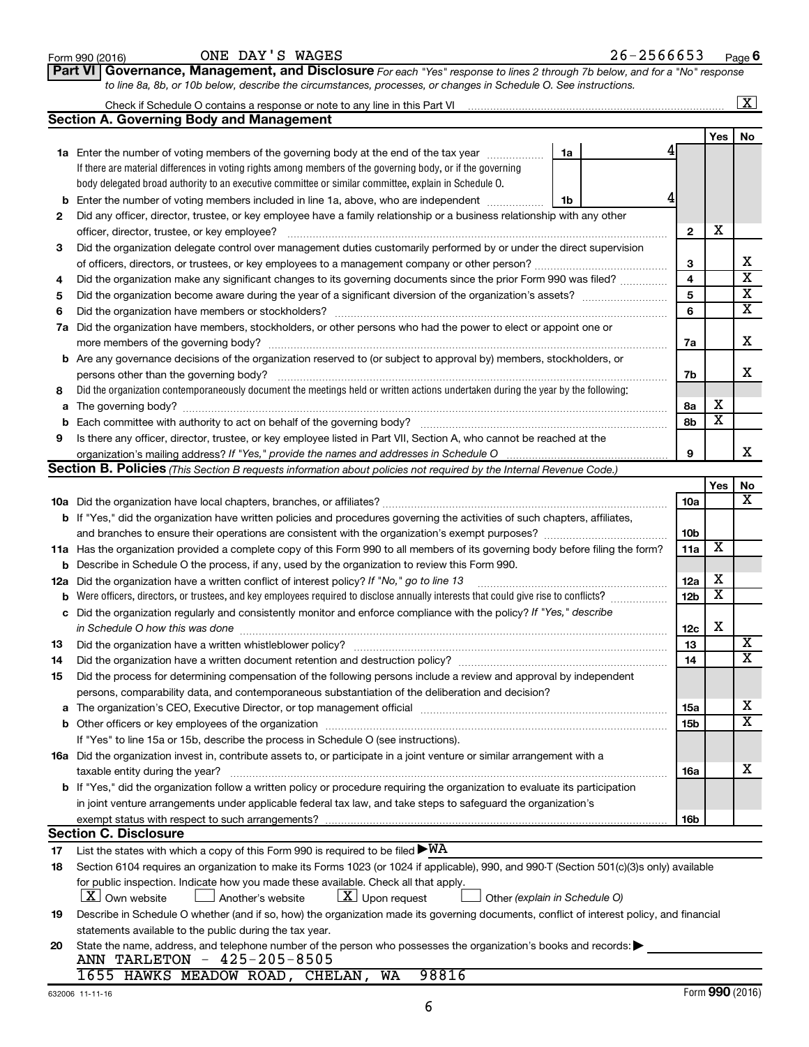Form 990 (2016) ONE DAY'S WAGES 26-2566653 Page 6

## Part VI Governance, Management, and Disclosure

*For each "Yes" response to lines 2 through 7b below, and for a "No" response to line 8a, 8b, or 10b below, describe the circumstances, processes, or changes in Schedule O. See instructions.*

Check if Schedule O contains a response or note to any line in this Part VI ... [X]

### Section A. Governing Body and Management

| | | | | Yes | No |
|---|---|---|---|---|---|
| **1a** | Enter the number of voting members of the governing body at the end of the tax year. If there are material differences in voting rights among members of the governing body, or if the governing body delegated broad authority to an executive committee or similar committee, explain in Schedule O. | 1a | 4 | | |
| **b** | Enter the number of voting members included in line 1a, above, who are independent | 1b | 4 | | |
| **2** | Did any officer, director, trustee, or key employee have a family relationship or a business relationship with any other officer, director, trustee, or key employee? | 2 | | X | |
| **3** | Did the organization delegate control over management duties customarily performed by or under the direct supervision of officers, directors, or trustees, or key employees to a management company or other person? | 3 | | | X |
| **4** | Did the organization make any significant changes to its governing documents since the prior Form 990 was filed? | 4 | | | X |
| **5** | Did the organization become aware during the year of a significant diversion of the organization's assets? | 5 | | | X |
| **6** | Did the organization have members or stockholders? | 6 | | | X |
| **7a** | Did the organization have members, stockholders, or other persons who had the power to elect or appoint one or more members of the governing body? | 7a | | | X |
| **b** | Are any governance decisions of the organization reserved to (or subject to approval by) members, stockholders, or persons other than the governing body? | 7b | | | X |
| **8** | Did the organization contemporaneously document the meetings held or written actions undertaken during the year by the following: | | | | |
| **a** | The governing body? | 8a | | X | |
| **b** | Each committee with authority to act on behalf of the governing body? | 8b | | X | |
| **9** | Is there any officer, director, trustee, or key employee listed in Part VII, Section A, who cannot be reached at the organization's mailing address? *If "Yes," provide the names and addresses in Schedule O* | 9 | | | X |

### Section B. Policies *(This Section B requests information about policies not required by the Internal Revenue Code.)*

| | | | Yes | No |
|---|---|---|---|---|
| **10a** | Did the organization have local chapters, branches, or affiliates? | 10a | | X |
| **b** | If "Yes," did the organization have written policies and procedures governing the activities of such chapters, affiliates, and branches to ensure their operations are consistent with the organization's exempt purposes? | 10b | | |
| **11a** | Has the organization provided a complete copy of this Form 990 to all members of its governing body before filing the form? | 11a | X | |
| **b** | Describe in Schedule O the process, if any, used by the organization to review this Form 990. | | | |
| **12a** | Did the organization have a written conflict of interest policy? *If "No," go to line 13* | 12a | X | |
| **b** | Were officers, directors, or trustees, and key employees required to disclose annually interests that could give rise to conflicts? | 12b | X | |
| **c** | Did the organization regularly and consistently monitor and enforce compliance with the policy? *If "Yes," describe in Schedule O how this was done* | 12c | X | |
| **13** | Did the organization have a written whistleblower policy? | 13 | | X |
| **14** | Did the organization have a written document retention and destruction policy? | 14 | | X |
| **15** | Did the process for determining compensation of the following persons include a review and approval by independent persons, comparability data, and contemporaneous substantiation of the deliberation and decision? | | | |
| **a** | The organization's CEO, Executive Director, or top management official | 15a | | X |
| **b** | Other officers or key employees of the organization | 15b | | X |
| | If "Yes" to line 15a or 15b, describe the process in Schedule O (see instructions). | | | |
| **16a** | Did the organization invest in, contribute assets to, or participate in a joint venture or similar arrangement with a taxable entity during the year? | 16a | | X |
| **b** | If "Yes," did the organization follow a written policy or procedure requiring the organization to evaluate its participation in joint venture arrangements under applicable federal tax law, and take steps to safeguard the organization's exempt status with respect to such arrangements? | 16b | | |

### Section C. Disclosure

**17** List the states with which a copy of this Form 990 is required to be filed ▶ WA

**18** Section 6104 requires an organization to make its Forms 1023 (or 1024 if applicable), 990, and 990-T (Section 501(c)(3)s only) available for public inspection. Indicate how you made these available. Check all that apply.

[X] Own website [ ] Another's website [X] Upon request [ ] Other *(explain in Schedule O)*

**19** Describe in Schedule O whether (and if so, how) the organization made its governing documents, conflict of interest policy, and financial statements available to the public during the tax year.

**20** State the name, address, and telephone number of the person who possesses the organization's books and records: ▶

ANN TARLETON - 425-205-8505
1655 HAWKS MEADOW ROAD, CHELAN, WA 98816

632006 11-11-16 Form 990 (2016)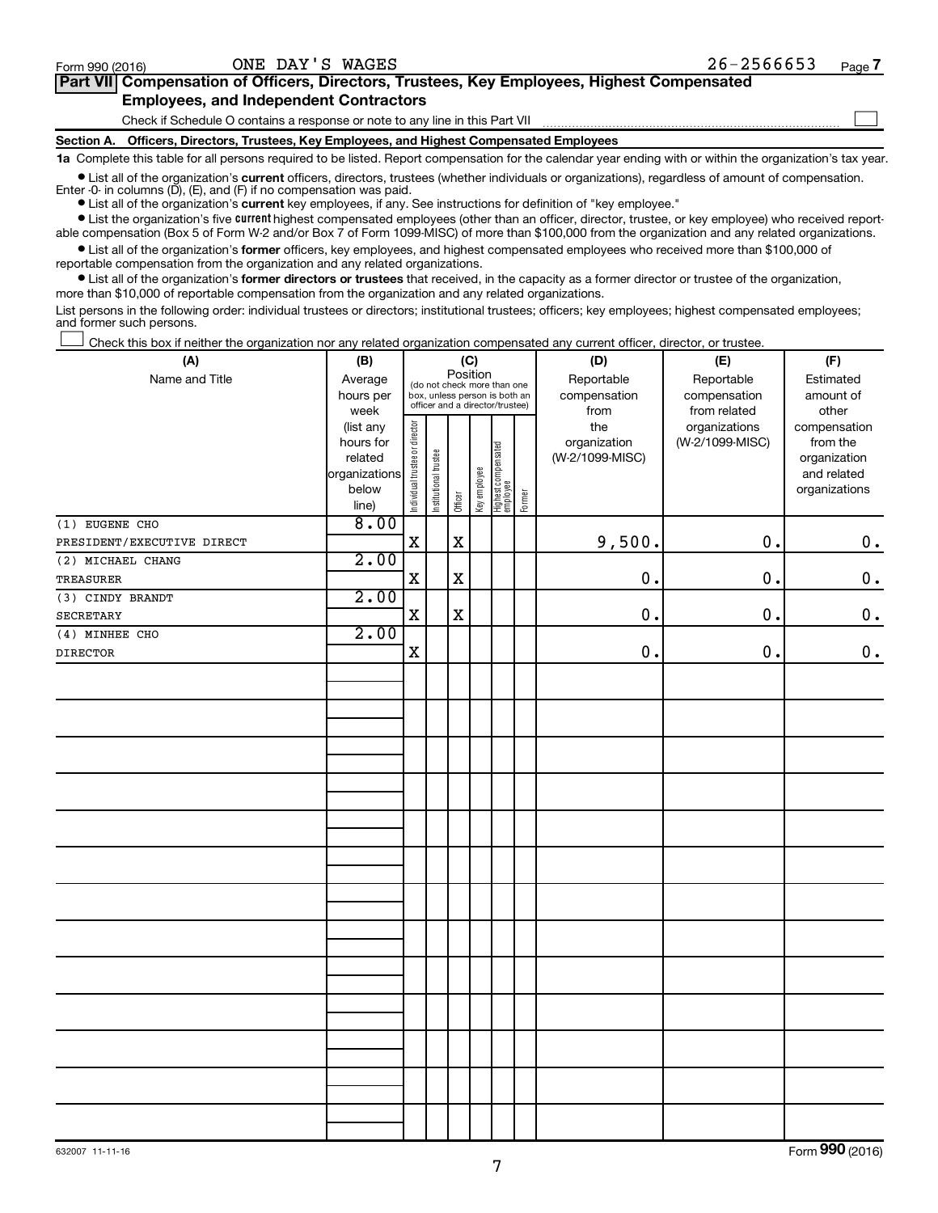Form 990 (2016) ONE DAY'S WAGES 26-2566653 Page 7

**Part VII Compensation of Officers, Directors, Trustees, Key Employees, Highest Compensated Employees, and Independent Contractors**

Check if Schedule O contains a response or note to any line in this Part VII ☐

**Section A. Officers, Directors, Trustees, Key Employees, and Highest Compensated Employees**

**1a** Complete this table for all persons required to be listed. Report compensation for the calendar year ending with or within the organization's tax year.

- List all of the organization's **current** officers, directors, trustees (whether individuals or organizations), regardless of amount of compensation. Enter -0- in columns (D), (E), and (F) if no compensation was paid.
- List all of the organization's **current** key employees, if any. See instructions for definition of "key employee."
- List the organization's five **current** highest compensated employees (other than an officer, director, trustee, or key employee) who received reportable compensation (Box 5 of Form W-2 and/or Box 7 of Form 1099-MISC) of more than $100,000 from the organization and any related organizations.
- List all of the organization's **former** officers, key employees, and highest compensated employees who received more than $100,000 of reportable compensation from the organization and any related organizations.
- List all of the organization's **former directors or trustees** that received, in the capacity as a former director or trustee of the organization, more than $10,000 of reportable compensation from the organization and any related organizations.

List persons in the following order: individual trustees or directors; institutional trustees; officers; key employees; highest compensated employees; and former such persons.

☐ Check this box if neither the organization nor any related organization compensated any current officer, director, or trustee.

| (A) Name and Title | (B) Average hours per week (list any hours for related organizations below line) | (C) Position: Individual trustee or director | Institutional trustee | Officer | Key employee | Highest compensated employee | Former | (D) Reportable compensation from the organization (W-2/1099-MISC) | (E) Reportable compensation from related organizations (W-2/1099-MISC) | (F) Estimated amount of other compensation from the organization and related organizations |
|---|---|---|---|---|---|---|---|---|---|---|
| (1) EUGENE CHO<br>PRESIDENT/EXECUTIVE DIRECT | 8.00 | X | | X | | | | 9,500. | 0. | 0. |
| (2) MICHAEL CHANG<br>TREASURER | 2.00 | X | | X | | | | 0. | 0. | 0. |
| (3) CINDY BRANDT<br>SECRETARY | 2.00 | X | | X | | | | 0. | 0. | 0. |
| (4) MINHEE CHO<br>DIRECTOR | 2.00 | X | | | | | | 0. | 0. | 0. |

632007 11-11-16 Form **990** (2016)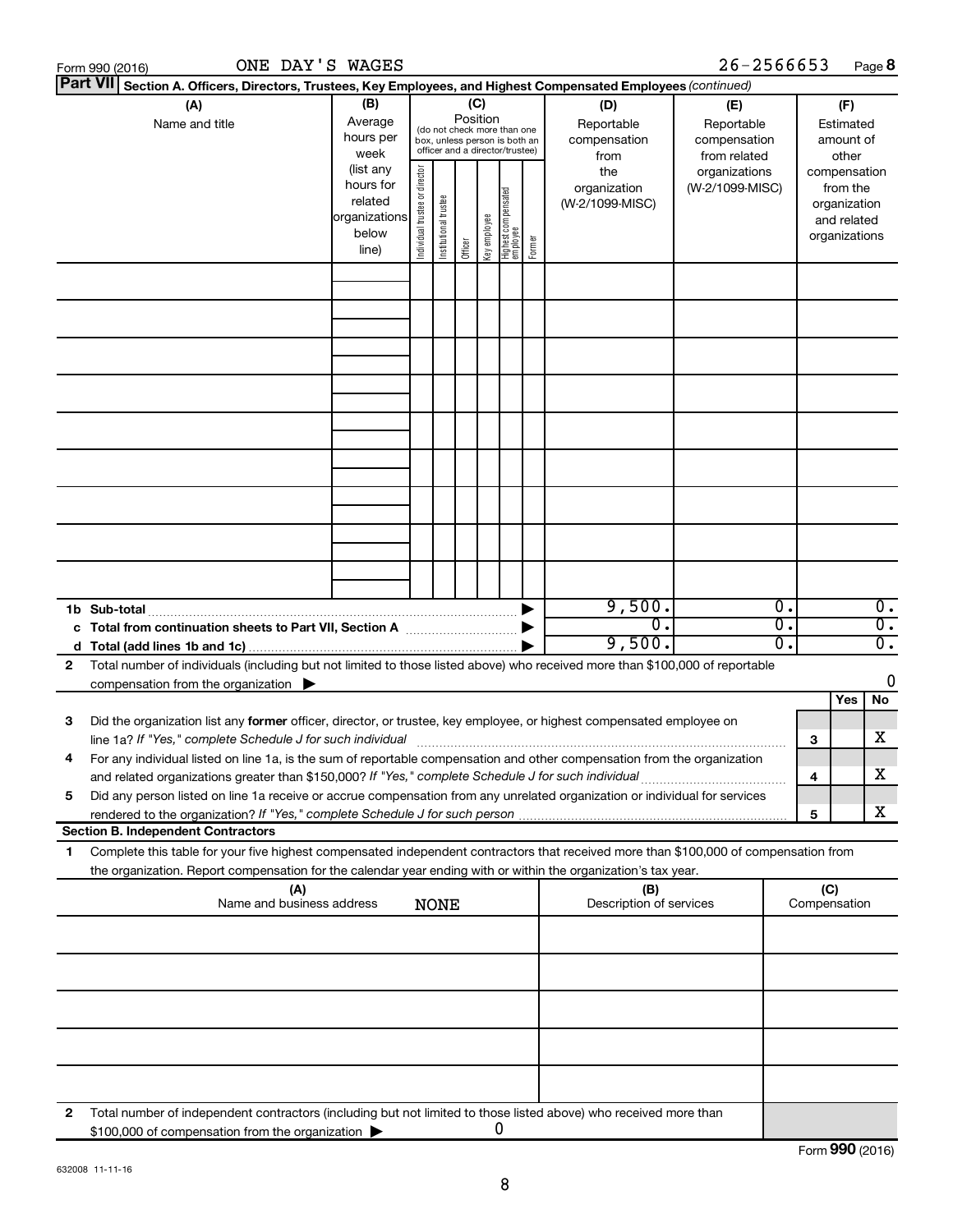Form 990 (2016) ONE DAY'S WAGES 26-2566653 Page **8**

**Part VII** Section A. Officers, Directors, Trustees, Key Employees, and Highest Compensated Employees *(continued)*

| (A) Name and title | (B) Average hours per week (list any hours for related organizations below line) | (C) Position (do not check more than one box, unless person is both an officer and a director/trustee) Individual trustee or director | Institutional trustee | Officer | Key employee | Highest compensated employee | Former | (D) Reportable compensation from the organization (W-2/1099-MISC) | (E) Reportable compensation from related organizations (W-2/1099-MISC) | (F) Estimated amount of other compensation from the organization and related organizations |
|---|---|---|---|---|---|---|---|---|---|---|
| | | | | | | | | | | |
| | | | | | | | | | | |
| | | | | | | | | | | |
| | | | | | | | | | | |
| | | | | | | | | | | |
| | | | | | | | | | | |
| | | | | | | | | | | |
| | | | | | | | | | | |
| | | | | | | | | | | |
| **1b Sub-total** | | | | | | | | 9,500. | 0. | 0. |
| **c Total from continuation sheets to Part VII, Section A** | | | | | | | | 0. | 0. | 0. |
| **d Total (add lines 1b and 1c)** | | | | | | | | 9,500. | 0. | 0. |

**2** Total number of individuals (including but not limited to those listed above) who received more than $100,000 of reportable compensation from the organization ▶ 0

| | | | Yes | No |
|---|---|---|---|---|
| **3** | Did the organization list any **former** officer, director, or trustee, key employee, or highest compensated employee on line 1a? *If "Yes," complete Schedule J for such individual* | 3 | | X |
| **4** | For any individual listed on line 1a, is the sum of reportable compensation and other compensation from the organization and related organizations greater than $150,000? *If "Yes," complete Schedule J for such individual* | 4 | | X |
| **5** | Did any person listed on line 1a receive or accrue compensation from any unrelated organization or individual for services rendered to the organization? *If "Yes," complete Schedule J for such person* | 5 | | X |

**Section B. Independent Contractors**

**1** Complete this table for your five highest compensated independent contractors that received more than $100,000 of compensation from the organization. Report compensation for the calendar year ending with or within the organization's tax year.

| (A) Name and business address | (B) Description of services | (C) Compensation |
|---|---|---|
| NONE | | |
| | | |
| | | |
| | | |
| | | |

**2** Total number of independent contractors (including but not limited to those listed above) who received more than $100,000 of compensation from the organization ▶ 0

Form **990** (2016)

632008 11-11-16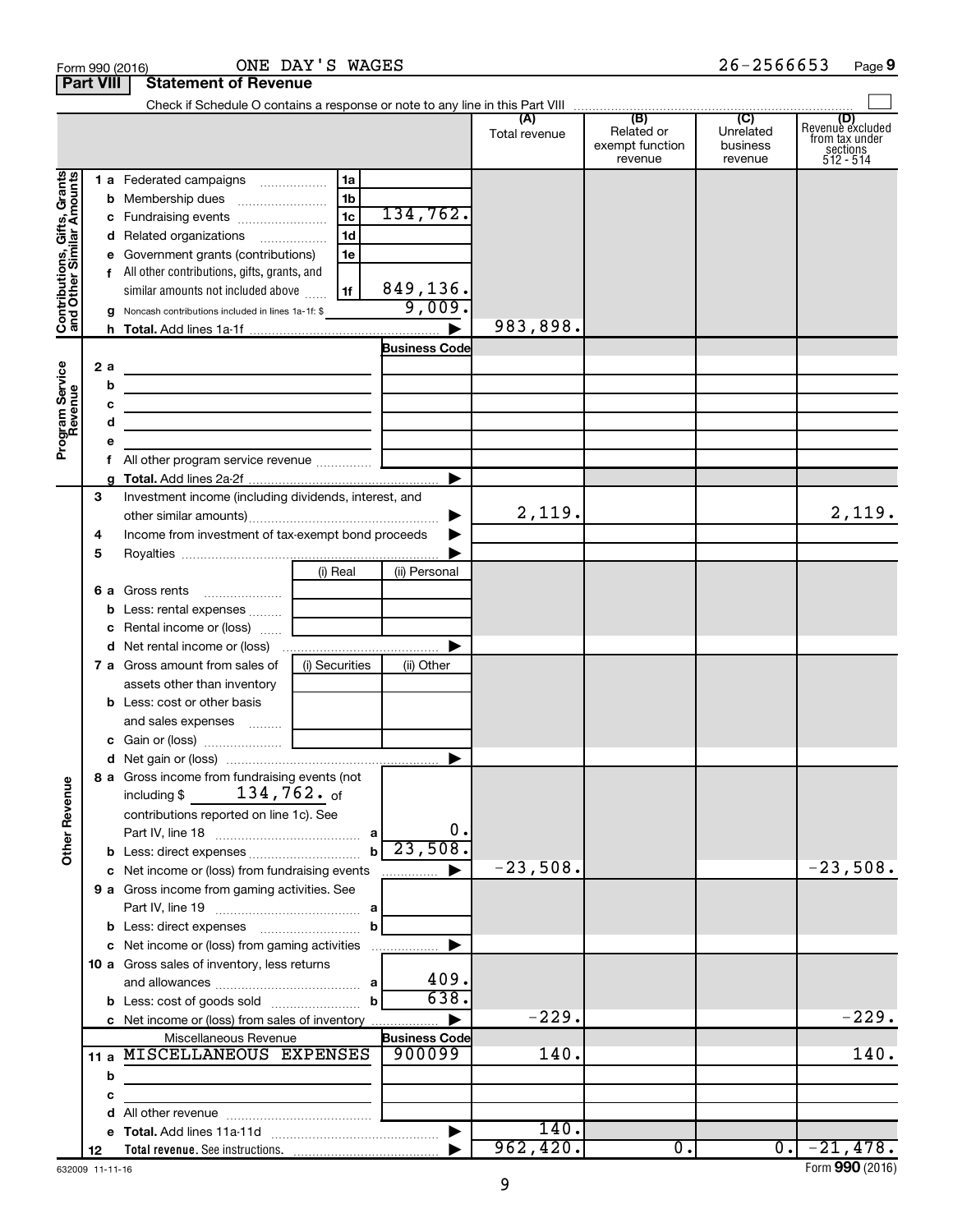Form 990 (2016) ONE DAY'S WAGES 26-2566653 Page 9

**Part VIII Statement of Revenue**

Check if Schedule O contains a response or note to any line in this Part VIII ☐

| | | | (A) Total revenue | (B) Related or exempt function revenue | (C) Unrelated business revenue | (D) Revenue excluded from tax under sections 512 - 514 |
|---|---|---|---|---|---|---|
| **Contributions, Gifts, Grants and Other Similar Amounts** | 1a Federated campaigns (1a) | | | | | |
| | b Membership dues (1b) | | | | | |
| | c Fundraising events (1c) | 134,762. | | | | |
| | d Related organizations (1d) | | | | | |
| | e Government grants (contributions) (1e) | | | | | |
| | f All other contributions, gifts, grants, and similar amounts not included above (1f) | 849,136. | | | | |
| | g Noncash contributions included in lines 1a-1f: $ | 9,009. | | | | |
| | h Total. Add lines 1a-1f ▶ | | 983,898. | | | |
| **Program Service Revenue** | | Business Code | | | | |
| | 2a | | | | | |
| | b | | | | | |
| | c | | | | | |
| | d | | | | | |
| | e | | | | | |
| | f All other program service revenue | | | | | |
| | g Total. Add lines 2a-2f ▶ | | | | | |
| **Other Revenue** | 3 Investment income (including dividends, interest, and other similar amounts) ▶ | | 2,119. | | | 2,119. |
| | 4 Income from investment of tax-exempt bond proceeds ▶ | | | | | |
| | 5 Royalties ▶ | | | | | |
| | | (i) Real / (ii) Personal | | | | |
| | 6a Gross rents | | | | | |
| | b Less: rental expenses | | | | | |
| | c Rental income or (loss) | | | | | |
| | d Net rental income or (loss) ▶ | | | | | |
| | 7a Gross amount from sales of assets other than inventory | (i) Securities / (ii) Other | | | | |
| | b Less: cost or other basis and sales expenses | | | | | |
| | c Gain or (loss) | | | | | |
| | d Net gain or (loss) ▶ | | | | | |
| | 8a Gross income from fundraising events (not including $ 134,762. of contributions reported on line 1c). See Part IV, line 18 (a) | 0. | | | | |
| | b Less: direct expenses (b) | 23,508. | | | | |
| | c Net income or (loss) from fundraising events ▶ | | -23,508. | | | -23,508. |
| | 9a Gross income from gaming activities. See Part IV, line 19 (a) | | | | | |
| | b Less: direct expenses (b) | | | | | |
| | c Net income or (loss) from gaming activities ▶ | | | | | |
| | 10a Gross sales of inventory, less returns and allowances (a) | 409. | | | | |
| | b Less: cost of goods sold (b) | 638. | | | | |
| | c Net income or (loss) from sales of inventory ▶ | | -229. | | | -229. |
| | Miscellaneous Revenue | Business Code | | | | |
| | 11a MISCELLANEOUS EXPENSES | 900099 | 140. | | | 140. |
| | b | | | | | |
| | c | | | | | |
| | d All other revenue | | | | | |
| | e Total. Add lines 11a-11d ▶ | | 140. | | | |
| | 12 Total revenue. See instructions. ▶ | | 962,420. | 0. | 0. | -21,478. |

632009 11-11-16 Form **990** (2016)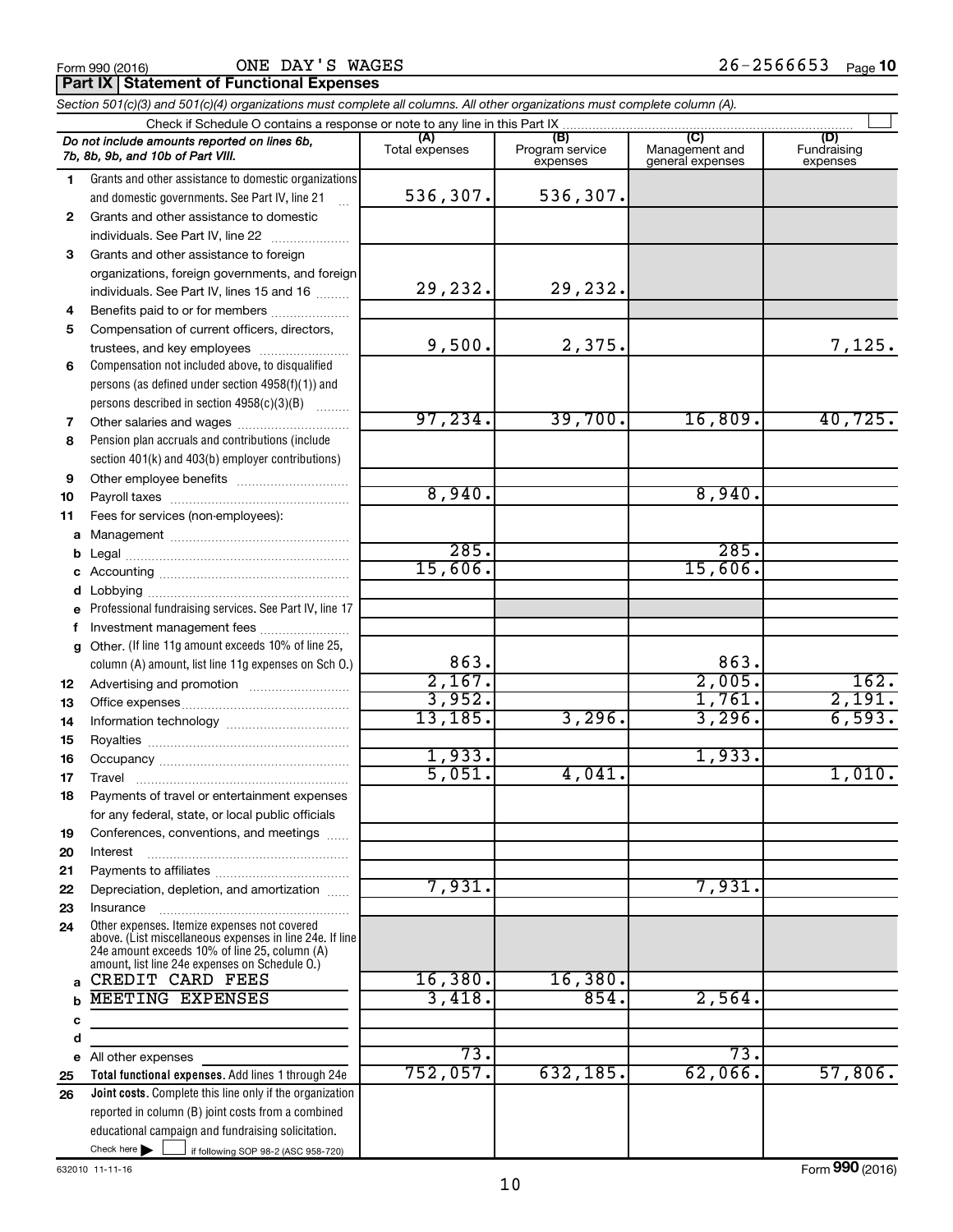Form 990 (2016) ONE DAY'S WAGES 26-2566653 Page 10

## Part IX Statement of Functional Expenses

*Section 501(c)(3) and 501(c)(4) organizations must complete all columns. All other organizations must complete column (A).*

Check if Schedule O contains a response or note to any line in this Part IX

| *Do not include amounts reported on lines 6b, 7b, 8b, 9b, and 10b of Part VIII.* | (A) Total expenses | (B) Program service expenses | (C) Management and general expenses | (D) Fundraising expenses |
|---|---|---|---|---|
| 1 Grants and other assistance to domestic organizations and domestic governments. See Part IV, line 21 | 536,307. | 536,307. | | |
| 2 Grants and other assistance to domestic individuals. See Part IV, line 22 | | | | |
| 3 Grants and other assistance to foreign organizations, foreign governments, and foreign individuals. See Part IV, lines 15 and 16 | 29,232. | 29,232. | | |
| 4 Benefits paid to or for members | | | | |
| 5 Compensation of current officers, directors, trustees, and key employees | 9,500. | 2,375. | | 7,125. |
| 6 Compensation not included above, to disqualified persons (as defined under section 4958(f)(1)) and persons described in section 4958(c)(3)(B) | | | | |
| 7 Other salaries and wages | 97,234. | 39,700. | 16,809. | 40,725. |
| 8 Pension plan accruals and contributions (include section 401(k) and 403(b) employer contributions) | | | | |
| 9 Other employee benefits | | | | |
| 10 Payroll taxes | 8,940. | | 8,940. | |
| 11 Fees for services (non-employees): | | | | |
| a Management | | | | |
| b Legal | 285. | | 285. | |
| c Accounting | 15,606. | | 15,606. | |
| d Lobbying | | | | |
| e Professional fundraising services. See Part IV, line 17 | | | | |
| f Investment management fees | | | | |
| g Other. (If line 11g amount exceeds 10% of line 25, column (A) amount, list line 11g expenses on Sch O.) | 863. | | 863. | |
| 12 Advertising and promotion | 2,167. | | 2,005. | 162. |
| 13 Office expenses | 3,952. | | 1,761. | 2,191. |
| 14 Information technology | 13,185. | 3,296. | 3,296. | 6,593. |
| 15 Royalties | | | | |
| 16 Occupancy | 1,933. | | 1,933. | |
| 17 Travel | 5,051. | 4,041. | | 1,010. |
| 18 Payments of travel or entertainment expenses for any federal, state, or local public officials | | | | |
| 19 Conferences, conventions, and meetings | | | | |
| 20 Interest | | | | |
| 21 Payments to affiliates | | | | |
| 22 Depreciation, depletion, and amortization | 7,931. | | 7,931. | |
| 23 Insurance | | | | |
| 24 Other expenses. Itemize expenses not covered above. (List miscellaneous expenses in line 24e. If line 24e amount exceeds 10% of line 25, column (A) amount, list line 24e expenses on Schedule O.) | | | | |
| a CREDIT CARD FEES | 16,380. | 16,380. | | |
| b MEETING EXPENSES | 3,418. | 854. | 2,564. | |
| c | | | | |
| d | | | | |
| e All other expenses | 73. | | 73. | |
| 25 **Total functional expenses.** Add lines 1 through 24e | 752,057. | 632,185. | 62,066. | 57,806. |
| 26 **Joint costs.** Complete this line only if the organization reported in column (B) joint costs from a combined educational campaign and fundraising solicitation. Check here ▶ ☐ if following SOP 98-2 (ASC 958-720) | | | | |

632010 11-11-16 Form **990** (2016)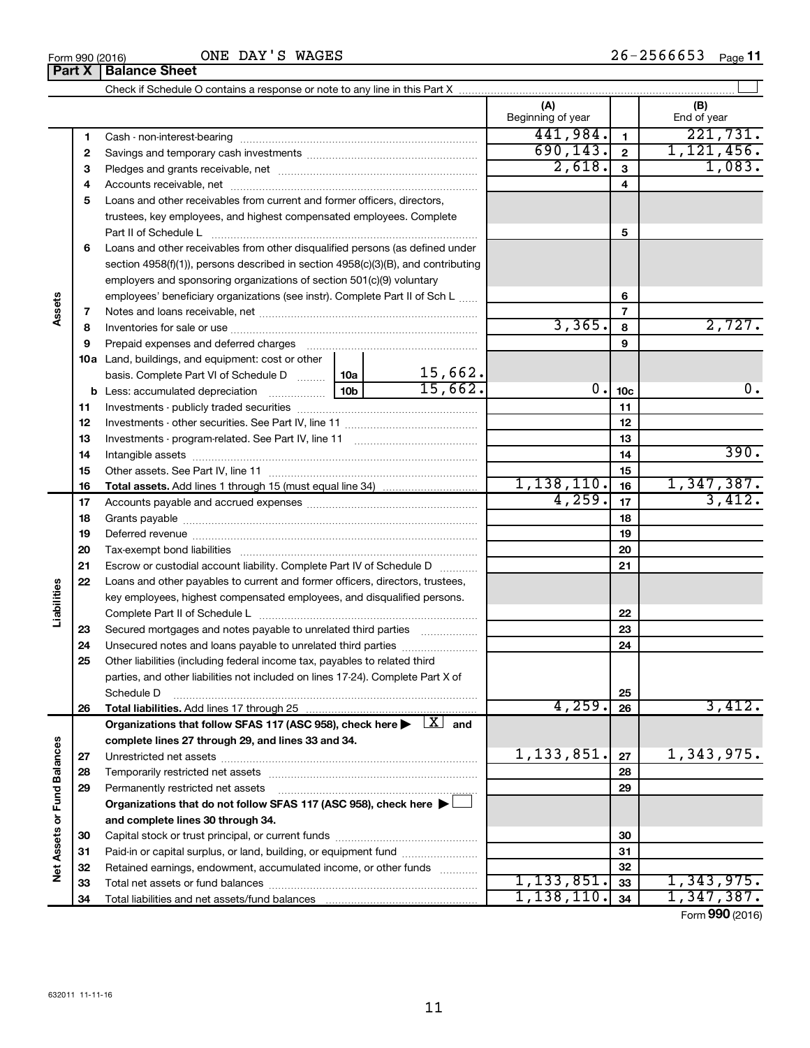Form 990 (2016) ONE DAY'S WAGES 26-2566653 Page 11

## Part X Balance Sheet

Check if Schedule O contains a response or note to any line in this Part X ☐

| | | | | (A) Beginning of year | | (B) End of year |
|---|---|---|---|---|---|---|
| **Assets** | 1 | Cash - non-interest-bearing | | 441,984. | 1 | 221,731. |
| | 2 | Savings and temporary cash investments | | 690,143. | 2 | 1,121,456. |
| | 3 | Pledges and grants receivable, net | | 2,618. | 3 | 1,083. |
| | 4 | Accounts receivable, net | | | 4 | |
| | 5 | Loans and other receivables from current and former officers, directors, trustees, key employees, and highest compensated employees. Complete Part II of Schedule L | | | 5 | |
| | 6 | Loans and other receivables from other disqualified persons (as defined under section 4958(f)(1)), persons described in section 4958(c)(3)(B), and contributing employers and sponsoring organizations of section 501(c)(9) voluntary employees' beneficiary organizations (see instr). Complete Part II of Sch L | | | 6 | |
| | 7 | Notes and loans receivable, net | | | 7 | |
| | 8 | Inventories for sale or use | | 3,365. | 8 | 2,727. |
| | 9 | Prepaid expenses and deferred charges | | | 9 | |
| | 10a | Land, buildings, and equipment: cost or other basis. Complete Part VI of Schedule D | 10a 15,662. | | | |
| | b | Less: accumulated depreciation | 10b 15,662. | 0. | 10c | 0. |
| | 11 | Investments - publicly traded securities | | | 11 | |
| | 12 | Investments - other securities. See Part IV, line 11 | | | 12 | |
| | 13 | Investments - program-related. See Part IV, line 11 | | | 13 | |
| | 14 | Intangible assets | | | 14 | 390. |
| | 15 | Other assets. See Part IV, line 11 | | | 15 | |
| | 16 | **Total assets.** Add lines 1 through 15 (must equal line 34) | | 1,138,110. | 16 | 1,347,387. |
| **Liabilities** | 17 | Accounts payable and accrued expenses | | 4,259. | 17 | 3,412. |
| | 18 | Grants payable | | | 18 | |
| | 19 | Deferred revenue | | | 19 | |
| | 20 | Tax-exempt bond liabilities | | | 20 | |
| | 21 | Escrow or custodial account liability. Complete Part IV of Schedule D | | | 21 | |
| | 22 | Loans and other payables to current and former officers, directors, trustees, key employees, highest compensated employees, and disqualified persons. Complete Part II of Schedule L | | | 22 | |
| | 23 | Secured mortgages and notes payable to unrelated third parties | | | 23 | |
| | 24 | Unsecured notes and loans payable to unrelated third parties | | | 24 | |
| | 25 | Other liabilities (including federal income tax, payables to related third parties, and other liabilities not included on lines 17-24). Complete Part X of Schedule D | | | 25 | |
| | 26 | **Total liabilities.** Add lines 17 through 25 | | 4,259. | 26 | 3,412. |
| **Net Assets or Fund Balances** | | **Organizations that follow SFAS 117 (ASC 958), check here ▶ ☒ and complete lines 27 through 29, and lines 33 and 34.** | | | | |
| | 27 | Unrestricted net assets | | 1,133,851. | 27 | 1,343,975. |
| | 28 | Temporarily restricted net assets | | | 28 | |
| | 29 | Permanently restricted net assets | | | 29 | |
| | | **Organizations that do not follow SFAS 117 (ASC 958), check here ▶ ☐ and complete lines 30 through 34.** | | | | |
| | 30 | Capital stock or trust principal, or current funds | | | 30 | |
| | 31 | Paid-in or capital surplus, or land, building, or equipment fund | | | 31 | |
| | 32 | Retained earnings, endowment, accumulated income, or other funds | | | 32 | |
| | 33 | Total net assets or fund balances | | 1,133,851. | 33 | 1,343,975. |
| | 34 | Total liabilities and net assets/fund balances | | 1,138,110. | 34 | 1,347,387. |

Form **990** (2016)

632011 11-11-16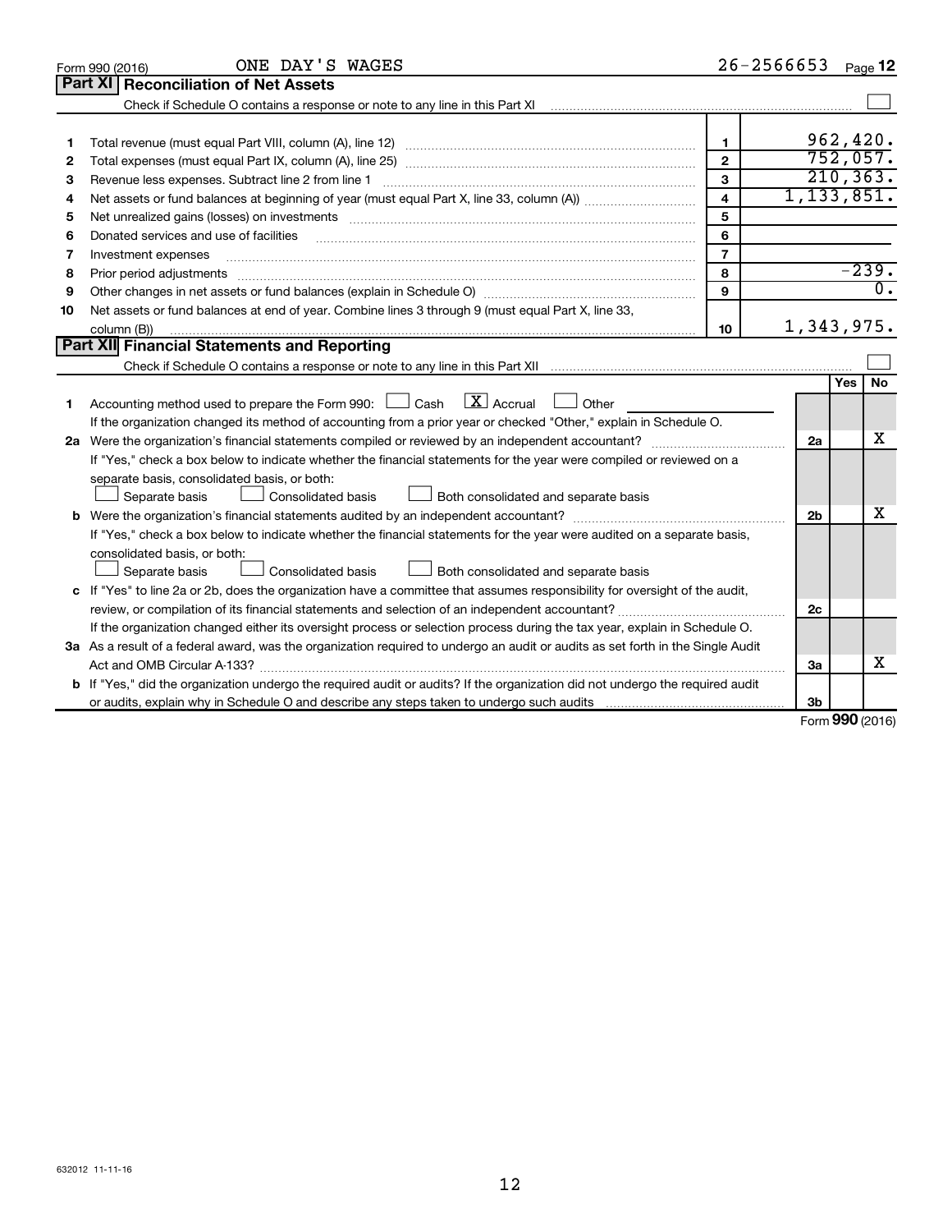Form 990 (2016) ONE DAY'S WAGES 26-2566653 Page 12

## Part XI Reconciliation of Net Assets

Check if Schedule O contains a response or note to any line in this Part XI ☐

| | | | |
|---|---|---|---|
| 1 | Total revenue (must equal Part VIII, column (A), line 12) | 1 | 962,420. |
| 2 | Total expenses (must equal Part IX, column (A), line 25) | 2 | 752,057. |
| 3 | Revenue less expenses. Subtract line 2 from line 1 | 3 | 210,363. |
| 4 | Net assets or fund balances at beginning of year (must equal Part X, line 33, column (A)) | 4 | 1,133,851. |
| 5 | Net unrealized gains (losses) on investments | 5 | |
| 6 | Donated services and use of facilities | 6 | |
| 7 | Investment expenses | 7 | |
| 8 | Prior period adjustments | 8 | -239. |
| 9 | Other changes in net assets or fund balances (explain in Schedule O) | 9 | 0. |
| 10 | Net assets or fund balances at end of year. Combine lines 3 through 9 (must equal Part X, line 33, column (B)) | 10 | 1,343,975. |

## Part XII Financial Statements and Reporting

Check if Schedule O contains a response or note to any line in this Part XII ☐

| | | | Yes | No |
|---|---|---|---|---|
| 1 | Accounting method used to prepare the Form 990: ☐ Cash ☒ Accrual ☐ Other<br>If the organization changed its method of accounting from a prior year or checked "Other," explain in Schedule O. | | | |
| 2a | Were the organization's financial statements compiled or reviewed by an independent accountant?<br>If "Yes," check a box below to indicate whether the financial statements for the year were compiled or reviewed on a separate basis, consolidated basis, or both:<br>☐ Separate basis ☐ Consolidated basis ☐ Both consolidated and separate basis | 2a | | X |
| b | Were the organization's financial statements audited by an independent accountant?<br>If "Yes," check a box below to indicate whether the financial statements for the year were audited on a separate basis, consolidated basis, or both:<br>☐ Separate basis ☐ Consolidated basis ☐ Both consolidated and separate basis | 2b | | X |
| c | If "Yes" to line 2a or 2b, does the organization have a committee that assumes responsibility for oversight of the audit, review, or compilation of its financial statements and selection of an independent accountant?<br>If the organization changed either its oversight process or selection process during the tax year, explain in Schedule O. | 2c | | |
| 3a | As a result of a federal award, was the organization required to undergo an audit or audits as set forth in the Single Audit Act and OMB Circular A-133? | 3a | | X |
| b | If "Yes," did the organization undergo the required audit or audits? If the organization did not undergo the required audit or audits, explain why in Schedule O and describe any steps taken to undergo such audits | 3b | | |

Form 990 (2016)

632012 11-11-16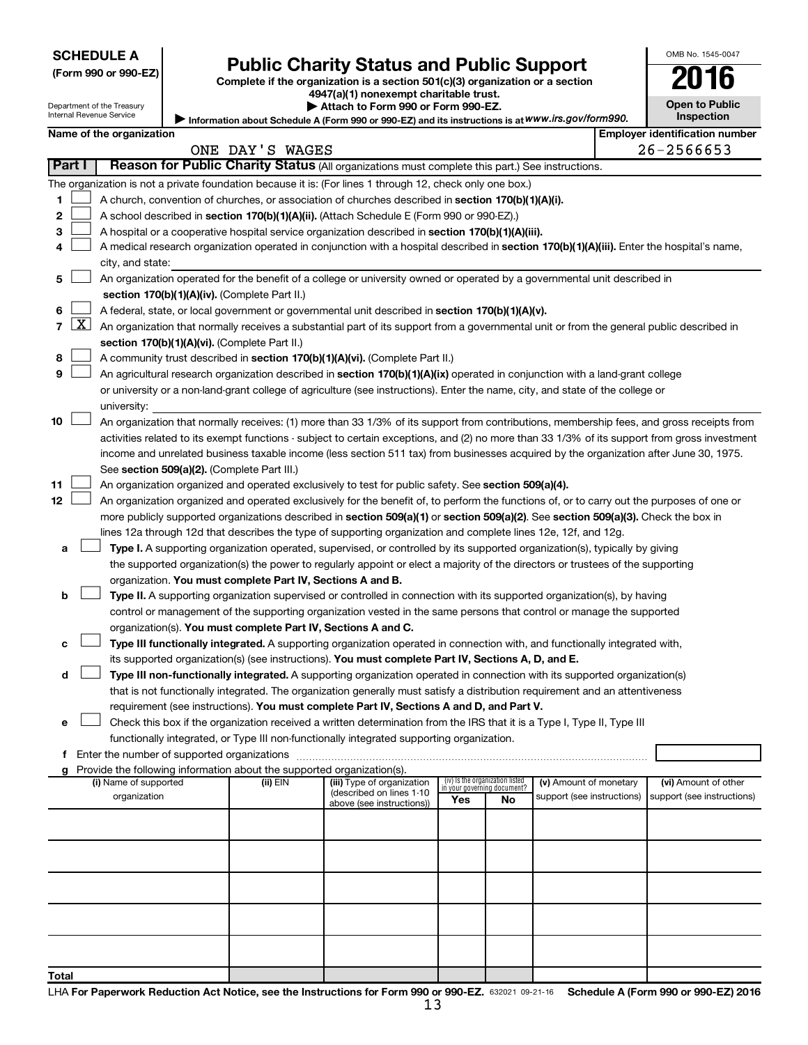**SCHEDULE A**
**(Form 990 or 990-EZ)**

Department of the Treasury
Internal Revenue Service

# Public Charity Status and Public Support

**Complete if the organization is a section 501(c)(3) organization or a section 4947(a)(1) nonexempt charitable trust.**
**▶ Attach to Form 990 or Form 990-EZ.**
**▶ Information about Schedule A (Form 990 or 990-EZ) and its instructions is at www.irs.gov/form990.**

OMB No. 1545-0047
**2016**
**Open to Public Inspection**

**Name of the organization:** ONE DAY'S WAGES
**Employer identification number:** 26-2566653

## Part I Reason for Public Charity Status (All organizations must complete this part.) See instructions.

The organization is not a private foundation because it is: (For lines 1 through 12, check only one box.)

1 [ ] A church, convention of churches, or association of churches described in **section 170(b)(1)(A)(i).**

2 [ ] A school described in **section 170(b)(1)(A)(ii).** (Attach Schedule E (Form 990 or 990-EZ).)

3 [ ] A hospital or a cooperative hospital service organization described in **section 170(b)(1)(A)(iii).**

4 [ ] A medical research organization operated in conjunction with a hospital described in **section 170(b)(1)(A)(iii).** Enter the hospital's name, city, and state:

5 [ ] An organization operated for the benefit of a college or university owned or operated by a governmental unit described in **section 170(b)(1)(A)(iv).** (Complete Part II.)

6 [ ] A federal, state, or local government or governmental unit described in **section 170(b)(1)(A)(v).**

7 [X] An organization that normally receives a substantial part of its support from a governmental unit or from the general public described in **section 170(b)(1)(A)(vi).** (Complete Part II.)

8 [ ] A community trust described in **section 170(b)(1)(A)(vi).** (Complete Part II.)

9 [ ] An agricultural research organization described in **section 170(b)(1)(A)(ix)** operated in conjunction with a land-grant college or university or a non-land-grant college of agriculture (see instructions). Enter the name, city, and state of the college or university:

10 [ ] An organization that normally receives: (1) more than 33 1/3% of its support from contributions, membership fees, and gross receipts from activities related to its exempt functions - subject to certain exceptions, and (2) no more than 33 1/3% of its support from gross investment income and unrelated business taxable income (less section 511 tax) from businesses acquired by the organization after June 30, 1975. See **section 509(a)(2).** (Complete Part III.)

11 [ ] An organization organized and operated exclusively to test for public safety. See **section 509(a)(4).**

12 [ ] An organization organized and operated exclusively for the benefit of, to perform the functions of, or to carry out the purposes of one or more publicly supported organizations described in **section 509(a)(1)** or **section 509(a)(2).** See **section 509(a)(3).** Check the box in lines 12a through 12d that describes the type of supporting organization and complete lines 12e, 12f, and 12g.

a [ ] **Type I.** A supporting organization operated, supervised, or controlled by its supported organization(s), typically by giving the supported organization(s) the power to regularly appoint or elect a majority of the directors or trustees of the supporting organization. **You must complete Part IV, Sections A and B.**

b [ ] **Type II.** A supporting organization supervised or controlled in connection with its supported organization(s), by having control or management of the supporting organization vested in the same persons that control or manage the supported organization(s). **You must complete Part IV, Sections A and C.**

c [ ] **Type III functionally integrated.** A supporting organization operated in connection with, and functionally integrated with, its supported organization(s) (see instructions). **You must complete Part IV, Sections A, D, and E.**

d [ ] **Type III non-functionally integrated.** A supporting organization operated in connection with its supported organization(s) that is not functionally integrated. The organization generally must satisfy a distribution requirement and an attentiveness requirement (see instructions). **You must complete Part IV, Sections A and D, and Part V.**

e [ ] Check this box if the organization received a written determination from the IRS that it is a Type I, Type II, Type III functionally integrated, or Type III non-functionally integrated supporting organization.

f Enter the number of supported organizations

g Provide the following information about the supported organization(s).

| (i) Name of supported organization | (ii) EIN | (iii) Type of organization (described on lines 1-10 above (see instructions)) | (iv) Is the organization listed in your governing document? Yes | No | (v) Amount of monetary support (see instructions) | (vi) Amount of other support (see instructions) |
|---|---|---|---|---|---|---|
| | | | | | | |
| | | | | | | |
| | | | | | | |
| | | | | | | |
| | | | | | | |
| **Total** | | | | | | |

LHA **For Paperwork Reduction Act Notice, see the Instructions for Form 990 or 990-EZ.** 632021 09-21-16 **Schedule A (Form 990 or 990-EZ) 2016**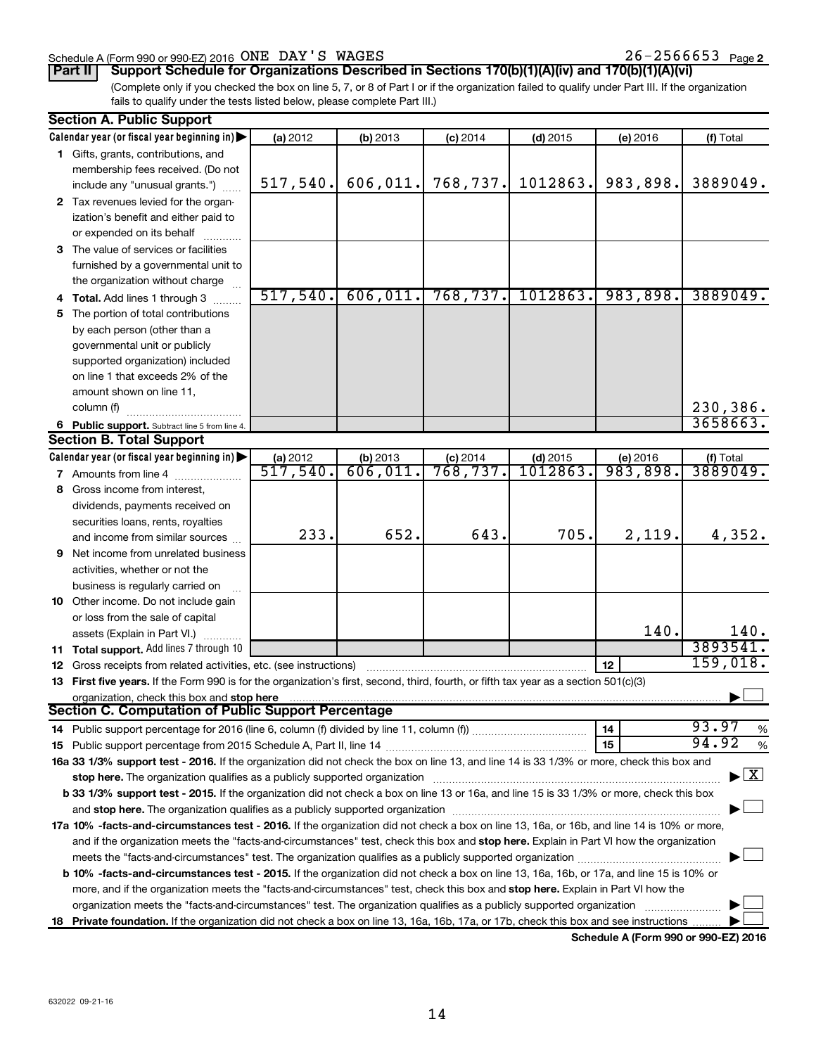Schedule A (Form 990 or 990-EZ) 2016 ONE DAY'S WAGES 26-2566653 Page **2**

## Part II Support Schedule for Organizations Described in Sections 170(b)(1)(A)(iv) and 170(b)(1)(A)(vi)

(Complete only if you checked the box on line 5, 7, or 8 of Part I or if the organization failed to qualify under Part III. If the organization fails to qualify under the tests listed below, please complete Part III.)

### Section A. Public Support

| Calendar year (or fiscal year beginning in) ▶ | (a) 2012 | (b) 2013 | (c) 2014 | (d) 2015 | (e) 2016 | (f) Total |
|---|---|---|---|---|---|---|
| **1** Gifts, grants, contributions, and membership fees received. (Do not include any "unusual grants.") | 517,540. | 606,011. | 768,737. | 1012863. | 983,898. | 3889049. |
| **2** Tax revenues levied for the organization's benefit and either paid to or expended on its behalf | | | | | | |
| **3** The value of services or facilities furnished by a governmental unit to the organization without charge | | | | | | |
| **4 Total.** Add lines 1 through 3 | 517,540. | 606,011. | 768,737. | 1012863. | 983,898. | 3889049. |
| **5** The portion of total contributions by each person (other than a governmental unit or publicly supported organization) included on line 1 that exceeds 2% of the amount shown on line 11, column (f) | | | | | | 230,386. |
| **6 Public support.** Subtract line 5 from line 4. | | | | | | 3658663. |

### Section B. Total Support

| Calendar year (or fiscal year beginning in) ▶ | (a) 2012 | (b) 2013 | (c) 2014 | (d) 2015 | (e) 2016 | (f) Total |
|---|---|---|---|---|---|---|
| **7** Amounts from line 4 | 517,540. | 606,011. | 768,737. | 1012863. | 983,898. | 3889049. |
| **8** Gross income from interest, dividends, payments received on securities loans, rents, royalties and income from similar sources | 233. | 652. | 643. | 705. | 2,119. | 4,352. |
| **9** Net income from unrelated business activities, whether or not the business is regularly carried on | | | | | | |
| **10** Other income. Do not include gain or loss from the sale of capital assets (Explain in Part VI.) | | | | | 140. | 140. |
| **11 Total support.** Add lines 7 through 10 | | | | | | 3893541. |
| **12** Gross receipts from related activities, etc. (see instructions) | | | | | **12** | 159,018. |

**13 First five years.** If the Form 990 is for the organization's first, second, third, fourth, or fifth tax year as a section 501(c)(3) organization, check this box and **stop here** ▶ ☐

### Section C. Computation of Public Support Percentage

| | | |
|---|---|---|
| **14** Public support percentage for 2016 (line 6, column (f) divided by line 11, column (f)) | **14** | 93.97 % |
| **15** Public support percentage from 2015 Schedule A, Part II, line 14 | **15** | 94.92 % |

**16a 33 1/3% support test - 2016.** If the organization did not check the box on line 13, and line 14 is 33 1/3% or more, check this box and **stop here.** The organization qualifies as a publicly supported organization ▶ ☒

**b 33 1/3% support test - 2015.** If the organization did not check a box on line 13 or 16a, and line 15 is 33 1/3% or more, check this box and **stop here.** The organization qualifies as a publicly supported organization ▶ ☐

**17a 10% -facts-and-circumstances test - 2016.** If the organization did not check a box on line 13, 16a, or 16b, and line 14 is 10% or more, and if the organization meets the "facts-and-circumstances" test, check this box and **stop here.** Explain in Part VI how the organization meets the "facts-and-circumstances" test. The organization qualifies as a publicly supported organization ▶ ☐

**b 10% -facts-and-circumstances test - 2015.** If the organization did not check a box on line 13, 16a, 16b, or 17a, and line 15 is 10% or more, and if the organization meets the "facts-and-circumstances" test, check this box and **stop here.** Explain in Part VI how the organization meets the "facts-and-circumstances" test. The organization qualifies as a publicly supported organization ▶ ☐

**18 Private foundation.** If the organization did not check a box on line 13, 16a, 16b, 17a, or 17b, check this box and see instructions ▶ ☐

**Schedule A (Form 990 or 990-EZ) 2016**

632022 09-21-16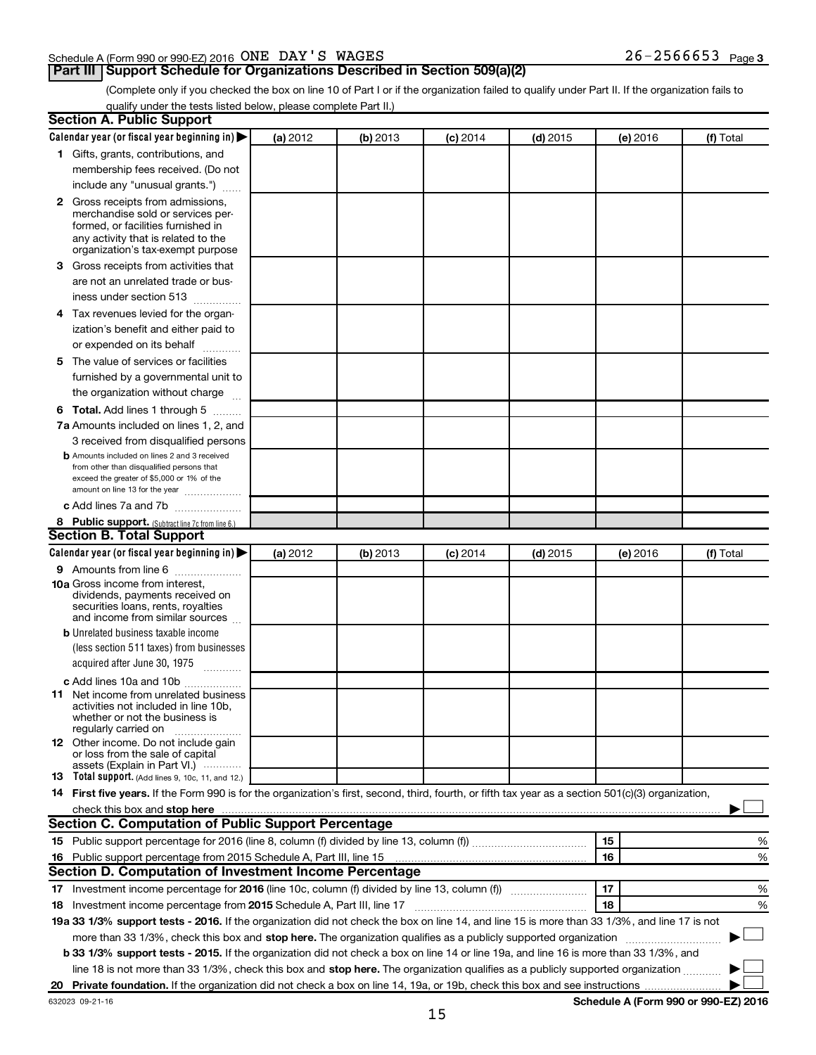Schedule A (Form 990 or 990-EZ) 2016 ONE DAY'S WAGES 26-2566653 Page 3

## Part III Support Schedule for Organizations Described in Section 509(a)(2)

(Complete only if you checked the box on line 10 of Part I or if the organization failed to qualify under Part II. If the organization fails to qualify under the tests listed below, please complete Part II.)

### Section A. Public Support

| Calendar year (or fiscal year beginning in) ▶ | (a) 2012 | (b) 2013 | (c) 2014 | (d) 2015 | (e) 2016 | (f) Total |
|---|---|---|---|---|---|---|
| **1** Gifts, grants, contributions, and membership fees received. (Do not include any "unusual grants.") | | | | | | |
| **2** Gross receipts from admissions, merchandise sold or services performed, or facilities furnished in any activity that is related to the organization's tax-exempt purpose | | | | | | |
| **3** Gross receipts from activities that are not an unrelated trade or business under section 513 | | | | | | |
| **4** Tax revenues levied for the organization's benefit and either paid to or expended on its behalf | | | | | | |
| **5** The value of services or facilities furnished by a governmental unit to the organization without charge | | | | | | |
| **6 Total.** Add lines 1 through 5 | | | | | | |
| **7a** Amounts included on lines 1, 2, and 3 received from disqualified persons | | | | | | |
| **b** Amounts included on lines 2 and 3 received from other than disqualified persons that exceed the greater of $5,000 or 1% of the amount on line 13 for the year | | | | | | |
| **c** Add lines 7a and 7b | | | | | | |
| **8 Public support.** (Subtract line 7c from line 6.) | | | | | | |

### Section B. Total Support

| Calendar year (or fiscal year beginning in) ▶ | (a) 2012 | (b) 2013 | (c) 2014 | (d) 2015 | (e) 2016 | (f) Total |
|---|---|---|---|---|---|---|
| **9** Amounts from line 6 | | | | | | |
| **10a** Gross income from interest, dividends, payments received on securities loans, rents, royalties and income from similar sources | | | | | | |
| **b** Unrelated business taxable income (less section 511 taxes) from businesses acquired after June 30, 1975 | | | | | | |
| **c** Add lines 10a and 10b | | | | | | |
| **11** Net income from unrelated business activities not included in line 10b, whether or not the business is regularly carried on | | | | | | |
| **12** Other income. Do not include gain or loss from the sale of capital assets (Explain in Part VI.) | | | | | | |
| **13 Total support.** (Add lines 9, 10c, 11, and 12.) | | | | | | |

**14 First five years.** If the Form 990 is for the organization's first, second, third, fourth, or fifth tax year as a section 501(c)(3) organization, check this box and **stop here** ▶ ☐

### Section C. Computation of Public Support Percentage

| | | | |
|---|---|---|---|
| **15** Public support percentage for 2016 (line 8, column (f) divided by line 13, column (f)) | 15 | | % |
| **16** Public support percentage from 2015 Schedule A, Part III, line 15 | 16 | | % |

### Section D. Computation of Investment Income Percentage

| | | | |
|---|---|---|---|
| **17** Investment income percentage for **2016** (line 10c, column (f) divided by line 13, column (f)) | 17 | | % |
| **18** Investment income percentage from **2015** Schedule A, Part III, line 17 | 18 | | % |

**19a 33 1/3% support tests - 2016.** If the organization did not check the box on line 14, and line 15 is more than 33 1/3%, and line 17 is not more than 33 1/3%, check this box and **stop here.** The organization qualifies as a publicly supported organization ▶ ☐

**b 33 1/3% support tests - 2015.** If the organization did not check a box on line 14 or line 19a, and line 16 is more than 33 1/3%, and line 18 is not more than 33 1/3%, check this box and **stop here.** The organization qualifies as a publicly supported organization ▶ ☐

**20 Private foundation.** If the organization did not check a box on line 14, 19a, or 19b, check this box and see instructions ▶ ☐

632023 09-21-16 **Schedule A (Form 990 or 990-EZ) 2016**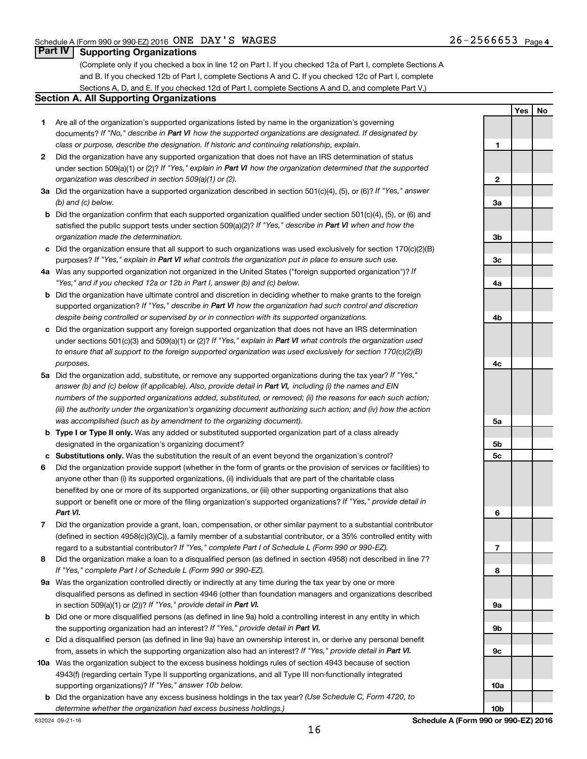Schedule A (Form 990 or 990-EZ) 2016 ONE DAY'S WAGES 26-2566653 Page 4

## Part IV Supporting Organizations

(Complete only if you checked a box in line 12 on Part I. If you checked 12a of Part I, complete Sections A and B. If you checked 12b of Part I, complete Sections A and C. If you checked 12c of Part I, complete Sections A, D, and E. If you checked 12d of Part I, complete Sections A and D, and complete Part V.)

### Section A. All Supporting Organizations

| | | | Yes | No |
|---|---|---|---|---|
| 1 | Are all of the organization's supported organizations listed by name in the organization's governing documents? *If "No," describe in **Part VI** how the supported organizations are designated. If designated by class or purpose, describe the designation. If historic and continuing relationship, explain.* | 1 | | |
| 2 | Did the organization have any supported organization that does not have an IRS determination of status under section 509(a)(1) or (2)? *If "Yes," explain in **Part VI** how the organization determined that the supported organization was described in section 509(a)(1) or (2).* | 2 | | |
| 3a | Did the organization have a supported organization described in section 501(c)(4), (5), or (6)? *If "Yes," answer (b) and (c) below.* | 3a | | |
| b | Did the organization confirm that each supported organization qualified under section 501(c)(4), (5), or (6) and satisfied the public support tests under section 509(a)(2)? *If "Yes," describe in **Part VI** when and how the organization made the determination.* | 3b | | |
| c | Did the organization ensure that all support to such organizations was used exclusively for section 170(c)(2)(B) purposes? *If "Yes," explain in **Part VI** what controls the organization put in place to ensure such use.* | 3c | | |
| 4a | Was any supported organization not organized in the United States ("foreign supported organization")? *If "Yes," and if you checked 12a or 12b in Part I, answer (b) and (c) below.* | 4a | | |
| b | Did the organization have ultimate control and discretion in deciding whether to make grants to the foreign supported organization? *If "Yes," describe in **Part VI** how the organization had such control and discretion despite being controlled or supervised by or in connection with its supported organizations.* | 4b | | |
| c | Did the organization support any foreign supported organization that does not have an IRS determination under sections 501(c)(3) and 509(a)(1) or (2)? *If "Yes," explain in **Part VI** what controls the organization used to ensure that all support to the foreign supported organization was used exclusively for section 170(c)(2)(B) purposes.* | 4c | | |
| 5a | Did the organization add, substitute, or remove any supported organizations during the tax year? *If "Yes," answer (b) and (c) below (if applicable). Also, provide detail in **Part VI,** including (i) the names and EIN numbers of the supported organizations added, substituted, or removed; (ii) the reasons for each such action; (iii) the authority under the organization's organizing document authorizing such action; and (iv) how the action was accomplished (such as by amendment to the organizing document).* | 5a | | |
| b | **Type I or Type II only.** Was any added or substituted supported organization part of a class already designated in the organization's organizing document? | 5b | | |
| c | **Substitutions only.** Was the substitution the result of an event beyond the organization's control? | 5c | | |
| 6 | Did the organization provide support (whether in the form of grants or the provision of services or facilities) to anyone other than (i) its supported organizations, (ii) individuals that are part of the charitable class benefited by one or more of its supported organizations, or (iii) other supporting organizations that also support or benefit one or more of the filing organization's supported organizations? *If "Yes," provide detail in **Part VI.*** | 6 | | |
| 7 | Did the organization provide a grant, loan, compensation, or other similar payment to a substantial contributor (defined in section 4958(c)(3)(C)), a family member of a substantial contributor, or a 35% controlled entity with regard to a substantial contributor? *If "Yes," complete Part I of Schedule L (Form 990 or 990-EZ).* | 7 | | |
| 8 | Did the organization make a loan to a disqualified person (as defined in section 4958) not described in line 7? *If "Yes," complete Part I of Schedule L (Form 990 or 990-EZ).* | 8 | | |
| 9a | Was the organization controlled directly or indirectly at any time during the tax year by one or more disqualified persons as defined in section 4946 (other than foundation managers and organizations described in section 509(a)(1) or (2))? *If "Yes," provide detail in **Part VI.*** | 9a | | |
| b | Did one or more disqualified persons (as defined in line 9a) hold a controlling interest in any entity in which the supporting organization had an interest? *If "Yes," provide detail in **Part VI.*** | 9b | | |
| c | Did a disqualified person (as defined in line 9a) have an ownership interest in, or derive any personal benefit from, assets in which the supporting organization also had an interest? *If "Yes," provide detail in **Part VI.*** | 9c | | |
| 10a | Was the organization subject to the excess business holdings rules of section 4943 because of section 4943(f) (regarding certain Type II supporting organizations, and all Type III non-functionally integrated supporting organizations)? *If "Yes," answer 10b below.* | 10a | | |
| b | Did the organization have any excess business holdings in the tax year? *(Use Schedule C, Form 4720, to determine whether the organization had excess business holdings.)* | 10b | | |

632024 09-21-16 **Schedule A (Form 990 or 990-EZ) 2016**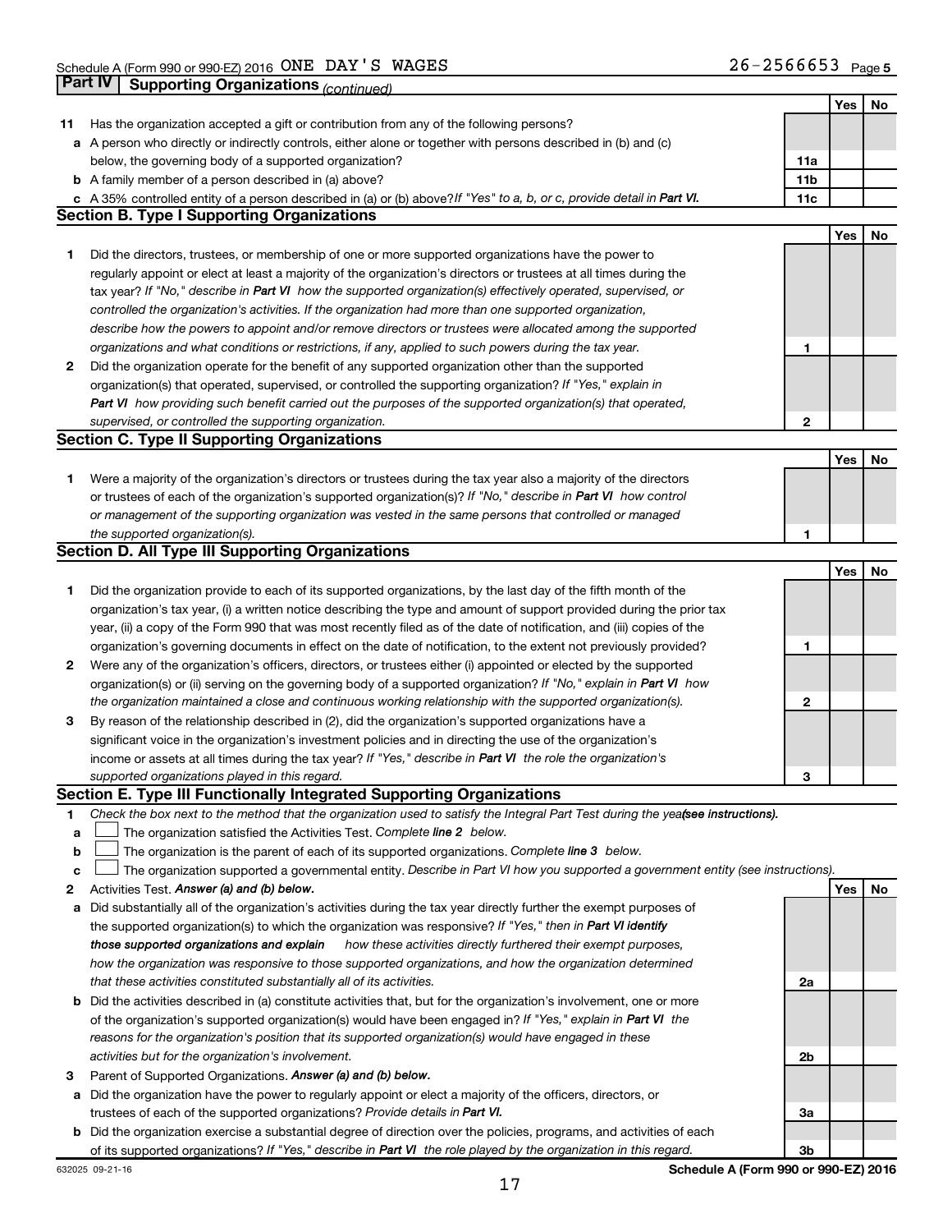Schedule A (Form 990 or 990-EZ) 2016 ONE DAY'S WAGES 26-2566653 Page 5

## Part IV Supporting Organizations *(continued)*

| | | | Yes | No |
|---|---|---|---|---|
| **11** | Has the organization accepted a gift or contribution from any of the following persons? | | | |
| **a** | A person who directly or indirectly controls, either alone or together with persons described in (b) and (c) below, the governing body of a supported organization? | **11a** | | |
| **b** | A family member of a person described in (a) above? | **11b** | | |
| **c** | A 35% controlled entity of a person described in (a) or (b) above? *If "Yes" to a, b, or c, provide detail in **Part VI.*** | **11c** | | |

### Section B. Type I Supporting Organizations

| | | | Yes | No |
|---|---|---|---|---|
| **1** | Did the directors, trustees, or membership of one or more supported organizations have the power to regularly appoint or elect at least a majority of the organization's directors or trustees at all times during the tax year? *If "No," describe in **Part VI** how the supported organization(s) effectively operated, supervised, or controlled the organization's activities. If the organization had more than one supported organization, describe how the powers to appoint and/or remove directors or trustees were allocated among the supported organizations and what conditions or restrictions, if any, applied to such powers during the tax year.* | **1** | | |
| **2** | Did the organization operate for the benefit of any supported organization other than the supported organization(s) that operated, supervised, or controlled the supporting organization? *If "Yes," explain in **Part VI** how providing such benefit carried out the purposes of the supported organization(s) that operated, supervised, or controlled the supporting organization.* | **2** | | |

### Section C. Type II Supporting Organizations

| | | | Yes | No |
|---|---|---|---|---|
| **1** | Were a majority of the organization's directors or trustees during the tax year also a majority of the directors or trustees of each of the organization's supported organization(s)? *If "No," describe in **Part VI** how control or management of the supporting organization was vested in the same persons that controlled or managed the supported organization(s).* | **1** | | |

### Section D. All Type III Supporting Organizations

| | | | Yes | No |
|---|---|---|---|---|
| **1** | Did the organization provide to each of its supported organizations, by the last day of the fifth month of the organization's tax year, (i) a written notice describing the type and amount of support provided during the prior tax year, (ii) a copy of the Form 990 that was most recently filed as of the date of notification, and (iii) copies of the organization's governing documents in effect on the date of notification, to the extent not previously provided? | **1** | | |
| **2** | Were any of the organization's officers, directors, or trustees either (i) appointed or elected by the supported organization(s) or (ii) serving on the governing body of a supported organization? *If "No," explain in **Part VI** how the organization maintained a close and continuous working relationship with the supported organization(s).* | **2** | | |
| **3** | By reason of the relationship described in (2), did the organization's supported organizations have a significant voice in the organization's investment policies and in directing the use of the organization's income or assets at all times during the tax year? *If "Yes," describe in **Part VI** the role the organization's supported organizations played in this regard.* | **3** | | |

### Section E. Type III Functionally Integrated Supporting Organizations

**1** *Check the box next to the method that the organization used to satisfy the Integral Part Test during the year* ***(see instructions).***

**a** ☐ The organization satisfied the Activities Test. *Complete **line 2** below.*

**b** ☐ The organization is the parent of each of its supported organizations. *Complete **line 3** below.*

**c** ☐ The organization supported a governmental entity. *Describe in Part VI how you supported a government entity (see instructions).*

| | | | Yes | No |
|---|---|---|---|---|
| **2** | Activities Test. ***Answer (a) and (b) below.*** | | | |
| **a** | Did substantially all of the organization's activities during the tax year directly further the exempt purposes of the supported organization(s) to which the organization was responsive? *If "Yes," then in **Part VI identify those supported organizations and explain** how these activities directly furthered their exempt purposes, how the organization was responsive to those supported organizations, and how the organization determined that these activities constituted substantially all of its activities.* | **2a** | | |
| **b** | Did the activities described in (a) constitute activities that, but for the organization's involvement, one or more of the organization's supported organization(s) would have been engaged in? *If "Yes," explain in **Part VI** the reasons for the organization's position that its supported organization(s) would have engaged in these activities but for the organization's involvement.* | **2b** | | |
| **3** | Parent of Supported Organizations. ***Answer (a) and (b) below.*** | | | |
| **a** | Did the organization have the power to regularly appoint or elect a majority of the officers, directors, or trustees of each of the supported organizations? *Provide details in **Part VI.*** | **3a** | | |
| **b** | Did the organization exercise a substantial degree of direction over the policies, programs, and activities of each of its supported organizations? *If "Yes," describe in **Part VI** the role played by the organization in this regard.* | **3b** | | |

632025 09-21-16 **Schedule A (Form 990 or 990-EZ) 2016**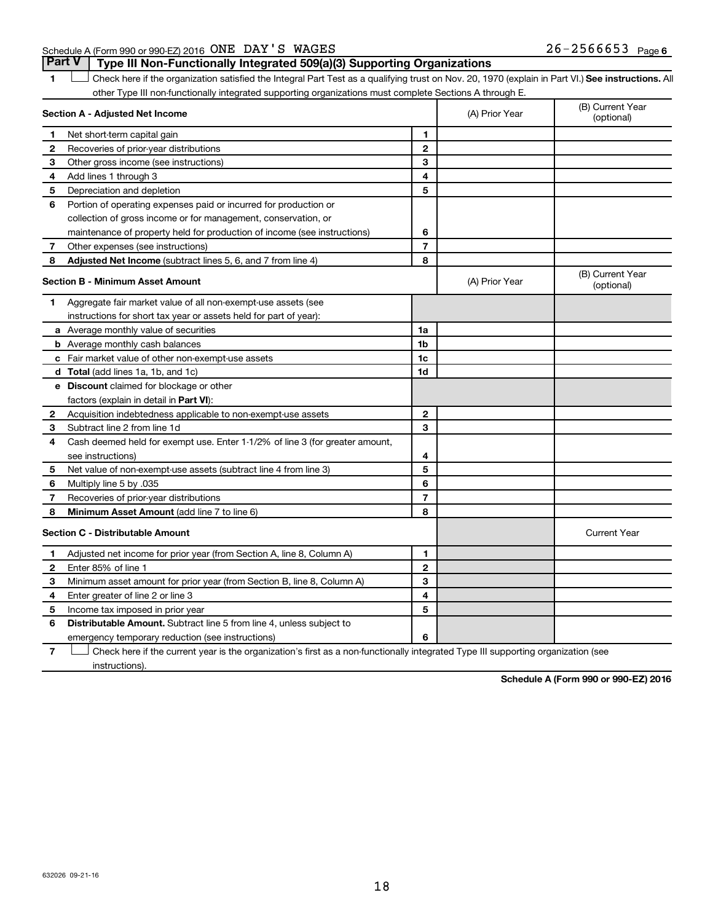Schedule A (Form 990 or 990-EZ) 2016 ONE DAY'S WAGES 26-2566653 Page 6

## Part V Type III Non-Functionally Integrated 509(a)(3) Supporting Organizations

1 ☐ Check here if the organization satisfied the Integral Part Test as a qualifying trust on Nov. 20, 1970 (explain in Part VI.) **See instructions.** All other Type III non-functionally integrated supporting organizations must complete Sections A through E.

| | **Section A - Adjusted Net Income** | | (A) Prior Year | (B) Current Year (optional) |
|---|---|---|---|---|
| 1 | Net short-term capital gain | 1 | | |
| 2 | Recoveries of prior-year distributions | 2 | | |
| 3 | Other gross income (see instructions) | 3 | | |
| 4 | Add lines 1 through 3 | 4 | | |
| 5 | Depreciation and depletion | 5 | | |
| 6 | Portion of operating expenses paid or incurred for production or collection of gross income or for management, conservation, or maintenance of property held for production of income (see instructions) | 6 | | |
| 7 | Other expenses (see instructions) | 7 | | |
| 8 | **Adjusted Net Income** (subtract lines 5, 6, and 7 from line 4) | 8 | | |

| | **Section B - Minimum Asset Amount** | | (A) Prior Year | (B) Current Year (optional) |
|---|---|---|---|---|
| 1 | Aggregate fair market value of all non-exempt-use assets (see instructions for short tax year or assets held for part of year): | | | |
| a | Average monthly value of securities | 1a | | |
| b | Average monthly cash balances | 1b | | |
| c | Fair market value of other non-exempt-use assets | 1c | | |
| d | **Total** (add lines 1a, 1b, and 1c) | 1d | | |
| e | **Discount** claimed for blockage or other factors (explain in detail in **Part VI**): | | | |
| 2 | Acquisition indebtedness applicable to non-exempt-use assets | 2 | | |
| 3 | Subtract line 2 from line 1d | 3 | | |
| 4 | Cash deemed held for exempt use. Enter 1-1/2% of line 3 (for greater amount, see instructions) | 4 | | |
| 5 | Net value of non-exempt-use assets (subtract line 4 from line 3) | 5 | | |
| 6 | Multiply line 5 by .035 | 6 | | |
| 7 | Recoveries of prior-year distributions | 7 | | |
| 8 | **Minimum Asset Amount** (add line 7 to line 6) | 8 | | |

| | **Section C - Distributable Amount** | | | Current Year |
|---|---|---|---|---|
| 1 | Adjusted net income for prior year (from Section A, line 8, Column A) | 1 | | |
| 2 | Enter 85% of line 1 | 2 | | |
| 3 | Minimum asset amount for prior year (from Section B, line 8, Column A) | 3 | | |
| 4 | Enter greater of line 2 or line 3 | 4 | | |
| 5 | Income tax imposed in prior year | 5 | | |
| 6 | **Distributable Amount.** Subtract line 5 from line 4, unless subject to emergency temporary reduction (see instructions) | 6 | | |

7 ☐ Check here if the current year is the organization's first as a non-functionally integrated Type III supporting organization (see instructions).

**Schedule A (Form 990 or 990-EZ) 2016**

632026 09-21-16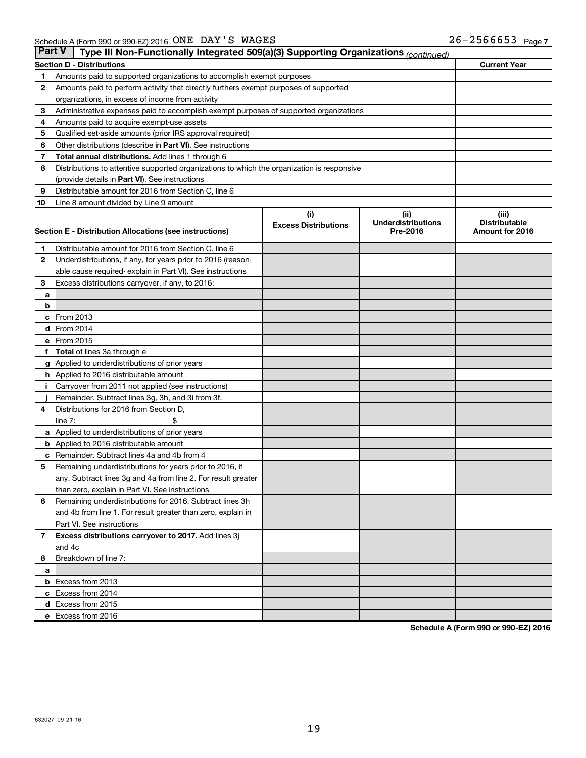Schedule A (Form 990 or 990-EZ) 2016 ONE DAY'S WAGES 26-2566653 Page 7

**Part V | Type III Non-Functionally Integrated 509(a)(3) Supporting Organizations** *(continued)*

| **Section D - Distributions** | | **Current Year** |
|---|---|---|
| **1** | Amounts paid to supported organizations to accomplish exempt purposes | |
| **2** | Amounts paid to perform activity that directly furthers exempt purposes of supported organizations, in excess of income from activity | |
| **3** | Administrative expenses paid to accomplish exempt purposes of supported organizations | |
| **4** | Amounts paid to acquire exempt-use assets | |
| **5** | Qualified set-aside amounts (prior IRS approval required) | |
| **6** | Other distributions (describe in **Part VI**). See instructions | |
| **7** | **Total annual distributions.** Add lines 1 through 6 | |
| **8** | Distributions to attentive supported organizations to which the organization is responsive (provide details in **Part VI**). See instructions | |
| **9** | Distributable amount for 2016 from Section C, line 6 | |
| **10** | Line 8 amount divided by Line 9 amount | |

| **Section E - Distribution Allocations (see instructions)** | | **(i) Excess Distributions** | **(ii) Underdistributions Pre-2016** | **(iii) Distributable Amount for 2016** |
|---|---|---|---|---|
| **1** | Distributable amount for 2016 from Section C, line 6 | | | |
| **2** | Underdistributions, if any, for years prior to 2016 (reasonable cause required- explain in Part VI). See instructions | | | |
| **3** | Excess distributions carryover, if any, to 2016: | | | |
| **a** | | | | |
| **b** | | | | |
| **c** | From 2013 | | | |
| **d** | From 2014 | | | |
| **e** | From 2015 | | | |
| **f** | **Total** of lines 3a through e | | | |
| **g** | Applied to underdistributions of prior years | | | |
| **h** | Applied to 2016 distributable amount | | | |
| **i** | Carryover from 2011 not applied (see instructions) | | | |
| **j** | Remainder. Subtract lines 3g, 3h, and 3i from 3f. | | | |
| **4** | Distributions for 2016 from Section D, line 7: $ | | | |
| **a** | Applied to underdistributions of prior years | | | |
| **b** | Applied to 2016 distributable amount | | | |
| **c** | Remainder. Subtract lines 4a and 4b from 4 | | | |
| **5** | Remaining underdistributions for years prior to 2016, if any. Subtract lines 3g and 4a from line 2. For result greater than zero, explain in Part VI. See instructions | | | |
| **6** | Remaining underdistributions for 2016. Subtract lines 3h and 4b from line 1. For result greater than zero, explain in Part VI. See instructions | | | |
| **7** | **Excess distributions carryover to 2017.** Add lines 3j and 4c | | | |
| **8** | Breakdown of line 7: | | | |
| **a** | | | | |
| **b** | Excess from 2013 | | | |
| **c** | Excess from 2014 | | | |
| **d** | Excess from 2015 | | | |
| **e** | Excess from 2016 | | | |

**Schedule A (Form 990 or 990-EZ) 2016**

632027 09-21-16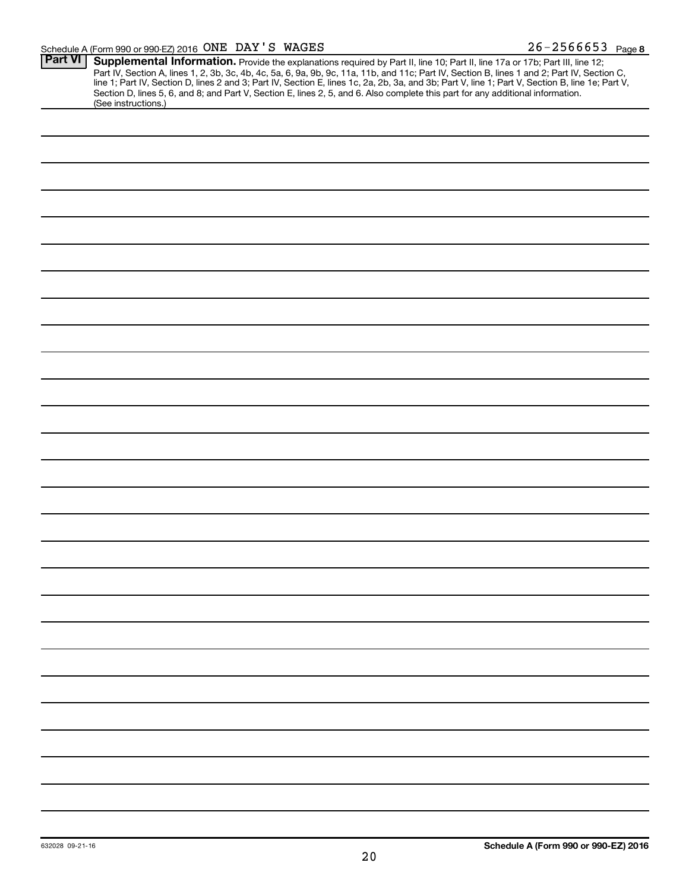Schedule A (Form 990 or 990-EZ) 2016 ONE DAY'S WAGES 26-2566653 Page **8**

## Part VI Supplemental Information.

Provide the explanations required by Part II, line 10; Part II, line 17a or 17b; Part III, line 12; Part IV, Section A, lines 1, 2, 3b, 3c, 4b, 4c, 5a, 6, 9a, 9b, 9c, 11a, 11b, and 11c; Part IV, Section B, lines 1 and 2; Part IV, Section C, line 1; Part IV, Section D, lines 2 and 3; Part IV, Section E, lines 1c, 2a, 2b, 3a, and 3b; Part V, line 1; Part V, Section B, line 1e; Part V, Section D, lines 5, 6, and 8; and Part V, Section E, lines 2, 5, and 6. Also complete this part for any additional information. (See instructions.)

632028 09-21-16

**Schedule A (Form 990 or 990-EZ) 2016**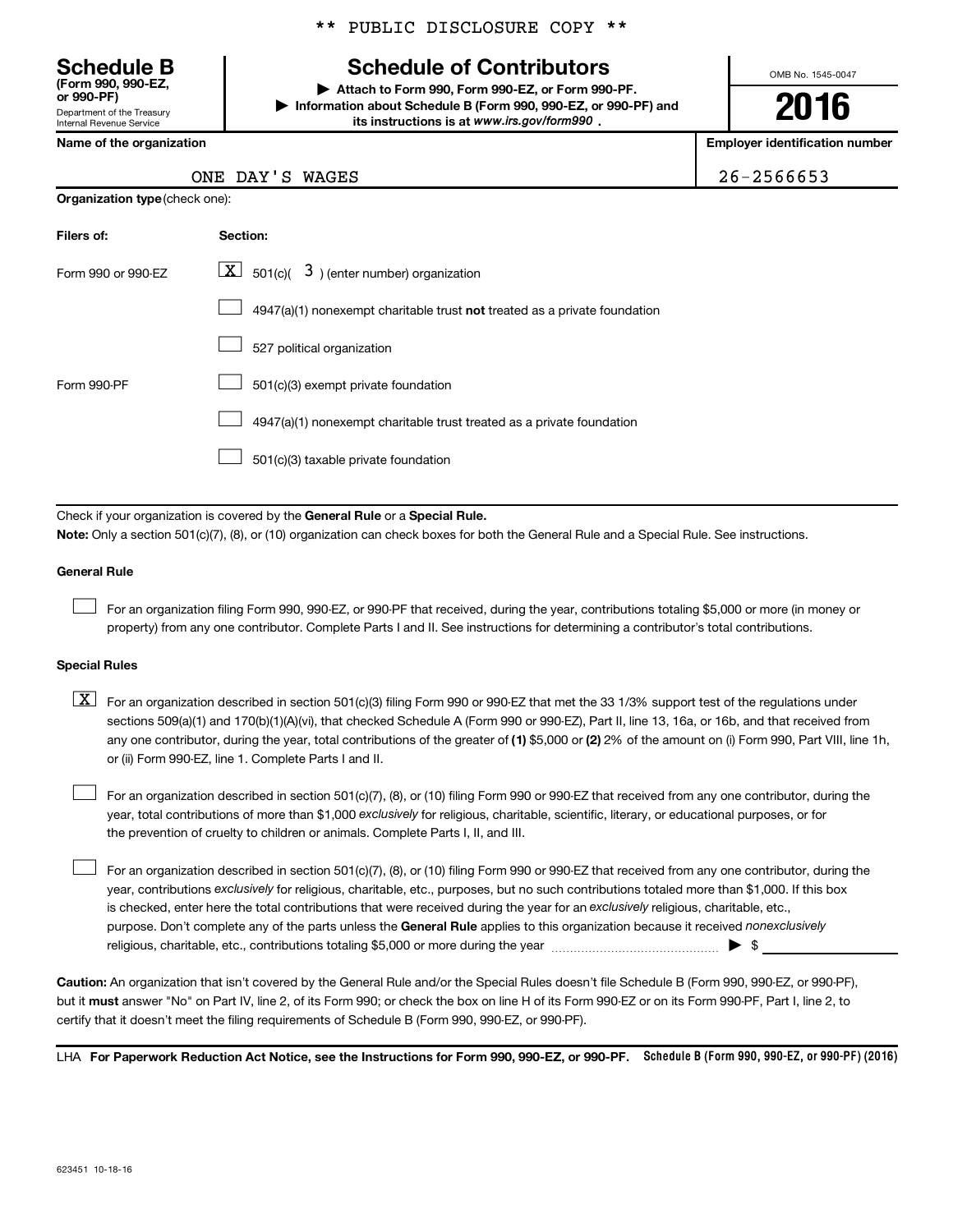** PUBLIC DISCLOSURE COPY **

**Schedule B**
**(Form 990, 990-EZ, or 990-PF)**
Department of the Treasury
Internal Revenue Service

# Schedule of Contributors

▶ **Attach to Form 990, Form 990-EZ, or Form 990-PF.**
▶ **Information about Schedule B (Form 990, 990-EZ, or 990-PF) and its instructions is at *www.irs.gov/form990*.**

OMB No. 1545-0047

**2016**

| **Name of the organization** | **Employer identification number** |
|---|---|
| ONE DAY'S WAGES | 26-2566653 |

**Organization type** (check one):

| **Filers of:** | **Section:** |
|---|---|
| Form 990 or 990-EZ | [X] 501(c)( 3 ) (enter number) organization |
| | [ ] 4947(a)(1) nonexempt charitable trust **not** treated as a private foundation |
| | [ ] 527 political organization |
| Form 990-PF | [ ] 501(c)(3) exempt private foundation |
| | [ ] 4947(a)(1) nonexempt charitable trust treated as a private foundation |
| | [ ] 501(c)(3) taxable private foundation |

Check if your organization is covered by the **General Rule** or a **Special Rule.**

**Note:** Only a section 501(c)(7), (8), or (10) organization can check boxes for both the General Rule and a Special Rule. See instructions.

**General Rule**

[ ] For an organization filing Form 990, 990-EZ, or 990-PF that received, during the year, contributions totaling $5,000 or more (in money or property) from any one contributor. Complete Parts I and II. See instructions for determining a contributor's total contributions.

**Special Rules**

[X] For an organization described in section 501(c)(3) filing Form 990 or 990-EZ that met the 33 1/3% support test of the regulations under sections 509(a)(1) and 170(b)(1)(A)(vi), that checked Schedule A (Form 990 or 990-EZ), Part II, line 13, 16a, or 16b, and that received from any one contributor, during the year, total contributions of the greater of **(1)** $5,000 or **(2)** 2% of the amount on (i) Form 990, Part VIII, line 1h, or (ii) Form 990-EZ, line 1. Complete Parts I and II.

[ ] For an organization described in section 501(c)(7), (8), or (10) filing Form 990 or 990-EZ that received from any one contributor, during the year, total contributions of more than $1,000 *exclusively* for religious, charitable, scientific, literary, or educational purposes, or for the prevention of cruelty to children or animals. Complete Parts I, II, and III.

[ ] For an organization described in section 501(c)(7), (8), or (10) filing Form 990 or 990-EZ that received from any one contributor, during the year, contributions *exclusively* for religious, charitable, etc., purposes, but no such contributions totaled more than $1,000. If this box is checked, enter here the total contributions that were received during the year for an *exclusively* religious, charitable, etc., purpose. Don't complete any of the parts unless the **General Rule** applies to this organization because it received *nonexclusively* religious, charitable, etc., contributions totaling $5,000 or more during the year ▶ $

**Caution:** An organization that isn't covered by the General Rule and/or the Special Rules doesn't file Schedule B (Form 990, 990-EZ, or 990-PF), but it **must** answer "No" on Part IV, line 2, of its Form 990; or check the box on line H of its Form 990-EZ or on its Form 990-PF, Part I, line 2, to certify that it doesn't meet the filing requirements of Schedule B (Form 990, 990-EZ, or 990-PF).

LHA **For Paperwork Reduction Act Notice, see the Instructions for Form 990, 990-EZ, or 990-PF.** **Schedule B (Form 990, 990-EZ, or 990-PF) (2016)**

623451 10-18-16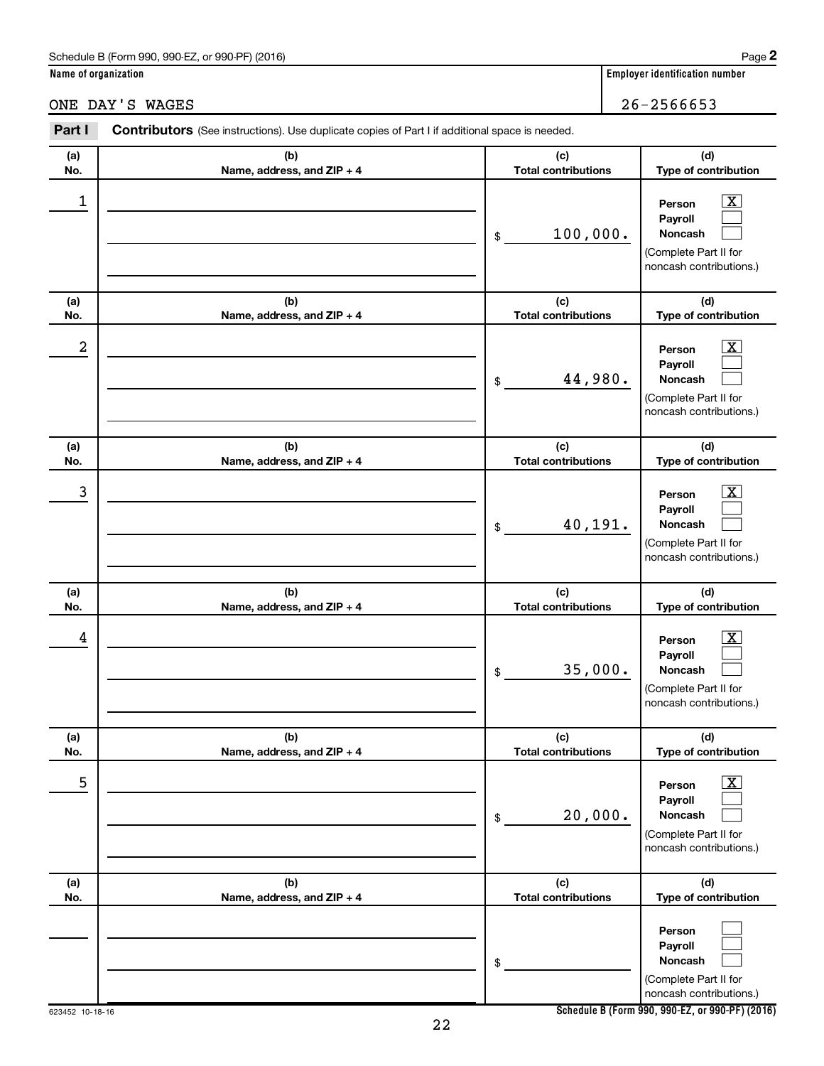Name of organization: ONE DAY'S WAGES

Employer identification number: 26-2566653

**Part I** **Contributors** (See instructions). Use duplicate copies of Part I if additional space is needed.

| (a) No. | (b) Name, address, and ZIP + 4 | (c) Total contributions | (d) Type of contribution |
|---|---|---|---|
| 1 | | $ 100,000. | Person [X] Payroll [ ] Noncash [ ] (Complete Part II for noncash contributions.) |
| 2 | | $ 44,980. | Person [X] Payroll [ ] Noncash [ ] (Complete Part II for noncash contributions.) |
| 3 | | $ 40,191. | Person [X] Payroll [ ] Noncash [ ] (Complete Part II for noncash contributions.) |
| 4 | | $ 35,000. | Person [X] Payroll [ ] Noncash [ ] (Complete Part II for noncash contributions.) |
| 5 | | $ 20,000. | Person [X] Payroll [ ] Noncash [ ] (Complete Part II for noncash contributions.) |
| | | $ | Person [ ] Payroll [ ] Noncash [ ] (Complete Part II for noncash contributions.) |

623452 10-18-16

Schedule B (Form 990, 990-EZ, or 990-PF) (2016)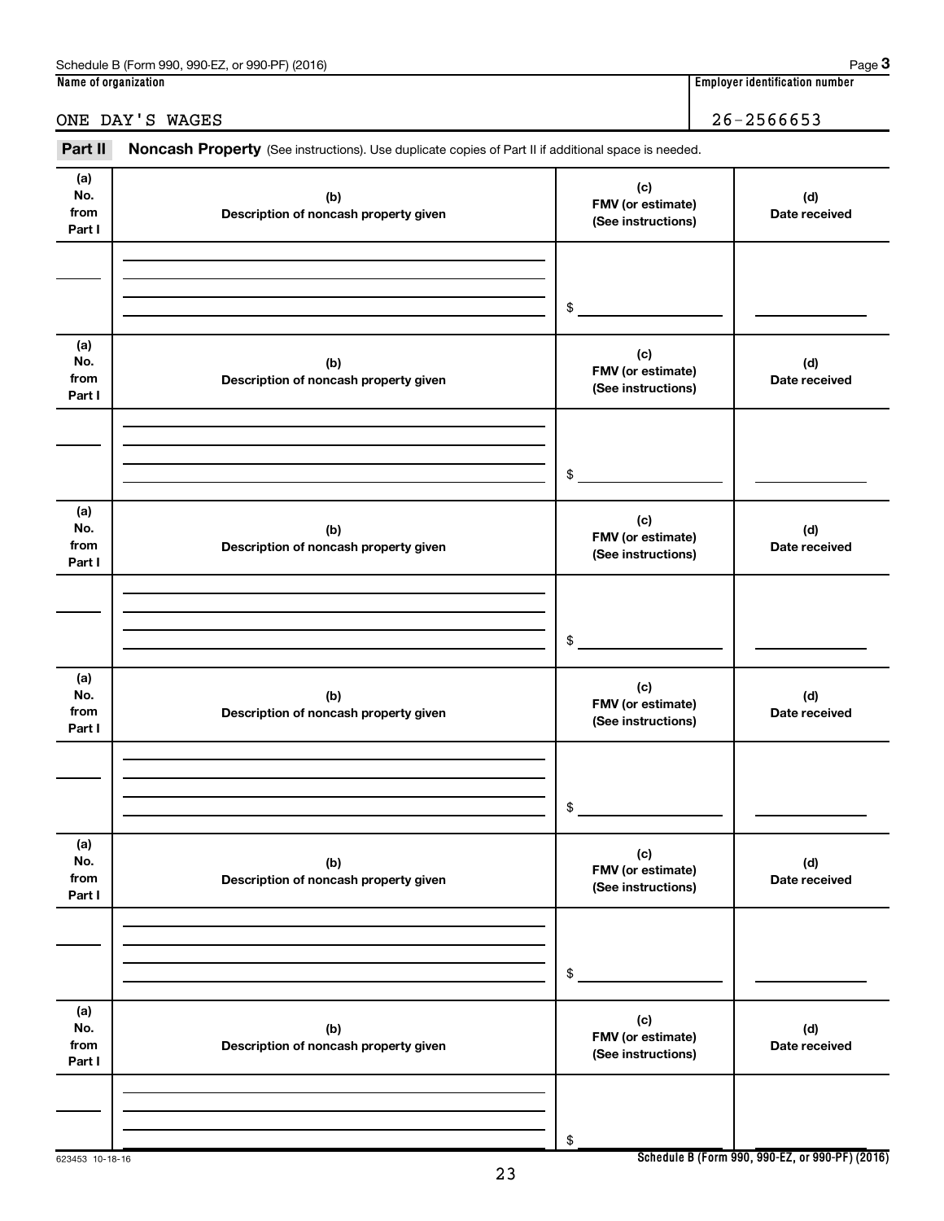Schedule B (Form 990, 990-EZ, or 990-PF) (2016) Page **3**

**Name of organization**

ONE DAY'S WAGES

**Employer identification number**

26-2566653

**Part II** **Noncash Property** (See instructions). Use duplicate copies of Part II if additional space is needed.

| (a) No. from Part I | (b) Description of noncash property given | (c) FMV (or estimate) (See instructions) | (d) Date received |
|---|---|---|---|
| | | $ | |

| (a) No. from Part I | (b) Description of noncash property given | (c) FMV (or estimate) (See instructions) | (d) Date received |
|---|---|---|---|
| | | $ | |

| (a) No. from Part I | (b) Description of noncash property given | (c) FMV (or estimate) (See instructions) | (d) Date received |
|---|---|---|---|
| | | $ | |

| (a) No. from Part I | (b) Description of noncash property given | (c) FMV (or estimate) (See instructions) | (d) Date received |
|---|---|---|---|
| | | $ | |

| (a) No. from Part I | (b) Description of noncash property given | (c) FMV (or estimate) (See instructions) | (d) Date received |
|---|---|---|---|
| | | $ | |

| (a) No. from Part I | (b) Description of noncash property given | (c) FMV (or estimate) (See instructions) | (d) Date received |
|---|---|---|---|
| | | $ | |

623453 10-18-16

**Schedule B (Form 990, 990-EZ, or 990-PF) (2016)**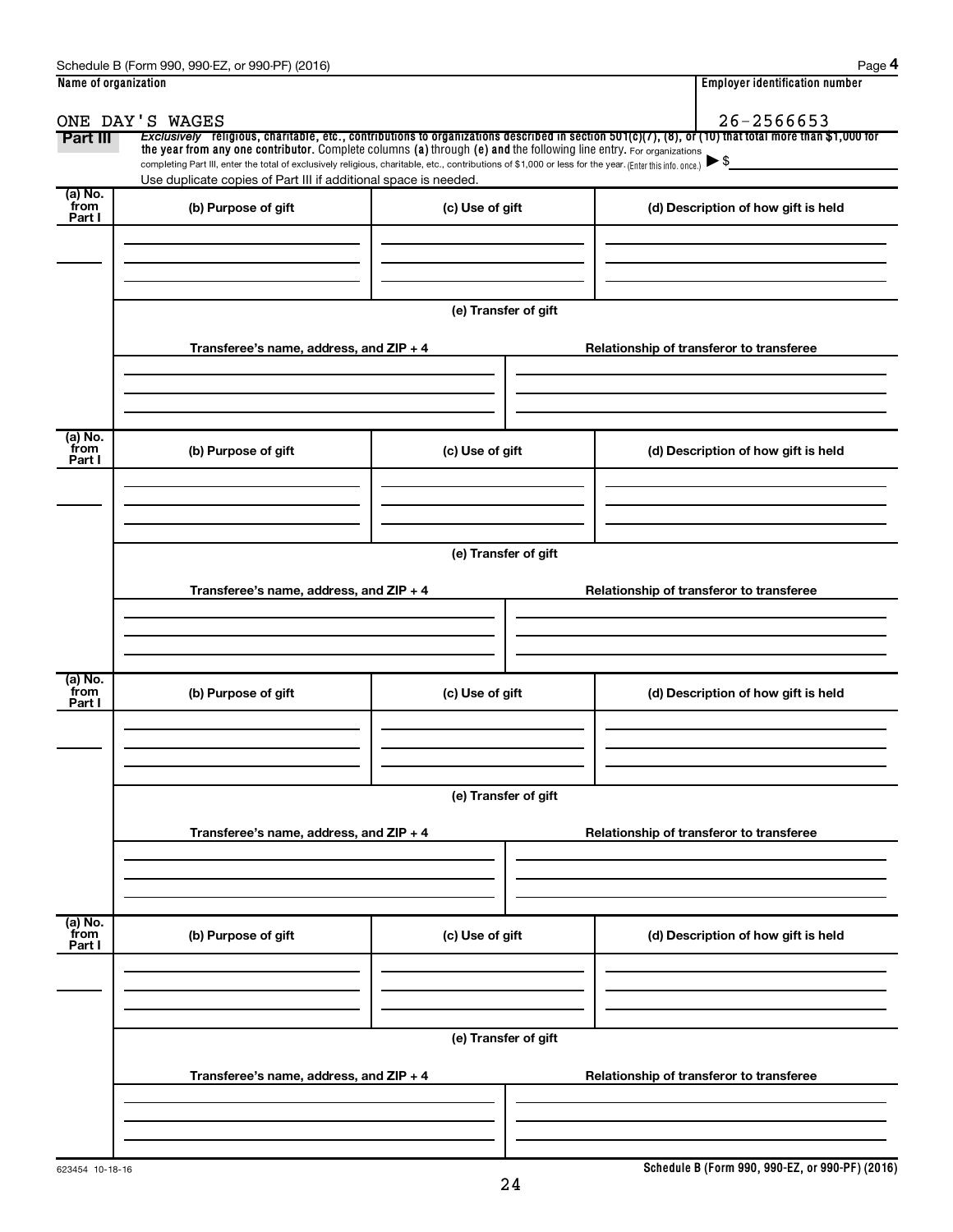Schedule B (Form 990, 990-EZ, or 990-PF) (2016)

| Name of organization | Employer identification number |
| --- | --- |
| ONE DAY'S WAGES | 26-2566653 |

**Part III** *Exclusively* religious, charitable, etc., contributions to organizations described in section 501(c)(7), (8), or (10) that total more than $1,000 for the year from any one contributor. Complete columns (a) through (e) and the following line entry. For organizations completing Part III, enter the total of exclusively religious, charitable, etc., contributions of $1,000 or less for the year. (Enter this info. once.) ▶ $

Use duplicate copies of Part III if additional space is needed.

| (a) No. from Part I | (b) Purpose of gift | (c) Use of gift | (d) Description of how gift is held |
| --- | --- | --- | --- |
| | | | |

(e) Transfer of gift

| Transferee's name, address, and ZIP + 4 | Relationship of transferor to transferee |
| --- | --- |
| | |

| (a) No. from Part I | (b) Purpose of gift | (c) Use of gift | (d) Description of how gift is held |
| --- | --- | --- | --- |
| | | | |

(e) Transfer of gift

| Transferee's name, address, and ZIP + 4 | Relationship of transferor to transferee |
| --- | --- |
| | |

| (a) No. from Part I | (b) Purpose of gift | (c) Use of gift | (d) Description of how gift is held |
| --- | --- | --- | --- |
| | | | |

(e) Transfer of gift

| Transferee's name, address, and ZIP + 4 | Relationship of transferor to transferee |
| --- | --- |
| | |

| (a) No. from Part I | (b) Purpose of gift | (c) Use of gift | (d) Description of how gift is held |
| --- | --- | --- | --- |
| | | | |

(e) Transfer of gift

| Transferee's name, address, and ZIP + 4 | Relationship of transferor to transferee |
| --- | --- |
| | |

623454 10-18-16

Schedule B (Form 990, 990-EZ, or 990-PF) (2016)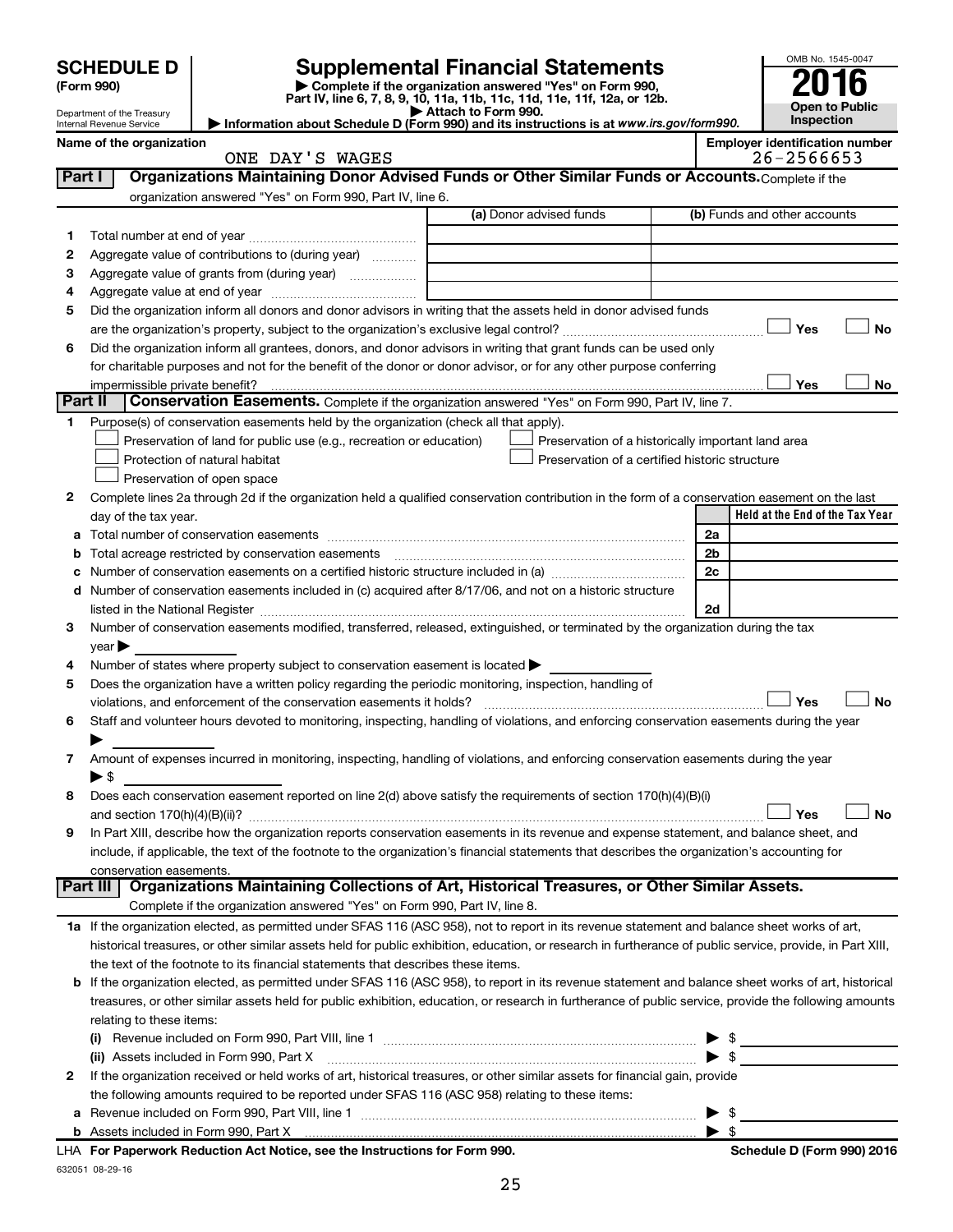# SCHEDULE D (Form 990)

Department of the Treasury
Internal Revenue Service

## Supplemental Financial Statements

▶ Complete if the organization answered "Yes" on Form 990, Part IV, line 6, 7, 8, 9, 10, 11a, 11b, 11c, 11d, 11e, 11f, 12a, or 12b.
▶ Attach to Form 990.
▶ Information about Schedule D (Form 990) and its instructions is at *www.irs.gov/form990.*

OMB No. 1545-0047

**2016**

**Open to Public Inspection**

**Name of the organization:** ONE DAY'S WAGES

**Employer identification number:** 26-2566653

### Part I — Organizations Maintaining Donor Advised Funds or Other Similar Funds or Accounts. Complete if the organization answered "Yes" on Form 990, Part IV, line 6.

| | | (a) Donor advised funds | (b) Funds and other accounts |
|---|---|---|---|
| 1 | Total number at end of year | | |
| 2 | Aggregate value of contributions to (during year) | | |
| 3 | Aggregate value of grants from (during year) | | |
| 4 | Aggregate value at end of year | | |

5 Did the organization inform all donors and donor advisors in writing that the assets held in donor advised funds are the organization's property, subject to the organization's exclusive legal control? ☐ Yes ☐ No

6 Did the organization inform all grantees, donors, and donor advisors in writing that grant funds can be used only for charitable purposes and not for the benefit of the donor or donor advisor, or for any other purpose conferring impermissible private benefit? ☐ Yes ☐ No

### Part II — Conservation Easements. Complete if the organization answered "Yes" on Form 990, Part IV, line 7.

1 Purpose(s) of conservation easements held by the organization (check all that apply).

- ☐ Preservation of land for public use (e.g., recreation or education)
- ☐ Preservation of a historically important land area
- ☐ Protection of natural habitat
- ☐ Preservation of a certified historic structure
- ☐ Preservation of open space

2 Complete lines 2a through 2d if the organization held a qualified conservation contribution in the form of a conservation easement on the last day of the tax year.

| | | | Held at the End of the Tax Year |
|---|---|---|---|
| a | Total number of conservation easements | 2a | |
| b | Total acreage restricted by conservation easements | 2b | |
| c | Number of conservation easements on a certified historic structure included in (a) | 2c | |
| d | Number of conservation easements included in (c) acquired after 8/17/06, and not on a historic structure listed in the National Register | 2d | |

3 Number of conservation easements modified, transferred, released, extinguished, or terminated by the organization during the tax year ▶

4 Number of states where property subject to conservation easement is located ▶

5 Does the organization have a written policy regarding the periodic monitoring, inspection, handling of violations, and enforcement of the conservation easements it holds? ☐ Yes ☐ No

6 Staff and volunteer hours devoted to monitoring, inspecting, handling of violations, and enforcing conservation easements during the year ▶

7 Amount of expenses incurred in monitoring, inspecting, handling of violations, and enforcing conservation easements during the year ▶ $

8 Does each conservation easement reported on line 2(d) above satisfy the requirements of section 170(h)(4)(B)(i) and section 170(h)(4)(B)(ii)? ☐ Yes ☐ No

9 In Part XIII, describe how the organization reports conservation easements in its revenue and expense statement, and balance sheet, and include, if applicable, the text of the footnote to the organization's financial statements that describes the organization's accounting for conservation easements.

### Part III — Organizations Maintaining Collections of Art, Historical Treasures, or Other Similar Assets. Complete if the organization answered "Yes" on Form 990, Part IV, line 8.

1a If the organization elected, as permitted under SFAS 116 (ASC 958), not to report in its revenue statement and balance sheet works of art, historical treasures, or other similar assets held for public exhibition, education, or research in furtherance of public service, provide, in Part XIII, the text of the footnote to its financial statements that describes these items.

b If the organization elected, as permitted under SFAS 116 (ASC 958), to report in its revenue statement and balance sheet works of art, historical treasures, or other similar assets held for public exhibition, education, or research in furtherance of public service, provide the following amounts relating to these items:

(i) Revenue included on Form 990, Part VIII, line 1 ▶ $

(ii) Assets included in Form 990, Part X ▶ $

2 If the organization received or held works of art, historical treasures, or other similar assets for financial gain, provide the following amounts required to be reported under SFAS 116 (ASC 958) relating to these items:

a Revenue included on Form 990, Part VIII, line 1 ▶ $

b Assets included in Form 990, Part X ▶ $

LHA **For Paperwork Reduction Act Notice, see the Instructions for Form 990.** **Schedule D (Form 990) 2016**

632051 08-29-16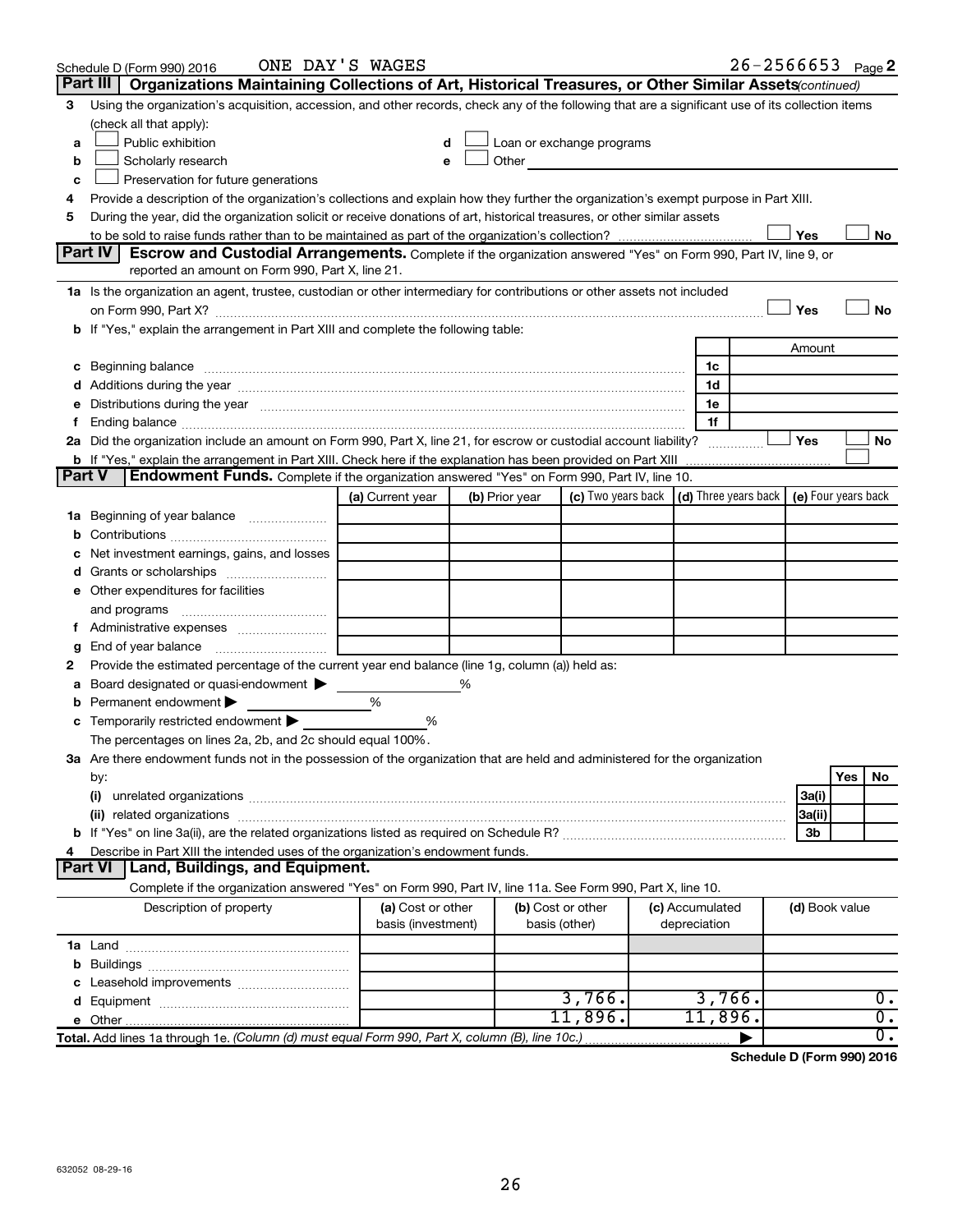Schedule D (Form 990) 2016 ONE DAY'S WAGES 26-2566653 Page 2

## Part III Organizations Maintaining Collections of Art, Historical Treasures, or Other Similar Assets *(continued)*

**3** Using the organization's acquisition, accession, and other records, check any of the following that are a significant use of its collection items (check all that apply):

- **a** ☐ Public exhibition
- **b** ☐ Scholarly research
- **c** ☐ Preservation for future generations
- **d** ☐ Loan or exchange programs
- **e** ☐ Other

**4** Provide a description of the organization's collections and explain how they further the organization's exempt purpose in Part XIII.

**5** During the year, did the organization solicit or receive donations of art, historical treasures, or other similar assets to be sold to raise funds rather than to be maintained as part of the organization's collection? ☐ Yes ☐ No

## Part IV Escrow and Custodial Arrangements.

Complete if the organization answered "Yes" on Form 990, Part IV, line 9, or reported an amount on Form 990, Part X, line 21.

**1a** Is the organization an agent, trustee, custodian or other intermediary for contributions or other assets not included on Form 990, Part X? ☐ Yes ☐ No

**b** If "Yes," explain the arrangement in Part XIII and complete the following table:

| | | Amount |
|---|---|---|
| **c** Beginning balance | 1c | |
| **d** Additions during the year | 1d | |
| **e** Distributions during the year | 1e | |
| **f** Ending balance | 1f | |

**2a** Did the organization include an amount on Form 990, Part X, line 21, for escrow or custodial account liability? ☐ Yes ☐ No

**b** If "Yes," explain the arrangement in Part XIII. Check here if the explanation has been provided on Part XIII ☐

## Part V Endowment Funds.

Complete if the organization answered "Yes" on Form 990, Part IV, line 10.

| | (a) Current year | (b) Prior year | (c) Two years back | (d) Three years back | (e) Four years back |
|---|---|---|---|---|---|
| **1a** Beginning of year balance | | | | | |
| **b** Contributions | | | | | |
| **c** Net investment earnings, gains, and losses | | | | | |
| **d** Grants or scholarships | | | | | |
| **e** Other expenditures for facilities and programs | | | | | |
| **f** Administrative expenses | | | | | |
| **g** End of year balance | | | | | |

**2** Provide the estimated percentage of the current year end balance (line 1g, column (a)) held as:

- **a** Board designated or quasi-endowment ▶ %
- **b** Permanent endowment ▶ %
- **c** Temporarily restricted endowment ▶ %

The percentages on lines 2a, 2b, and 2c should equal 100%.

**3a** Are there endowment funds not in the possession of the organization that are held and administered for the organization by:

| | | Yes | No |
|---|---|---|---|
| **(i)** unrelated organizations | 3a(i) | | |
| **(ii)** related organizations | 3a(ii) | | |
| **b** If "Yes" on line 3a(ii), are the related organizations listed as required on Schedule R? | 3b | | |

**4** Describe in Part XIII the intended uses of the organization's endowment funds.

## Part VI Land, Buildings, and Equipment.

Complete if the organization answered "Yes" on Form 990, Part IV, line 11a. See Form 990, Part X, line 10.

| Description of property | (a) Cost or other basis (investment) | (b) Cost or other basis (other) | (c) Accumulated depreciation | (d) Book value |
|---|---|---|---|---|
| **1a** Land | | | | |
| **b** Buildings | | | | |
| **c** Leasehold improvements | | | | |
| **d** Equipment | | 3,766. | 3,766. | 0. |
| **e** Other | | 11,896. | 11,896. | 0. |
| **Total.** Add lines 1a through 1e. *(Column (d) must equal Form 990, Part X, column (B), line 10c.)* | | | ▶ | 0. |

**Schedule D (Form 990) 2016**

632052 08-29-16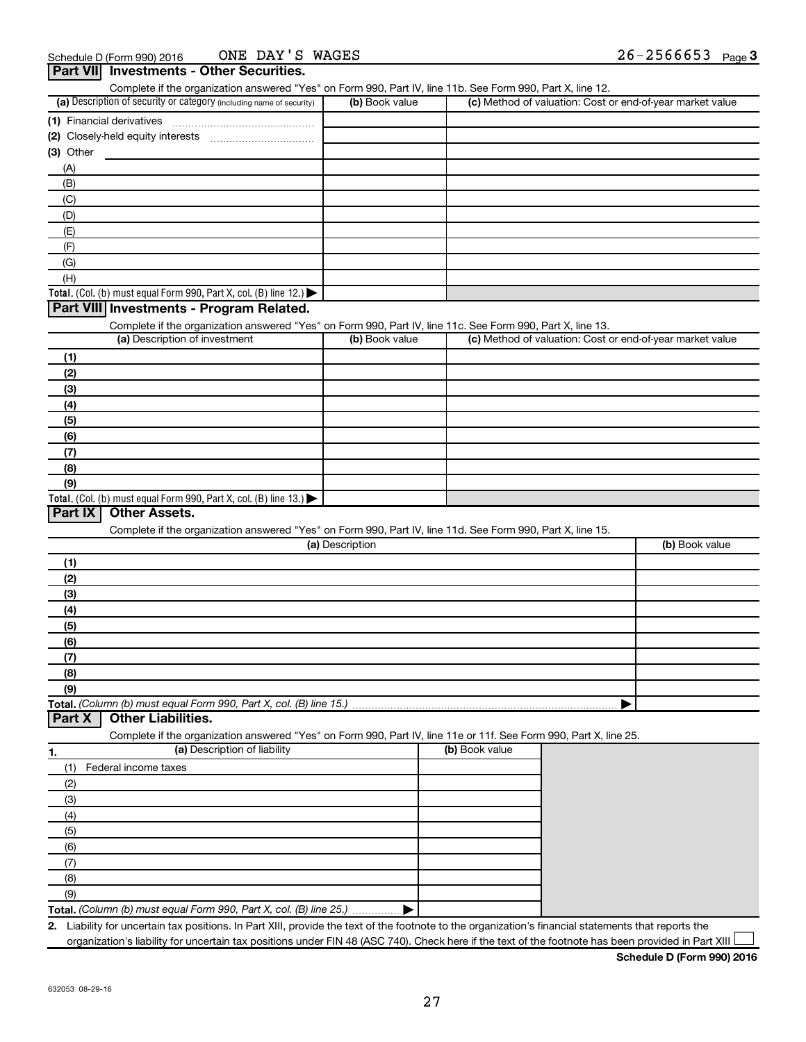Schedule D (Form 990) 2016 ONE DAY'S WAGES 26-2566653 Page 3

## Part VII Investments - Other Securities.

Complete if the organization answered "Yes" on Form 990, Part IV, line 11b. See Form 990, Part X, line 12.

| (a) Description of security or category (including name of security) | (b) Book value | (c) Method of valuation: Cost or end-of-year market value |
|---|---|---|
| (1) Financial derivatives | | |
| (2) Closely-held equity interests | | |
| (3) Other | | |
| (A) | | |
| (B) | | |
| (C) | | |
| (D) | | |
| (E) | | |
| (F) | | |
| (G) | | |
| (H) | | |
| **Total.** (Col. (b) must equal Form 990, Part X, col. (B) line 12.) ▶ | | |

## Part VIII Investments - Program Related.

Complete if the organization answered "Yes" on Form 990, Part IV, line 11c. See Form 990, Part X, line 13.

| (a) Description of investment | (b) Book value | (c) Method of valuation: Cost or end-of-year market value |
|---|---|---|
| (1) | | |
| (2) | | |
| (3) | | |
| (4) | | |
| (5) | | |
| (6) | | |
| (7) | | |
| (8) | | |
| (9) | | |
| **Total.** (Col. (b) must equal Form 990, Part X, col. (B) line 13.) ▶ | | |

## Part IX Other Assets.

Complete if the organization answered "Yes" on Form 990, Part IV, line 11d. See Form 990, Part X, line 15.

| (a) Description | (b) Book value |
|---|---|
| (1) | |
| (2) | |
| (3) | |
| (4) | |
| (5) | |
| (6) | |
| (7) | |
| (8) | |
| (9) | |
| **Total.** *(Column (b) must equal Form 990, Part X, col. (B) line 15.)* ▶ | |

## Part X Other Liabilities.

Complete if the organization answered "Yes" on Form 990, Part IV, line 11e or 11f. See Form 990, Part X, line 25.

| 1. (a) Description of liability | (b) Book value |
|---|---|
| (1) Federal income taxes | |
| (2) | |
| (3) | |
| (4) | |
| (5) | |
| (6) | |
| (7) | |
| (8) | |
| (9) | |
| **Total.** *(Column (b) must equal Form 990, Part X, col. (B) line 25.)* ▶ | |

2. Liability for uncertain tax positions. In Part XIII, provide the text of the footnote to the organization's financial statements that reports the organization's liability for uncertain tax positions under FIN 48 (ASC 740). Check here if the text of the footnote has been provided in Part XIII ☐

**Schedule D (Form 990) 2016**

632053 08-29-16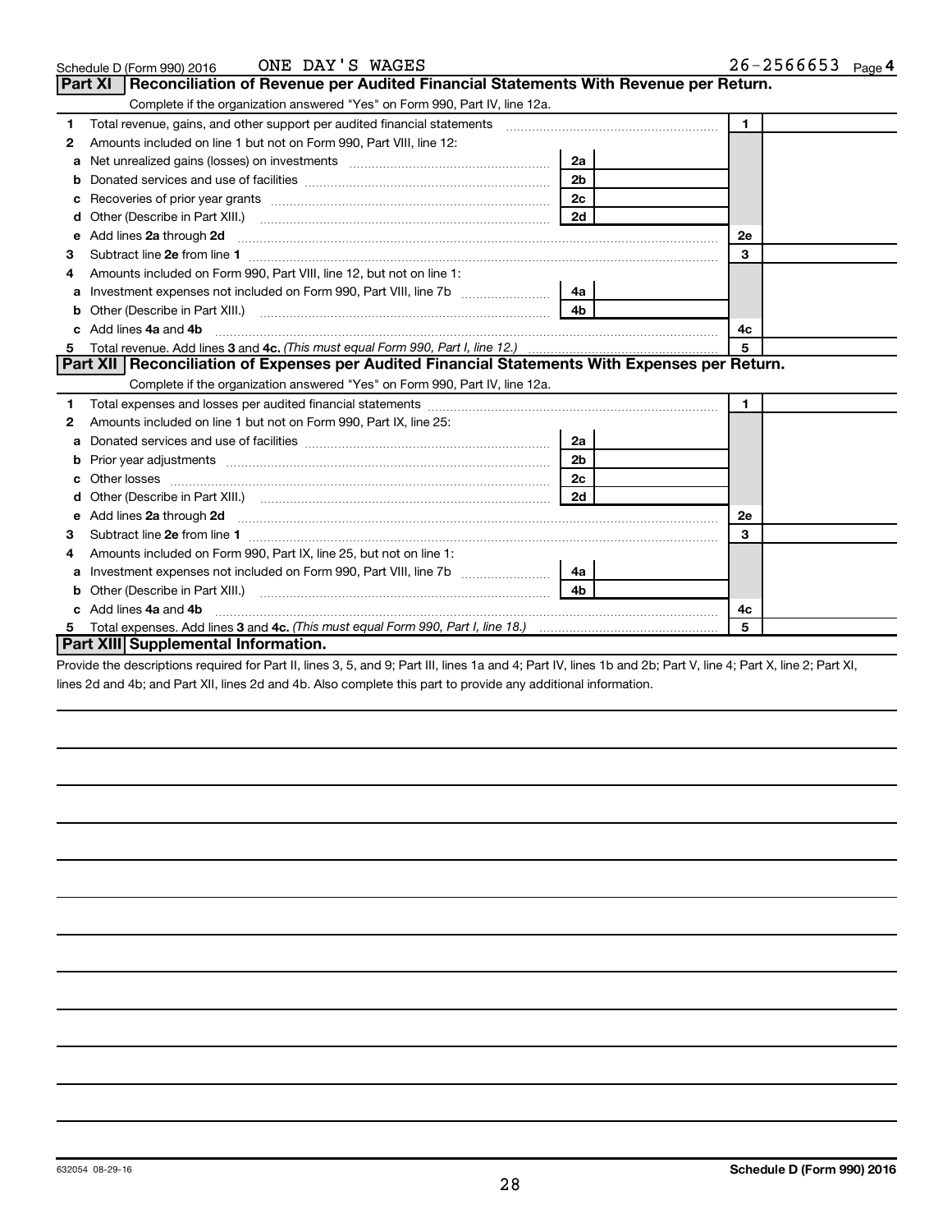Schedule D (Form 990) 2016 ONE DAY'S WAGES 26-2566653 Page 4

## Part XI Reconciliation of Revenue per Audited Financial Statements With Revenue per Return.

Complete if the organization answered "Yes" on Form 990, Part IV, line 12a.

| | | | | | |
|---|---|---|---|---|---|
| 1 | Total revenue, gains, and other support per audited financial statements | | | 1 | |
| 2 | Amounts included on line 1 but not on Form 990, Part VIII, line 12: | | | | |
| a | Net unrealized gains (losses) on investments | 2a | | | |
| b | Donated services and use of facilities | 2b | | | |
| c | Recoveries of prior year grants | 2c | | | |
| d | Other (Describe in Part XIII.) | 2d | | | |
| e | Add lines **2a** through **2d** | | | 2e | |
| 3 | Subtract line **2e** from line **1** | | | 3 | |
| 4 | Amounts included on Form 990, Part VIII, line 12, but not on line 1: | | | | |
| a | Investment expenses not included on Form 990, Part VIII, line 7b | 4a | | | |
| b | Other (Describe in Part XIII.) | 4b | | | |
| c | Add lines **4a** and **4b** | | | 4c | |
| 5 | Total revenue. Add lines **3** and **4c.** *(This must equal Form 990, Part I, line 12.)* | | | 5 | |

## Part XII Reconciliation of Expenses per Audited Financial Statements With Expenses per Return.

Complete if the organization answered "Yes" on Form 990, Part IV, line 12a.

| | | | | | |
|---|---|---|---|---|---|
| 1 | Total expenses and losses per audited financial statements | | | 1 | |
| 2 | Amounts included on line 1 but not on Form 990, Part IX, line 25: | | | | |
| a | Donated services and use of facilities | 2a | | | |
| b | Prior year adjustments | 2b | | | |
| c | Other losses | 2c | | | |
| d | Other (Describe in Part XIII.) | 2d | | | |
| e | Add lines **2a** through **2d** | | | 2e | |
| 3 | Subtract line **2e** from line **1** | | | 3 | |
| 4 | Amounts included on Form 990, Part IX, line 25, but not on line 1: | | | | |
| a | Investment expenses not included on Form 990, Part VIII, line 7b | 4a | | | |
| b | Other (Describe in Part XIII.) | 4b | | | |
| c | Add lines **4a** and **4b** | | | 4c | |
| 5 | Total expenses. Add lines **3** and **4c.** *(This must equal Form 990, Part I, line 18.)* | | | 5 | |

## Part XIII Supplemental Information.

Provide the descriptions required for Part II, lines 3, 5, and 9; Part III, lines 1a and 4; Part IV, lines 1b and 2b; Part V, line 4; Part X, line 2; Part XI, lines 2d and 4b; and Part XII, lines 2d and 4b. Also complete this part to provide any additional information.

632054 08-29-16

**Schedule D (Form 990) 2016**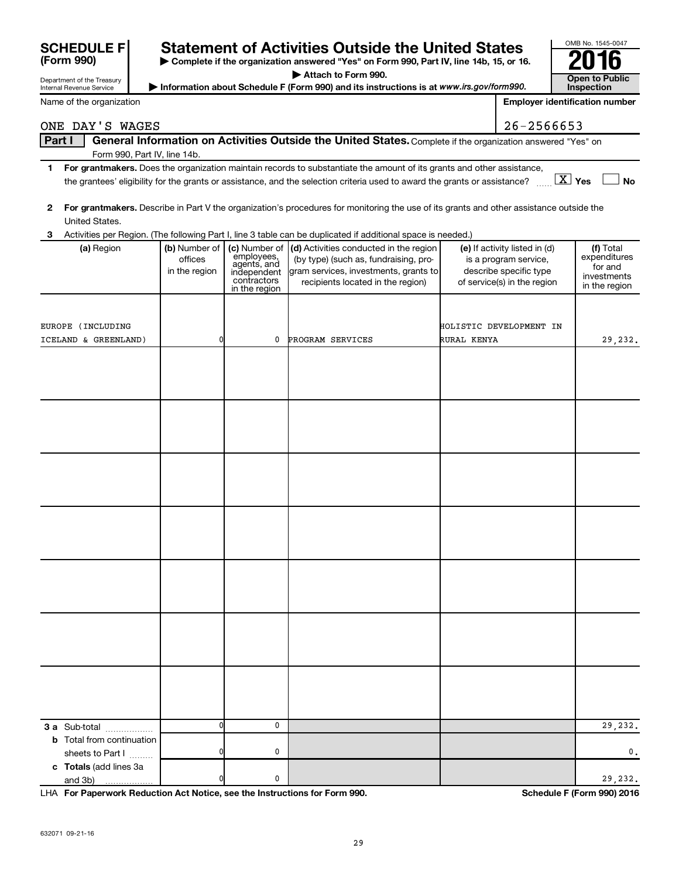**SCHEDULE F (Form 990)**

Department of the Treasury
Internal Revenue Service

# Statement of Activities Outside the United States

▶ Complete if the organization answered "Yes" on Form 990, Part IV, line 14b, 15, or 16.
▶ Attach to Form 990.
▶ Information about Schedule F (Form 990) and its instructions is at *www.irs.gov/form990.*

OMB No. 1545-0047

**2016**

**Open to Public Inspection**

Name of the organization: ONE DAY'S WAGES

Employer identification number: 26-2566653

**Part I** **General Information on Activities Outside the United States.** Complete if the organization answered "Yes" on Form 990, Part IV, line 14b.

**1** **For grantmakers.** Does the organization maintain records to substantiate the amount of its grants and other assistance, the grantees' eligibility for the grants or assistance, and the selection criteria used to award the grants or assistance? [X] Yes [ ] No

**2** **For grantmakers.** Describe in Part V the organization's procedures for monitoring the use of its grants and other assistance outside the United States.

**3** Activities per Region. (The following Part I, line 3 table can be duplicated if additional space is needed.)

| (a) Region | (b) Number of offices in the region | (c) Number of employees, agents, and independent contractors in the region | (d) Activities conducted in the region (by type) (such as, fundraising, program services, investments, grants to recipients located in the region) | (e) If activity listed in (d) is a program service, describe specific type of service(s) in the region | (f) Total expenditures for and investments in the region |
|---|---|---|---|---|---|
| EUROPE (INCLUDING ICELAND & GREENLAND) | 0 | 0 | PROGRAM SERVICES | HOLISTIC DEVELOPMENT IN RURAL KENYA | 29,232. |
| | | | | | |
| | | | | | |
| | | | | | |
| | | | | | |
| | | | | | |
| | | | | | |
| | | | | | |
| **3 a** Sub-total | 0 | 0 | | | 29,232. |
| **b** Total from continuation sheets to Part I | 0 | 0 | | | 0. |
| **c Totals** (add lines 3a and 3b) | 0 | 0 | | | 29,232. |

LHA **For Paperwork Reduction Act Notice, see the Instructions for Form 990.**

**Schedule F (Form 990) 2016**

632071 09-21-16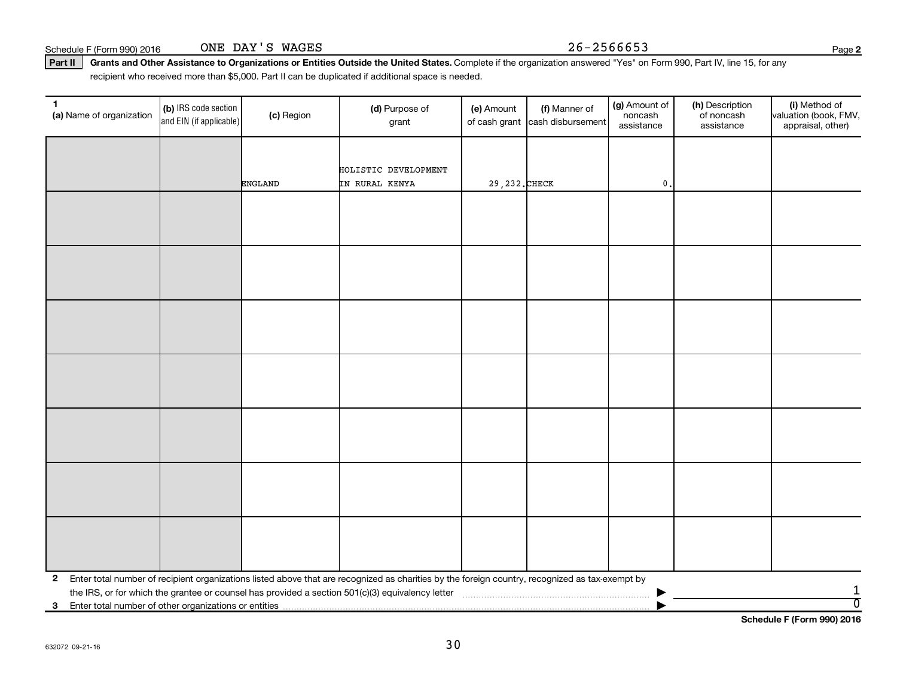Schedule F (Form 990) 2016 ONE DAY'S WAGES 26-2566653

**Part II** **Grants and Other Assistance to Organizations or Entities Outside the United States.** Complete if the organization answered "Yes" on Form 990, Part IV, line 15, for any recipient who received more than $5,000. Part II can be duplicated if additional space is needed.

| 1 (a) Name of organization | (b) IRS code section and EIN (if applicable) | (c) Region | (d) Purpose of grant | (e) Amount of cash grant | (f) Manner of cash disbursement | (g) Amount of noncash assistance | (h) Description of noncash assistance | (i) Method of valuation (book, FMV, appraisal, other) |
|---|---|---|---|---|---|---|---|---|
| | | ENGLAND | HOLISTIC DEVELOPMENT IN RURAL KENYA | 29,232. | CHECK | 0. | | |
| | | | | | | | | |
| | | | | | | | | |
| | | | | | | | | |
| | | | | | | | | |
| | | | | | | | | |
| | | | | | | | | |
| | | | | | | | | |

**2** Enter total number of recipient organizations listed above that are recognized as charities by the foreign country, recognized as tax-exempt by the IRS, or for which the grantee or counsel has provided a section 501(c)(3) equivalency letter ▶ 1

**3** Enter total number of other organizations or entities ▶ 0

**Schedule F (Form 990) 2016**

632072 09-21-16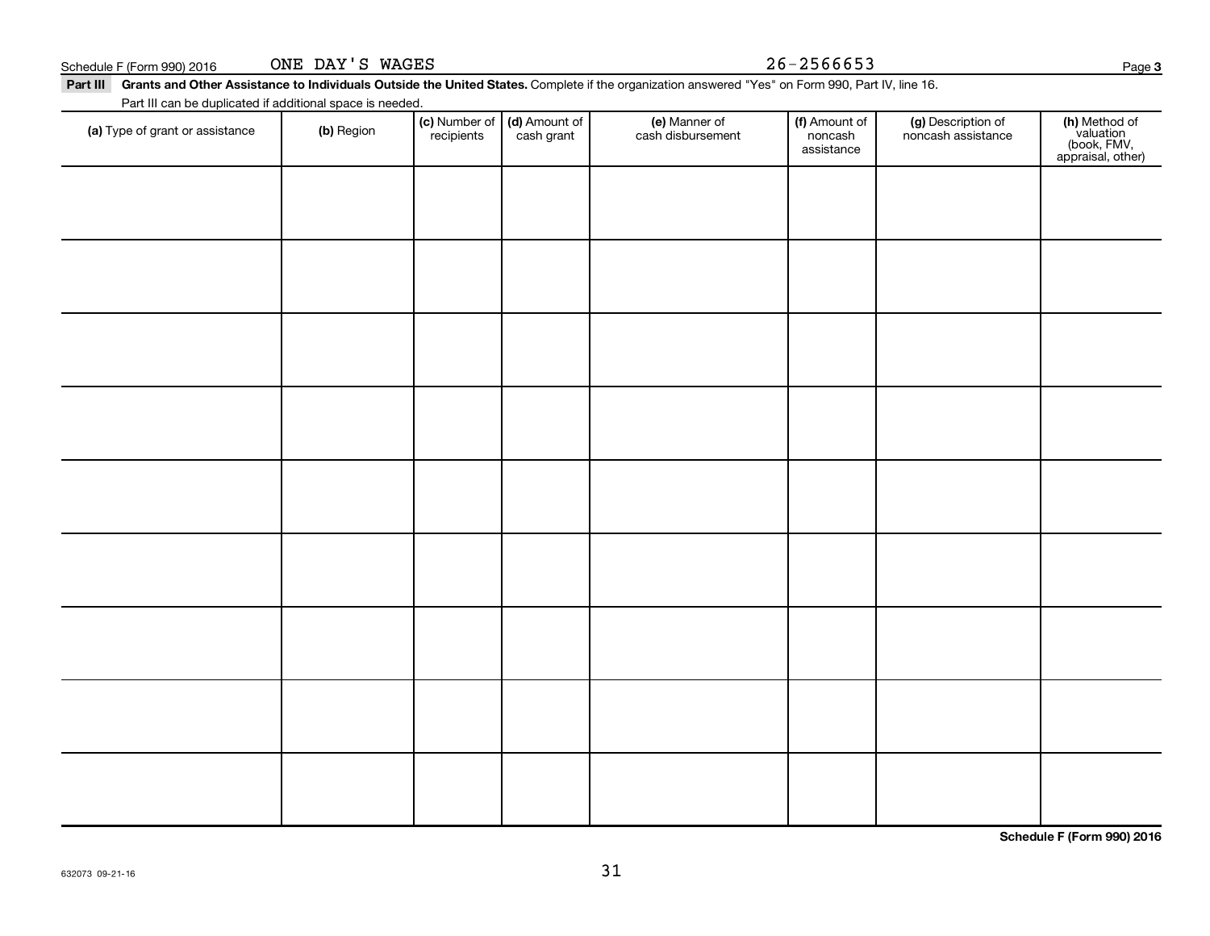Schedule F (Form 990) 2016 ONE DAY'S WAGES 26-2566653

**Part III** **Grants and Other Assistance to Individuals Outside the United States.** Complete if the organization answered "Yes" on Form 990, Part IV, line 16.

Part III can be duplicated if additional space is needed.

| (a) Type of grant or assistance | (b) Region | (c) Number of recipients | (d) Amount of cash grant | (e) Manner of cash disbursement | (f) Amount of noncash assistance | (g) Description of noncash assistance | (h) Method of valuation (book, FMV, appraisal, other) |
|---|---|---|---|---|---|---|---|
| | | | | | | | |
| | | | | | | | |
| | | | | | | | |
| | | | | | | | |
| | | | | | | | |
| | | | | | | | |
| | | | | | | | |
| | | | | | | | |
| | | | | | | | |

**Schedule F (Form 990) 2016**

632073 09-21-16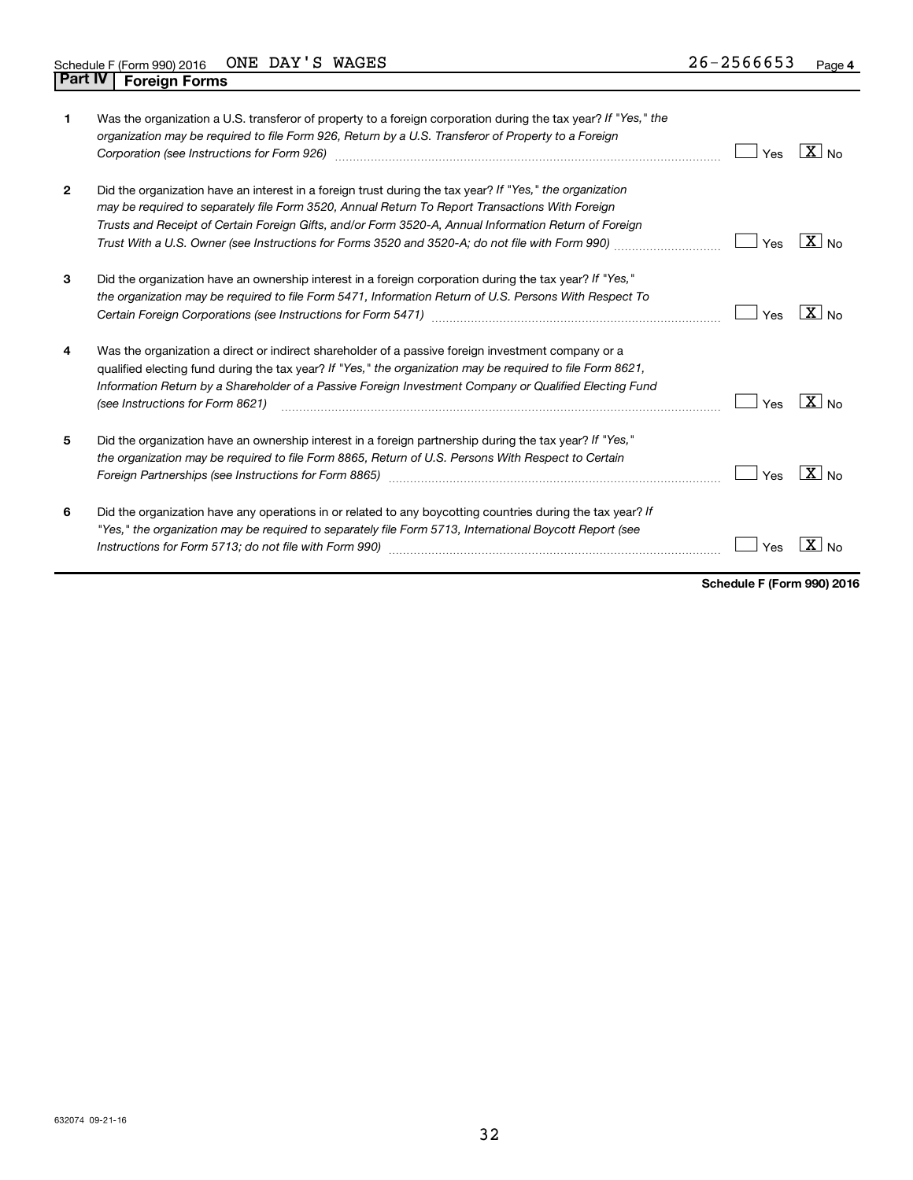Schedule F (Form 990) 2016 ONE DAY'S WAGES 26-2566653 Page 4

## Part IV Foreign Forms

| | | | |
|---|---|---|---|
| 1 | Was the organization a U.S. transferor of property to a foreign corporation during the tax year? *If "Yes," the organization may be required to file Form 926, Return by a U.S. Transferor of Property to a Foreign Corporation (see Instructions for Form 926)* | Yes | [X] No |
| 2 | Did the organization have an interest in a foreign trust during the tax year? *If "Yes," the organization may be required to separately file Form 3520, Annual Return To Report Transactions With Foreign Trusts and Receipt of Certain Foreign Gifts, and/or Form 3520-A, Annual Information Return of Foreign Trust With a U.S. Owner (see Instructions for Forms 3520 and 3520-A; do not file with Form 990)* | Yes | [X] No |
| 3 | Did the organization have an ownership interest in a foreign corporation during the tax year? *If "Yes," the organization may be required to file Form 5471, Information Return of U.S. Persons With Respect To Certain Foreign Corporations (see Instructions for Form 5471)* | Yes | [X] No |
| 4 | Was the organization a direct or indirect shareholder of a passive foreign investment company or a qualified electing fund during the tax year? *If "Yes," the organization may be required to file Form 8621, Information Return by a Shareholder of a Passive Foreign Investment Company or Qualified Electing Fund (see Instructions for Form 8621)* | Yes | [X] No |
| 5 | Did the organization have an ownership interest in a foreign partnership during the tax year? *If "Yes," the organization may be required to file Form 8865, Return of U.S. Persons With Respect to Certain Foreign Partnerships (see Instructions for Form 8865)* | Yes | [X] No |
| 6 | Did the organization have any operations in or related to any boycotting countries during the tax year? *If "Yes," the organization may be required to separately file Form 5713, International Boycott Report (see Instructions for Form 5713; do not file with Form 990)* | Yes | [X] No |

**Schedule F (Form 990) 2016**

632074 09-21-16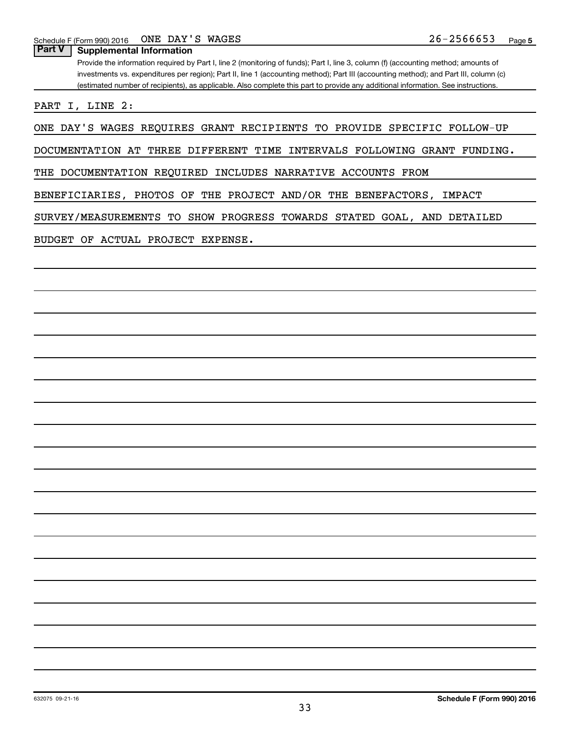Schedule F (Form 990) 2016 ONE DAY'S WAGES 26-2566653 Page 5

**Part V Supplemental Information**

Provide the information required by Part I, line 2 (monitoring of funds); Part I, line 3, column (f) (accounting method; amounts of investments vs. expenditures per region); Part II, line 1 (accounting method); Part III (accounting method); and Part III, column (c) (estimated number of recipients), as applicable. Also complete this part to provide any additional information. See instructions.

PART I, LINE 2:

ONE DAY'S WAGES REQUIRES GRANT RECIPIENTS TO PROVIDE SPECIFIC FOLLOW-UP DOCUMENTATION AT THREE DIFFERENT TIME INTERVALS FOLLOWING GRANT FUNDING. THE DOCUMENTATION REQUIRED INCLUDES NARRATIVE ACCOUNTS FROM BENEFICIARIES, PHOTOS OF THE PROJECT AND/OR THE BENEFACTORS, IMPACT SURVEY/MEASUREMENTS TO SHOW PROGRESS TOWARDS STATED GOAL, AND DETAILED BUDGET OF ACTUAL PROJECT EXPENSE.

632075 09-21-16

**Schedule F (Form 990) 2016**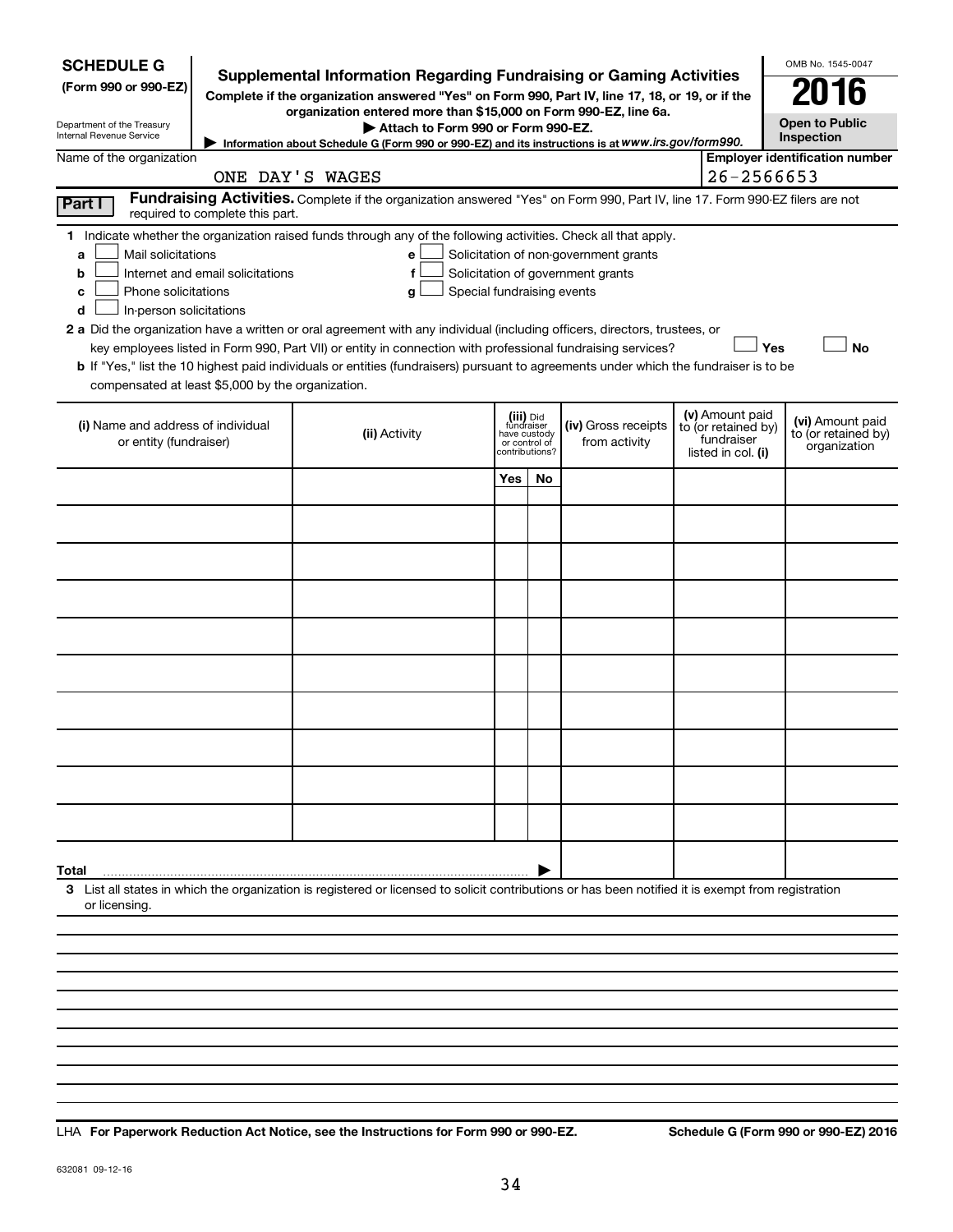**SCHEDULE G**
**(Form 990 or 990-EZ)**

Department of the Treasury
Internal Revenue Service

# Supplemental Information Regarding Fundraising or Gaming Activities

**Complete if the organization answered "Yes" on Form 990, Part IV, line 17, 18, or 19, or if the organization entered more than $15,000 on Form 990-EZ, line 6a.**

**▶ Attach to Form 990 or Form 990-EZ.**

**▶ Information about Schedule G (Form 990 or 990-EZ) and its instructions is at *www.irs.gov/form990*.**

OMB No. 1545-0047

**2016**

**Open to Public Inspection**

Name of the organization: ONE DAY'S WAGES

**Employer identification number:** 26-2566653

**Part I** **Fundraising Activities.** Complete if the organization answered "Yes" on Form 990, Part IV, line 17. Form 990-EZ filers are not required to complete this part.

**1** Indicate whether the organization raised funds through any of the following activities. Check all that apply.

- **a** ☐ Mail solicitations
- **b** ☐ Internet and email solicitations
- **c** ☐ Phone solicitations
- **d** ☐ In-person solicitations
- **e** ☐ Solicitation of non-government grants
- **f** ☐ Solicitation of government grants
- **g** ☐ Special fundraising events

**2 a** Did the organization have a written or oral agreement with any individual (including officers, directors, trustees, or key employees listed in Form 990, Part VII) or entity in connection with professional fundraising services? ☐ **Yes** ☐ **No**

**b** If "Yes," list the 10 highest paid individuals or entities (fundraisers) pursuant to agreements under which the fundraiser is to be compensated at least $5,000 by the organization.

| (i) Name and address of individual or entity (fundraiser) | (ii) Activity | (iii) Did fundraiser have custody or control of contributions? | | (iv) Gross receipts from activity | (v) Amount paid to (or retained by) fundraiser listed in col. (i) | (vi) Amount paid to (or retained by) organization |
|---|---|---|---|---|---|---|
| | | Yes | No | | | |
| | | | | | | |
| | | | | | | |
| | | | | | | |
| | | | | | | |
| | | | | | | |
| | | | | | | |
| | | | | | | |
| | | | | | | |
| | | | | | | |
| | | | | | | |
| **Total** ▶ | | | | | | |

**3** List all states in which the organization is registered or licensed to solicit contributions or has been notified it is exempt from registration or licensing.

LHA **For Paperwork Reduction Act Notice, see the Instructions for Form 990 or 990-EZ.** **Schedule G (Form 990 or 990-EZ) 2016**

632081 09-12-16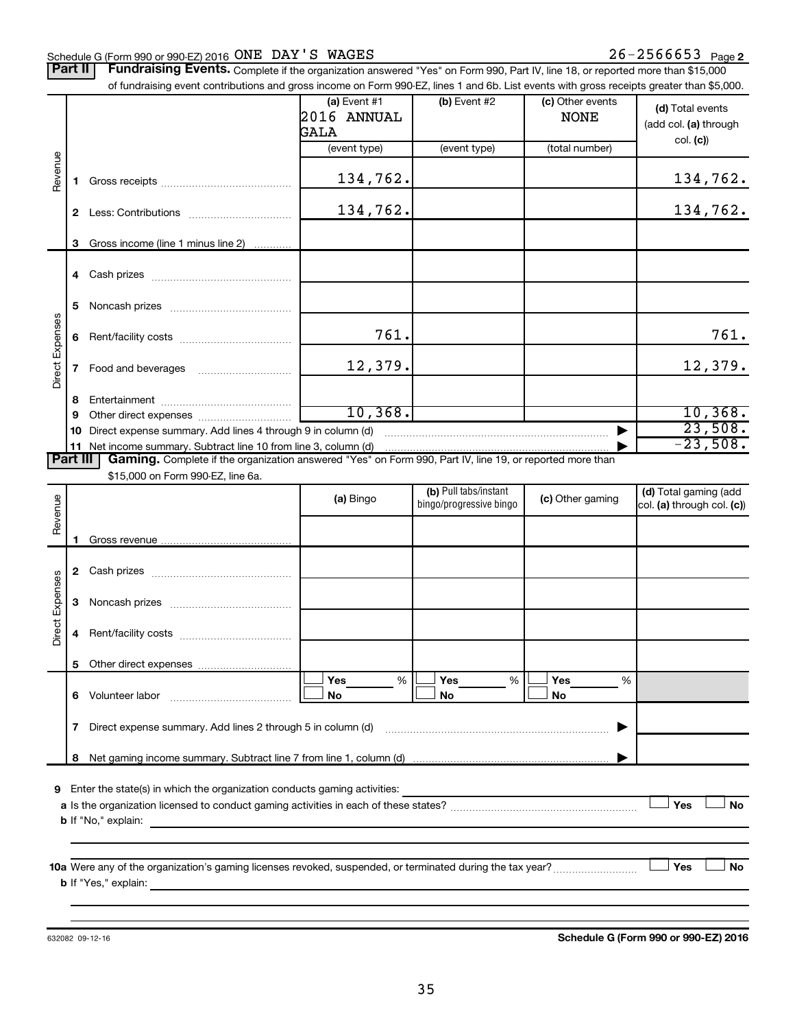Schedule G (Form 990 or 990-EZ) 2016 ONE DAY'S WAGES 26-2566653 Page **2**

**Part II** **Fundraising Events.** Complete if the organization answered "Yes" on Form 990, Part IV, line 18, or reported more than $15,000 of fundraising event contributions and gross income on Form 990-EZ, lines 1 and 6b. List events with gross receipts greater than $5,000.

| | | (a) Event #1<br>2016 ANNUAL GALA<br>(event type) | (b) Event #2<br><br>(event type) | (c) Other events<br>NONE<br>(total number) | (d) Total events (add col. (a) through col. (c)) |
|---|---|---|---|---|---|
| Revenue | 1 Gross receipts | 134,762. | | | 134,762. |
| | 2 Less: Contributions | 134,762. | | | 134,762. |
| | 3 Gross income (line 1 minus line 2) | | | | |
| Direct Expenses | 4 Cash prizes | | | | |
| | 5 Noncash prizes | | | | |
| | 6 Rent/facility costs | 761. | | | 761. |
| | 7 Food and beverages | 12,379. | | | 12,379. |
| | 8 Entertainment | | | | |
| | 9 Other direct expenses | 10,368. | | | 10,368. |
| | 10 Direct expense summary. Add lines 4 through 9 in column (d) | | | ▶ | 23,508. |
| | 11 Net income summary. Subtract line 10 from line 3, column (d) | | | ▶ | -23,508. |

**Part III** **Gaming.** Complete if the organization answered "Yes" on Form 990, Part IV, line 19, or reported more than $15,000 on Form 990-EZ, line 6a.

| | | (a) Bingo | (b) Pull tabs/instant bingo/progressive bingo | (c) Other gaming | (d) Total gaming (add col. (a) through col. (c)) |
|---|---|---|---|---|---|
| Revenue | 1 Gross revenue | | | | |
| Direct Expenses | 2 Cash prizes | | | | |
| | 3 Noncash prizes | | | | |
| | 4 Rent/facility costs | | | | |
| | 5 Other direct expenses | | | | |
| | 6 Volunteer labor | ☐ Yes ___ %<br>☐ No | ☐ Yes ___ %<br>☐ No | ☐ Yes ___ %<br>☐ No | |
| | 7 Direct expense summary. Add lines 2 through 5 in column (d) | | | ▶ | |
| | 8 Net gaming income summary. Subtract line 7 from line 1, column (d) | | | ▶ | |

**9** Enter the state(s) in which the organization conducts gaming activities: \_\_\_\_\_\_\_\_

**a** Is the organization licensed to conduct gaming activities in each of these states? ☐ Yes ☐ No

**b** If "No," explain: \_\_\_\_\_\_\_\_

**10a** Were any of the organization's gaming licenses revoked, suspended, or terminated during the tax year? ☐ Yes ☐ No

**b** If "Yes," explain: \_\_\_\_\_\_\_\_

632082 09-12-16 **Schedule G (Form 990 or 990-EZ) 2016**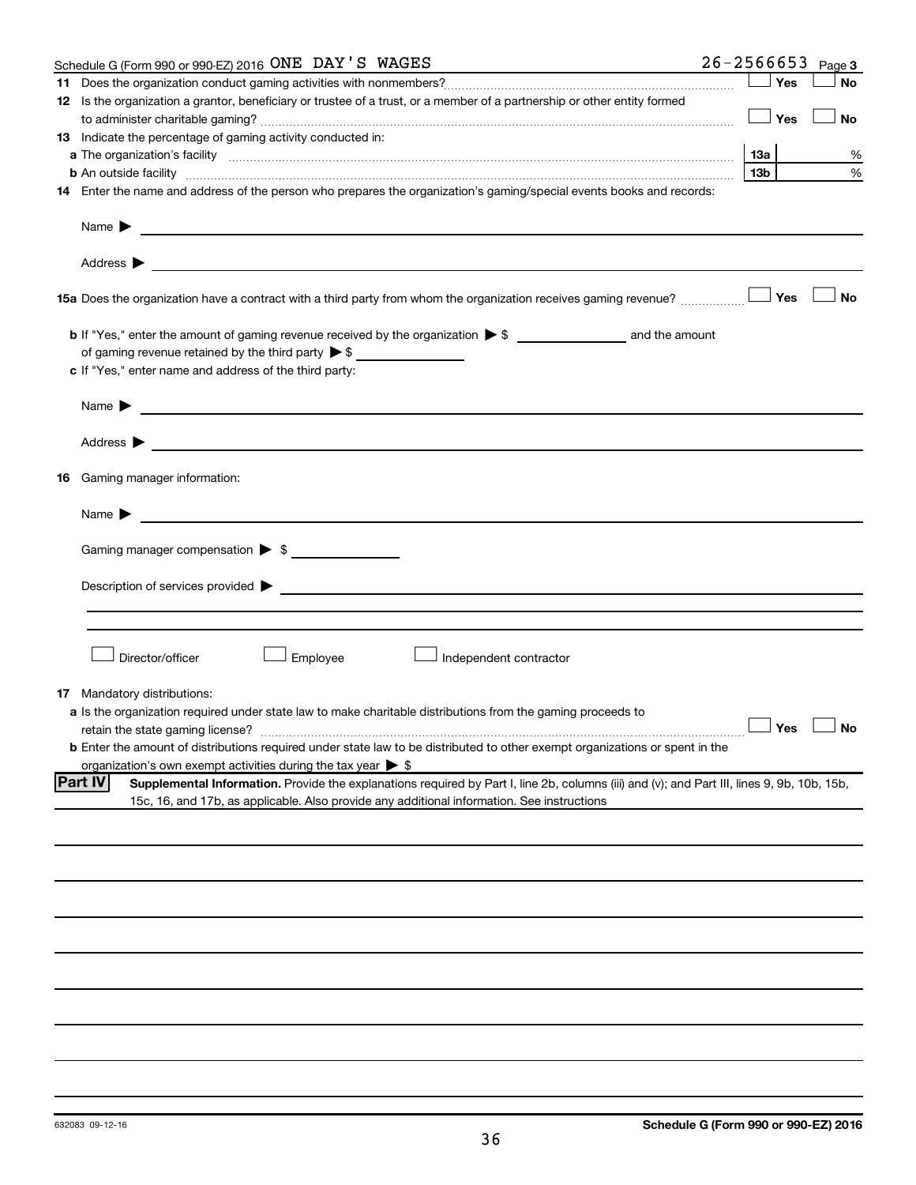Schedule G (Form 990 or 990-EZ) 2016 ONE DAY'S WAGES 26-2566653 Page 3

**11** Does the organization conduct gaming activities with nonmembers? ☐ Yes ☐ No

**12** Is the organization a grantor, beneficiary or trustee of a trust, or a member of a partnership or other entity formed to administer charitable gaming? ☐ Yes ☐ No

**13** Indicate the percentage of gaming activity conducted in:

**a** The organization's facility | **13a** | %

**b** An outside facility | **13b** | %

**14** Enter the name and address of the person who prepares the organization's gaming/special events books and records:

Name ▶

Address ▶

**15a** Does the organization have a contract with a third party from whom the organization receives gaming revenue? ☐ Yes ☐ No

**b** If "Yes," enter the amount of gaming revenue received by the organization ▶ $ ________ and the amount of gaming revenue retained by the third party ▶ $ ________

**c** If "Yes," enter name and address of the third party:

Name ▶

Address ▶

**16** Gaming manager information:

Name ▶

Gaming manager compensation ▶ $

Description of services provided ▶

☐ Director/officer ☐ Employee ☐ Independent contractor

**17** Mandatory distributions:

**a** Is the organization required under state law to make charitable distributions from the gaming proceeds to retain the state gaming license? ☐ Yes ☐ No

**b** Enter the amount of distributions required under state law to be distributed to other exempt organizations or spent in the organization's own exempt activities during the tax year ▶ $

**Part IV** **Supplemental Information.** Provide the explanations required by Part I, line 2b, columns (iii) and (v); and Part III, lines 9, 9b, 10b, 15b, 15c, 16, and 17b, as applicable. Also provide any additional information. See instructions

632083 09-12-16 **Schedule G (Form 990 or 990-EZ) 2016**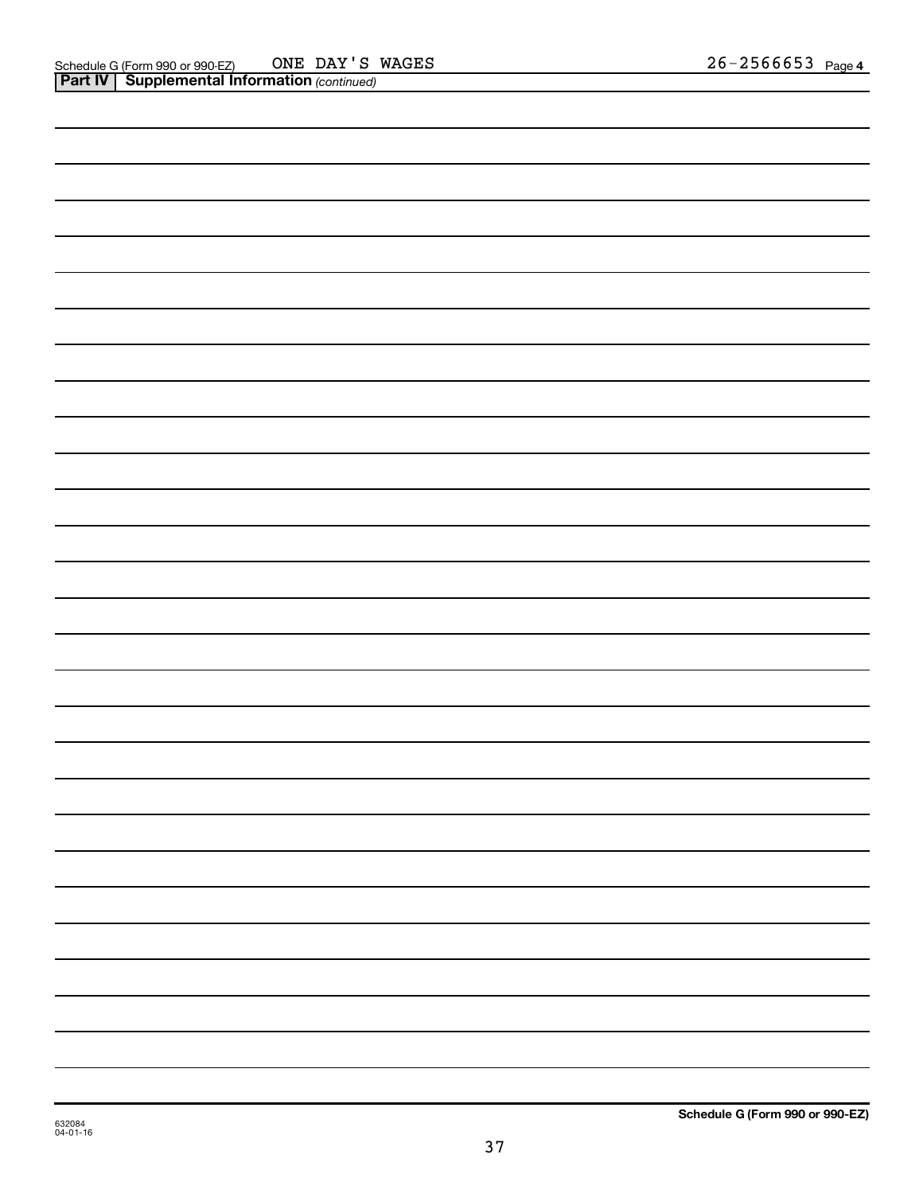Schedule G (Form 990 or 990-EZ) ONE DAY'S WAGES 26-2566653 Page **4**

**Part IV | Supplemental Information** *(continued)*

632084
04-01-16

**Schedule G (Form 990 or 990-EZ)**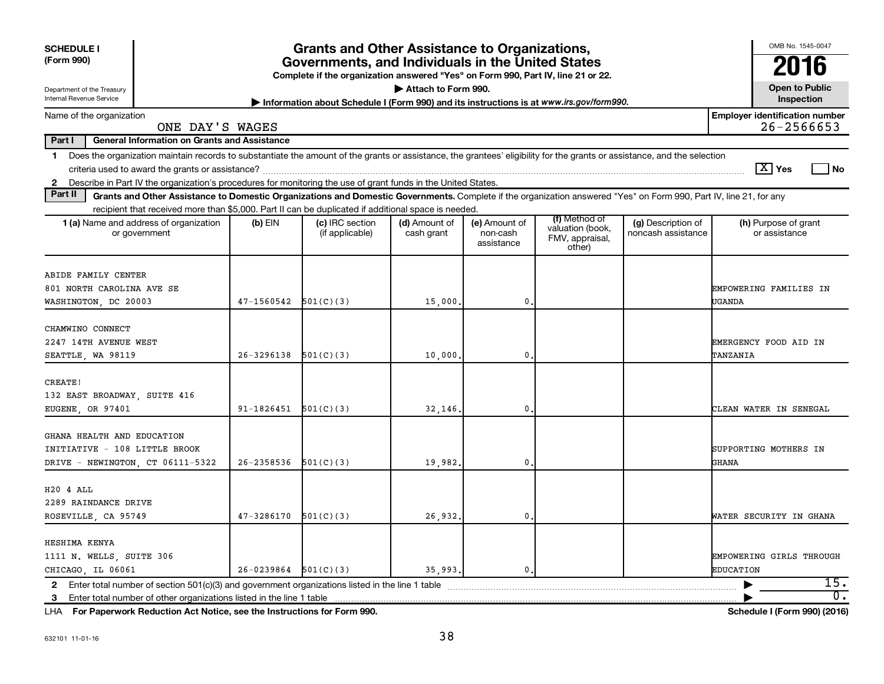**SCHEDULE I (Form 990)**

Department of the Treasury
Internal Revenue Service

# Grants and Other Assistance to Organizations, Governments, and Individuals in the United States

**Complete if the organization answered "Yes" on Form 990, Part IV, line 21 or 22.**

▶ **Attach to Form 990.**

▶ **Information about Schedule I (Form 990) and its instructions is at www.irs.gov/form990.**

OMB No. 1545-0047

**2016**

**Open to Public Inspection**

Name of the organization: ONE DAY'S WAGES

**Employer identification number:** 26-2566653

**Part I — General Information on Grants and Assistance**

1 Does the organization maintain records to substantiate the amount of the grants or assistance, the grantees' eligibility for the grants or assistance, and the selection criteria used to award the grants or assistance? [X] Yes [ ] No

2 Describe in Part IV the organization's procedures for monitoring the use of grant funds in the United States.

**Part II — Grants and Other Assistance to Domestic Organizations and Domestic Governments.** Complete if the organization answered "Yes" on Form 990, Part IV, line 21, for any recipient that received more than $5,000. Part II can be duplicated if additional space is needed.

| 1 (a) Name and address of organization or government | (b) EIN | (c) IRC section (if applicable) | (d) Amount of cash grant | (e) Amount of non-cash assistance | (f) Method of valuation (book, FMV, appraisal, other) | (g) Description of noncash assistance | (h) Purpose of grant or assistance |
|---|---|---|---|---|---|---|---|
| ABIDE FAMILY CENTER 801 NORTH CAROLINA AVE SE WASHINGTON, DC 20003 | 47-1560542 | 501(C)(3) | 15,000. | 0. | | | EMPOWERING FAMILIES IN UGANDA |
| CHAMWINO CONNECT 2247 14TH AVENUE WEST SEATTLE, WA 98119 | 26-3296138 | 501(C)(3) | 10,000. | 0. | | | EMERGENCY FOOD AID IN TANZANIA |
| CREATE! 132 EAST BROADWAY, SUITE 416 EUGENE, OR 97401 | 91-1826451 | 501(C)(3) | 32,146. | 0. | | | CLEAN WATER IN SENEGAL |
| GHANA HEALTH AND EDUCATION INITIATIVE - 108 LITTLE BROOK DRIVE - NEWINGTON, CT 06111-5322 | 26-2358536 | 501(C)(3) | 19,982. | 0. | | | SUPPORTING MOTHERS IN GHANA |
| H20 4 ALL 2289 RAINDANCE DRIVE ROSEVILLE, CA 95749 | 47-3286170 | 501(C)(3) | 26,932. | 0. | | | WATER SECURITY IN GHANA |
| HESHIMA KENYA 1111 N. WELLS, SUITE 306 CHICAGO, IL 06061 | 26-0239864 | 501(C)(3) | 35,993. | 0. | | | EMPOWERING GIRLS THROUGH EDUCATION |

2 Enter total number of section 501(c)(3) and government organizations listed in the line 1 table ▶ 15.

3 Enter total number of other organizations listed in the line 1 table ▶ 0.

LHA **For Paperwork Reduction Act Notice, see the Instructions for Form 990.** **Schedule I (Form 990) (2016)**

632101 11-01-16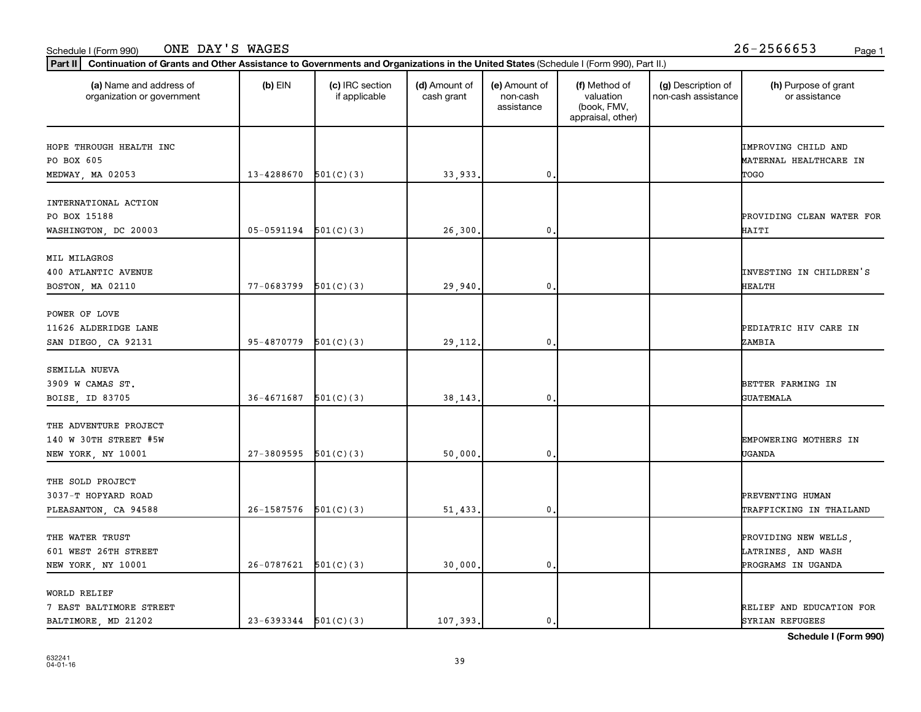Schedule I (Form 990) ONE DAY'S WAGES 26-2566653

**Part II** **Continuation of Grants and Other Assistance to Governments and Organizations in the United States** (Schedule I (Form 990), Part II.)

| (a) Name and address of organization or government | (b) EIN | (c) IRC section if applicable | (d) Amount of cash grant | (e) Amount of non-cash assistance | (f) Method of valuation (book, FMV, appraisal, other) | (g) Description of non-cash assistance | (h) Purpose of grant or assistance |
|---|---|---|---|---|---|---|---|
| HOPE THROUGH HEALTH INC<br>PO BOX 605<br>MEDWAY, MA 02053 | 13-4288670 | 501(C)(3) | 33,933. | 0. | | | IMPROVING CHILD AND MATERNAL HEALTHCARE IN TOGO |
| INTERNATIONAL ACTION<br>PO BOX 15188<br>WASHINGTON, DC 20003 | 05-0591194 | 501(C)(3) | 26,300. | 0. | | | PROVIDING CLEAN WATER FOR HAITI |
| MIL MILAGROS<br>400 ATLANTIC AVENUE<br>BOSTON, MA 02110 | 77-0683799 | 501(C)(3) | 29,940. | 0. | | | INVESTING IN CHILDREN'S HEALTH |
| POWER OF LOVE<br>11626 ALDERIDGE LANE<br>SAN DIEGO, CA 92131 | 95-4870779 | 501(C)(3) | 29,112. | 0. | | | PEDIATRIC HIV CARE IN ZAMBIA |
| SEMILLA NUEVA<br>3909 W CAMAS ST.<br>BOISE, ID 83705 | 36-4671687 | 501(C)(3) | 38,143. | 0. | | | BETTER FARMING IN GUATEMALA |
| THE ADVENTURE PROJECT<br>140 W 30TH STREET #5W<br>NEW YORK, NY 10001 | 27-3809595 | 501(C)(3) | 50,000. | 0. | | | EMPOWERING MOTHERS IN UGANDA |
| THE SOLD PROJECT<br>3037-T HOPYARD ROAD<br>PLEASANTON, CA 94588 | 26-1587576 | 501(C)(3) | 51,433. | 0. | | | PREVENTING HUMAN TRAFFICKING IN THAILAND |
| THE WATER TRUST<br>601 WEST 26TH STREET<br>NEW YORK, NY 10001 | 26-0787621 | 501(C)(3) | 30,000. | 0. | | | PROVIDING NEW WELLS, LATRINES, AND WASH PROGRAMS IN UGANDA |
| WORLD RELIEF<br>7 EAST BALTIMORE STREET<br>BALTIMORE, MD 21202 | 23-6393344 | 501(C)(3) | 107,393. | 0. | | | RELIEF AND EDUCATION FOR SYRIAN REFUGEES |

**Schedule I (Form 990)**

632241
04-01-16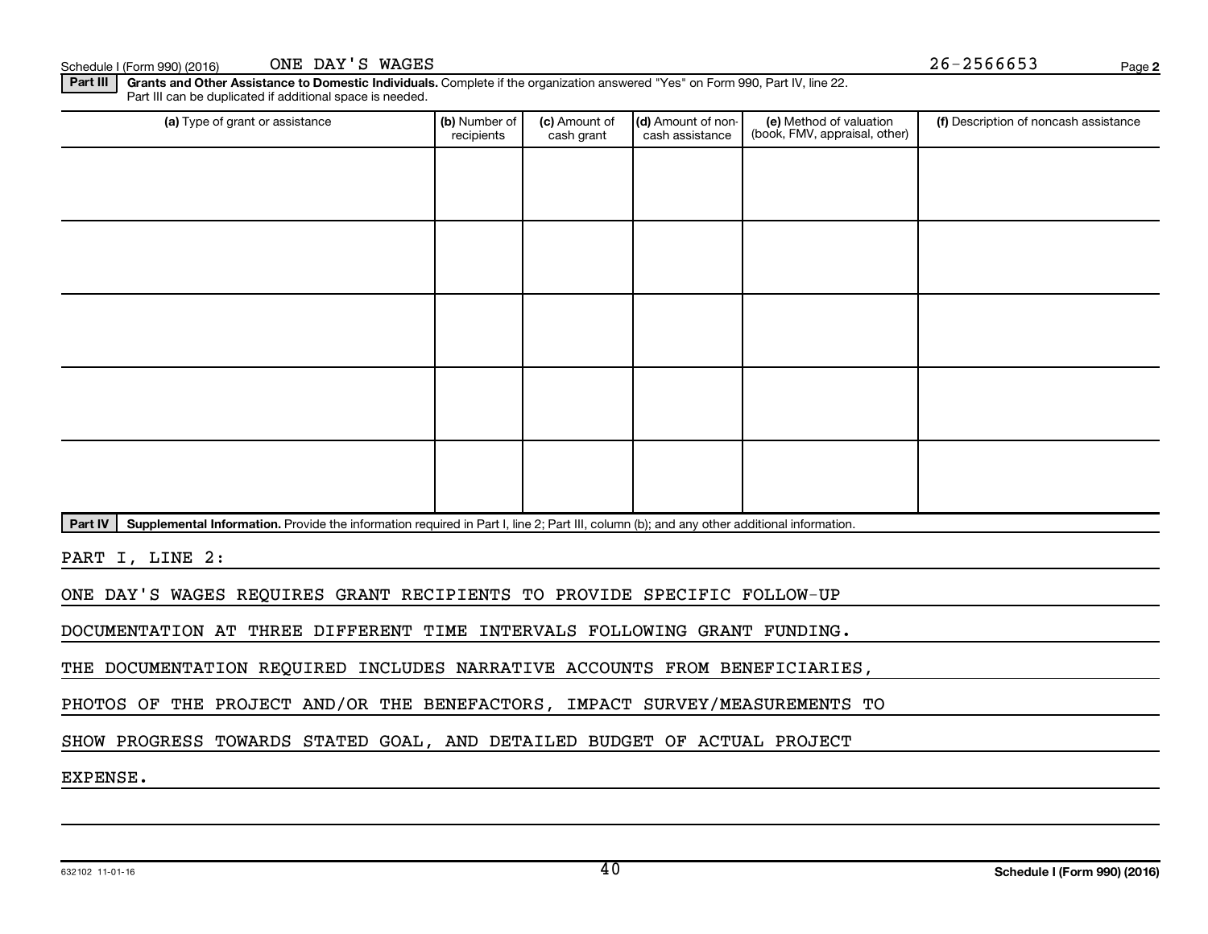Schedule I (Form 990) (2016) ONE DAY'S WAGES 26-2566653 Page 2

**Part III** **Grants and Other Assistance to Domestic Individuals.** Complete if the organization answered "Yes" on Form 990, Part IV, line 22. Part III can be duplicated if additional space is needed.

| (a) Type of grant or assistance | (b) Number of recipients | (c) Amount of cash grant | (d) Amount of non-cash assistance | (e) Method of valuation (book, FMV, appraisal, other) | (f) Description of noncash assistance |
|---|---|---|---|---|---|
| | | | | | |
| | | | | | |
| | | | | | |
| | | | | | |
| | | | | | |

**Part IV** **Supplemental Information.** Provide the information required in Part I, line 2; Part III, column (b); and any other additional information.

PART I, LINE 2:

ONE DAY'S WAGES REQUIRES GRANT RECIPIENTS TO PROVIDE SPECIFIC FOLLOW-UP DOCUMENTATION AT THREE DIFFERENT TIME INTERVALS FOLLOWING GRANT FUNDING. THE DOCUMENTATION REQUIRED INCLUDES NARRATIVE ACCOUNTS FROM BENEFICIARIES, PHOTOS OF THE PROJECT AND/OR THE BENEFACTORS, IMPACT SURVEY/MEASUREMENTS TO SHOW PROGRESS TOWARDS STATED GOAL, AND DETAILED BUDGET OF ACTUAL PROJECT EXPENSE.

632102 11-01-16 **Schedule I (Form 990) (2016)**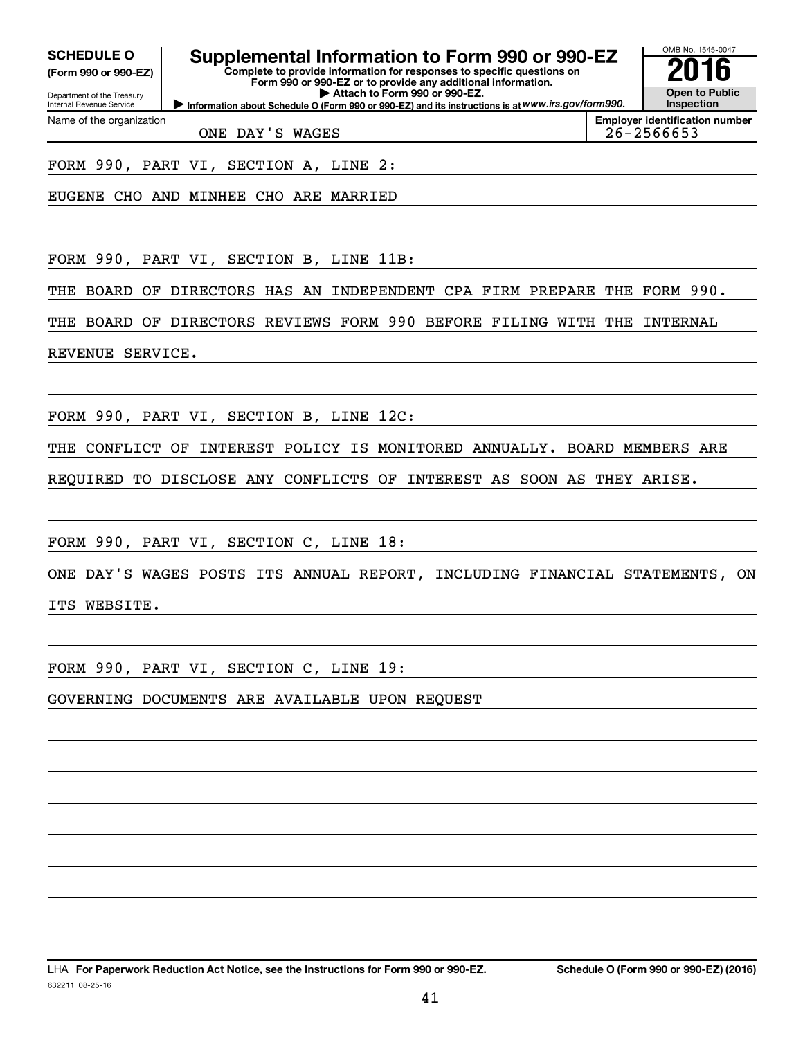**SCHEDULE O**
**(Form 990 or 990-EZ)**

Department of the Treasury
Internal Revenue Service

# Supplemental Information to Form 990 or 990-EZ

**Complete to provide information for responses to specific questions on Form 990 or 990-EZ or to provide any additional information.**
**▶ Attach to Form 990 or 990-EZ.**
**▶ Information about Schedule O (Form 990 or 990-EZ) and its instructions is at *www.irs.gov/form990.***

OMB No. 1545-0047
**2016**
**Open to Public Inspection**

Name of the organization: ONE DAY'S WAGES

**Employer identification number:** 26-2566653

FORM 990, PART VI, SECTION A, LINE 2:

EUGENE CHO AND MINHEE CHO ARE MARRIED

FORM 990, PART VI, SECTION B, LINE 11B:

THE BOARD OF DIRECTORS HAS AN INDEPENDENT CPA FIRM PREPARE THE FORM 990. THE BOARD OF DIRECTORS REVIEWS FORM 990 BEFORE FILING WITH THE INTERNAL REVENUE SERVICE.

FORM 990, PART VI, SECTION B, LINE 12C:

THE CONFLICT OF INTEREST POLICY IS MONITORED ANNUALLY. BOARD MEMBERS ARE REQUIRED TO DISCLOSE ANY CONFLICTS OF INTEREST AS SOON AS THEY ARISE.

FORM 990, PART VI, SECTION C, LINE 18:

ONE DAY'S WAGES POSTS ITS ANNUAL REPORT, INCLUDING FINANCIAL STATEMENTS, ON ITS WEBSITE.

FORM 990, PART VI, SECTION C, LINE 19:

GOVERNING DOCUMENTS ARE AVAILABLE UPON REQUEST

LHA **For Paperwork Reduction Act Notice, see the Instructions for Form 990 or 990-EZ.** **Schedule O (Form 990 or 990-EZ) (2016)**
632211 08-25-16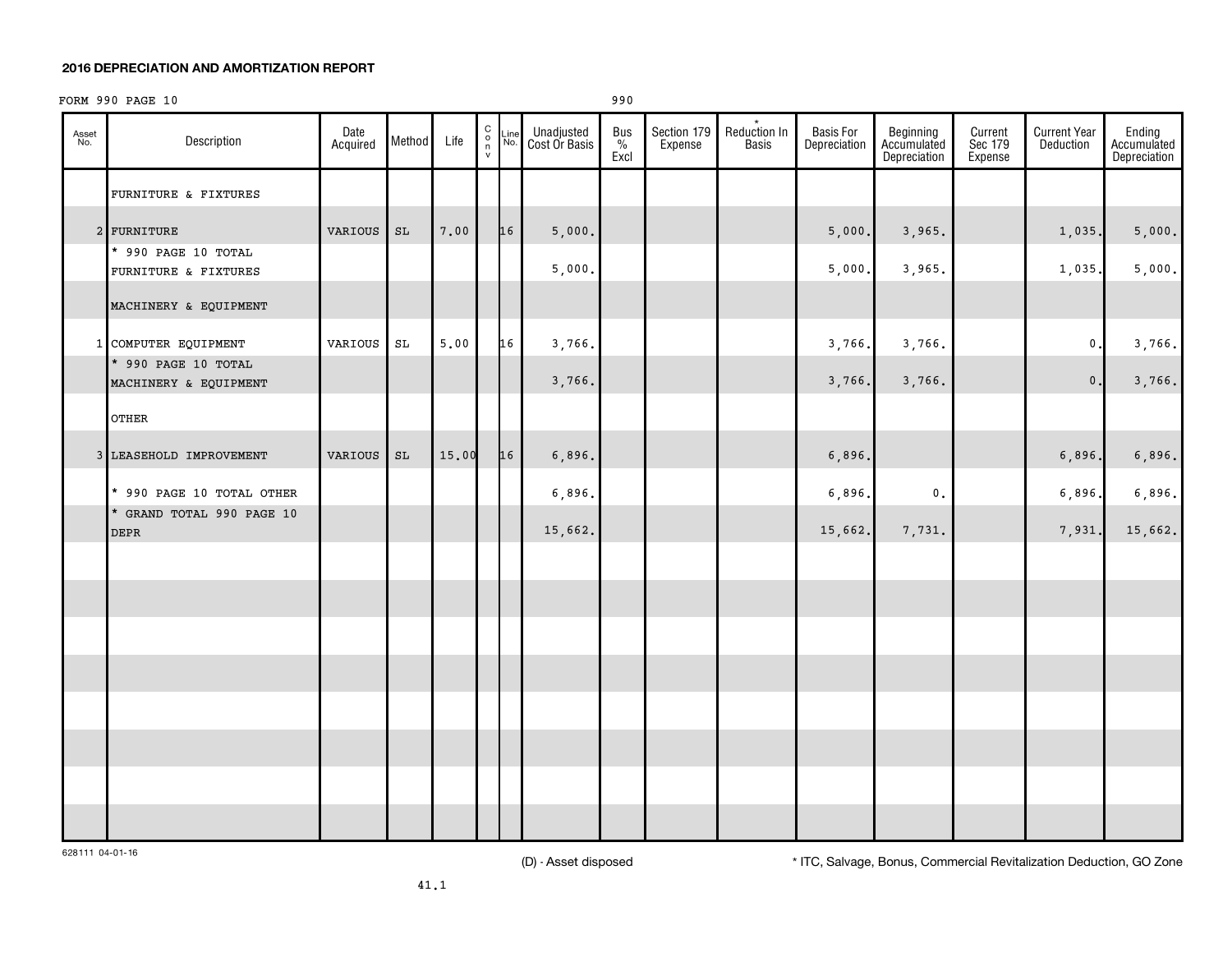## 2016 DEPRECIATION AND AMORTIZATION REPORT

FORM 990 PAGE 10 990

| Asset No. | Description | Date Acquired | Method | Life | Conv | Line No. | Unadjusted Cost Or Basis | Bus % Excl | Section 179 Expense | * Reduction In Basis | Basis For Depreciation | Beginning Accumulated Depreciation | Current Sec 179 Expense | Current Year Deduction | Ending Accumulated Depreciation |
|---|---|---|---|---|---|---|---|---|---|---|---|---|---|---|---|
| | FURNITURE & FIXTURES | | | | | | | | | | | | | | |
| 2 | FURNITURE | VARIOUS | SL | 7.00 | | 16 | 5,000. | | | | 5,000. | 3,965. | | 1,035. | 5,000. |
| | * 990 PAGE 10 TOTAL FURNITURE & FIXTURES | | | | | | 5,000. | | | | 5,000. | 3,965. | | 1,035. | 5,000. |
| | MACHINERY & EQUIPMENT | | | | | | | | | | | | | | |
| 1 | COMPUTER EQUIPMENT | VARIOUS | SL | 5.00 | | 16 | 3,766. | | | | 3,766. | 3,766. | | 0. | 3,766. |
| | * 990 PAGE 10 TOTAL MACHINERY & EQUIPMENT | | | | | | 3,766. | | | | 3,766. | 3,766. | | 0. | 3,766. |
| | OTHER | | | | | | | | | | | | | | |
| 3 | LEASEHOLD IMPROVEMENT | VARIOUS | SL | 15.00 | | 16 | 6,896. | | | | 6,896. | | | 6,896. | 6,896. |
| | * 990 PAGE 10 TOTAL OTHER | | | | | | 6,896. | | | | 6,896. | 0. | | 6,896. | 6,896. |
| | * GRAND TOTAL 990 PAGE 10 DEPR | | | | | | 15,662. | | | | 15,662. | 7,731. | | 7,931. | 15,662. |

628111 04-01-16

(D) - Asset disposed

* ITC, Salvage, Bonus, Commercial Revitalization Deduction, GO Zone

41.1